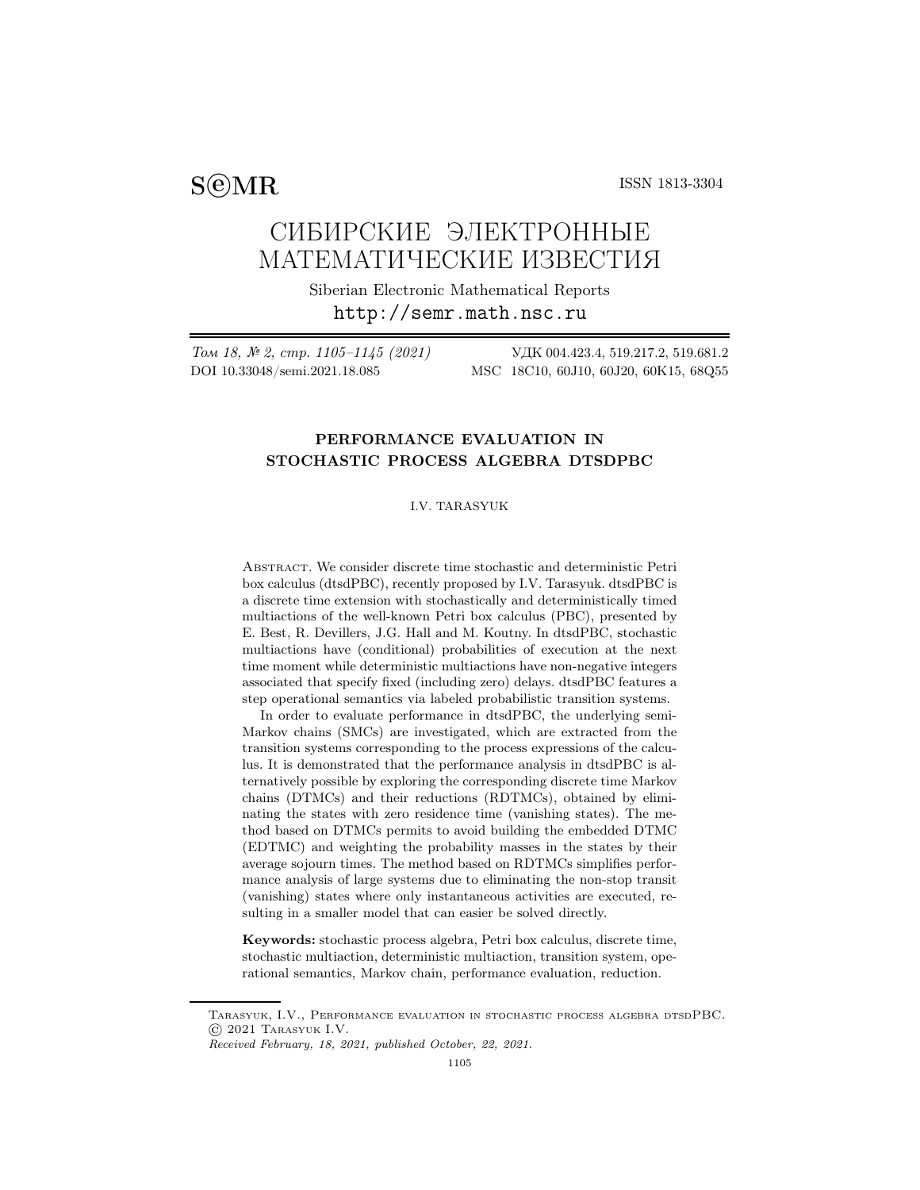S©MR ISSN 1813-3304

# СИБИРСКИЕ ЭЛЕКТРОННЫЕ МАТЕМАТИЧЕСКИЕ ИЗВЕСТИЯ

Siberian Electronic Mathematical Reports
http://semr.math.nsc.ru

*Том 18, № 2, стр. 1105–1145 (2021)* УДК 004.423.4, 519.217.2, 519.681.2
DOI 10.33048/semi.2021.18.085 MSC 18C10, 60J10, 60J20, 60K15, 68Q55

## PERFORMANCE EVALUATION IN STOCHASTIC PROCESS ALGEBRA DTSDPBC

I.V. TARASYUK

Abstract. We consider discrete time stochastic and deterministic Petri box calculus (dtsdPBC), recently proposed by I.V. Tarasyuk. dtsdPBC is a discrete time extension with stochastically and deterministically timed multiactions of the well-known Petri box calculus (PBC), presented by E. Best, R. Devillers, J.G. Hall and M. Koutny. In dtsdPBC, stochastic multiactions have (conditional) probabilities of execution at the next time moment while deterministic multiactions have non-negative integers associated that specify fixed (including zero) delays. dtsdPBC features a step operational semantics via labeled probabilistic transition systems.

In order to evaluate performance in dtsdPBC, the underlying semi-Markov chains (SMCs) are investigated, which are extracted from the transition systems corresponding to the process expressions of the calculus. It is demonstrated that the performance analysis in dtsdPBC is alternatively possible by exploring the corresponding discrete time Markov chains (DTMCs) and their reductions (RDTMCs), obtained by eliminating the states with zero residence time (vanishing states). The method based on DTMCs permits to avoid building the embedded DTMC (EDTMC) and weighting the probability masses in the states by their average sojourn times. The method based on RDTMCs simplifies performance analysis of large systems due to eliminating the non-stop transit (vanishing) states where only instantaneous activities are executed, resulting in a smaller model that can easier be solved directly.

**Keywords:** stochastic process algebra, Petri box calculus, discrete time, stochastic multiaction, deterministic multiaction, transition system, operational semantics, Markov chain, performance evaluation, reduction.

---

Tarasyuk, I.V., Performance evaluation in stochastic process algebra dtsdPBC.
© 2021 Tarasyuk I.V.
*Received February, 18, 2021, published October, 22, 2021.*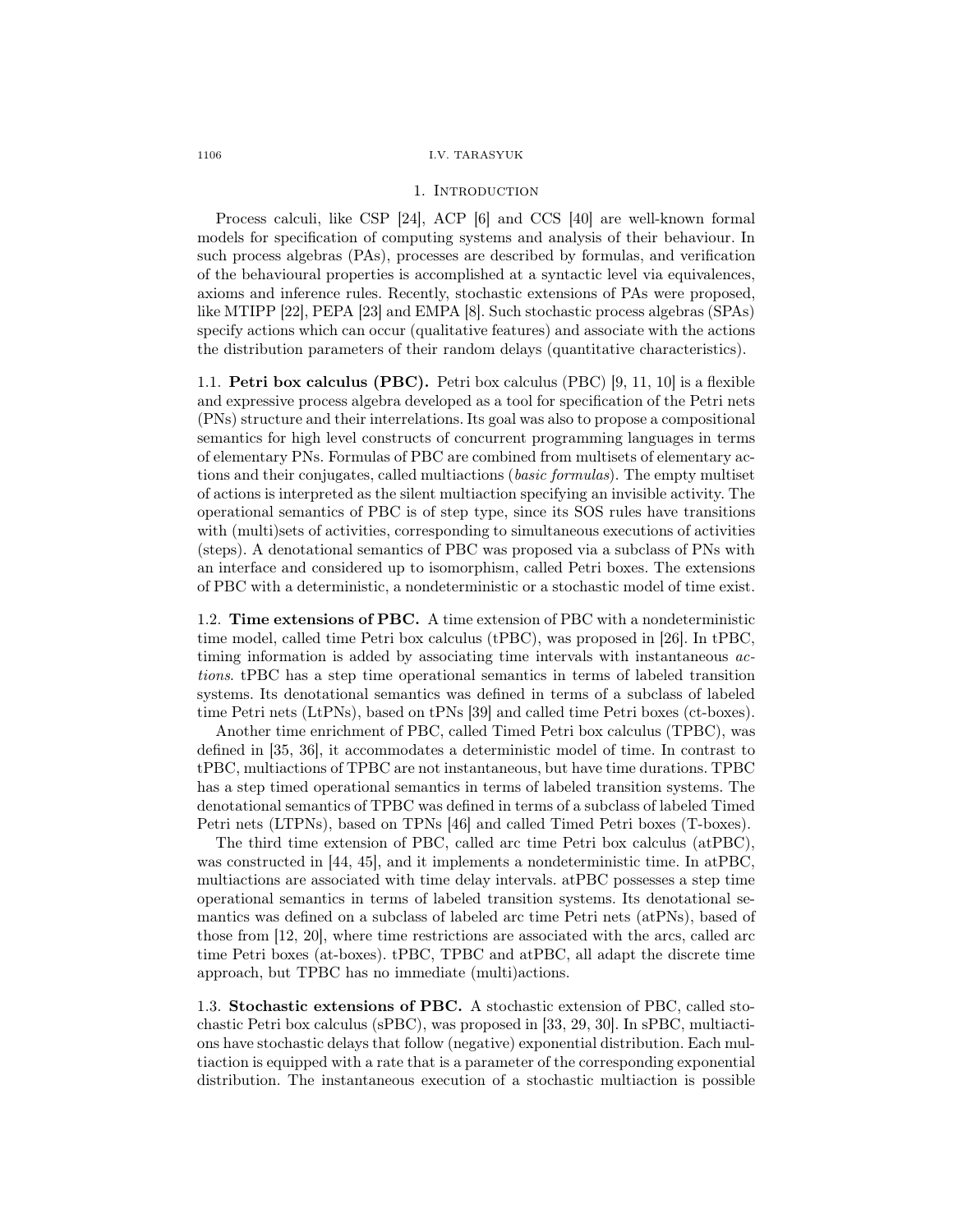## 1. Introduction

Process calculi, like CSP [24], ACP [6] and CCS [40] are well-known formal models for specification of computing systems and analysis of their behaviour. In such process algebras (PAs), processes are described by formulas, and verification of the behavioural properties is accomplished at a syntactic level via equivalences, axioms and inference rules. Recently, stochastic extensions of PAs were proposed, like MTIPP [22], PEPA [23] and EMPA [8]. Such stochastic process algebras (SPAs) specify actions which can occur (qualitative features) and associate with the actions the distribution parameters of their random delays (quantitative characteristics).

### 1.1. Petri box calculus (PBC).

Petri box calculus (PBC) [9, 11, 10] is a flexible and expressive process algebra developed as a tool for specification of the Petri nets (PNs) structure and their interrelations. Its goal was also to propose a compositional semantics for high level constructs of concurrent programming languages in terms of elementary PNs. Formulas of PBC are combined from multisets of elementary actions and their conjugates, called multiactions (*basic formulas*). The empty multiset of actions is interpreted as the silent multiaction specifying an invisible activity. The operational semantics of PBC is of step type, since its SOS rules have transitions with (multi)sets of activities, corresponding to simultaneous executions of activities (steps). A denotational semantics of PBC was proposed via a subclass of PNs with an interface and considered up to isomorphism, called Petri boxes. The extensions of PBC with a deterministic, a nondeterministic or a stochastic model of time exist.

### 1.2. Time extensions of PBC.

A time extension of PBC with a nondeterministic time model, called time Petri box calculus (tPBC), was proposed in [26]. In tPBC, timing information is added by associating time intervals with instantaneous *actions*. tPBC has a step time operational semantics in terms of labeled transition systems. Its denotational semantics was defined in terms of a subclass of labeled time Petri nets (LtPNs), based on tPNs [39] and called time Petri boxes (ct-boxes).

Another time enrichment of PBC, called Timed Petri box calculus (TPBC), was defined in [35, 36], it accommodates a deterministic model of time. In contrast to tPBC, multiactions of TPBC are not instantaneous, but have time durations. TPBC has a step timed operational semantics in terms of labeled transition systems. The denotational semantics of TPBC was defined in terms of a subclass of labeled Timed Petri nets (LTPNs), based on TPNs [46] and called Timed Petri boxes (T-boxes).

The third time extension of PBC, called arc time Petri box calculus (atPBC), was constructed in [44, 45], and it implements a nondeterministic time. In atPBC, multiactions are associated with time delay intervals. atPBC possesses a step time operational semantics in terms of labeled transition systems. Its denotational semantics was defined on a subclass of labeled arc time Petri nets (atPNs), based of those from [12, 20], where time restrictions are associated with the arcs, called arc time Petri boxes (at-boxes). tPBC, TPBC and atPBC, all adapt the discrete time approach, but TPBC has no immediate (multi)actions.

### 1.3. Stochastic extensions of PBC.

A stochastic extension of PBC, called stochastic Petri box calculus (sPBC), was proposed in [33, 29, 30]. In sPBC, multiactions have stochastic delays that follow (negative) exponential distribution. Each multiaction is equipped with a rate that is a parameter of the corresponding exponential distribution. The instantaneous execution of a stochastic multiaction is possible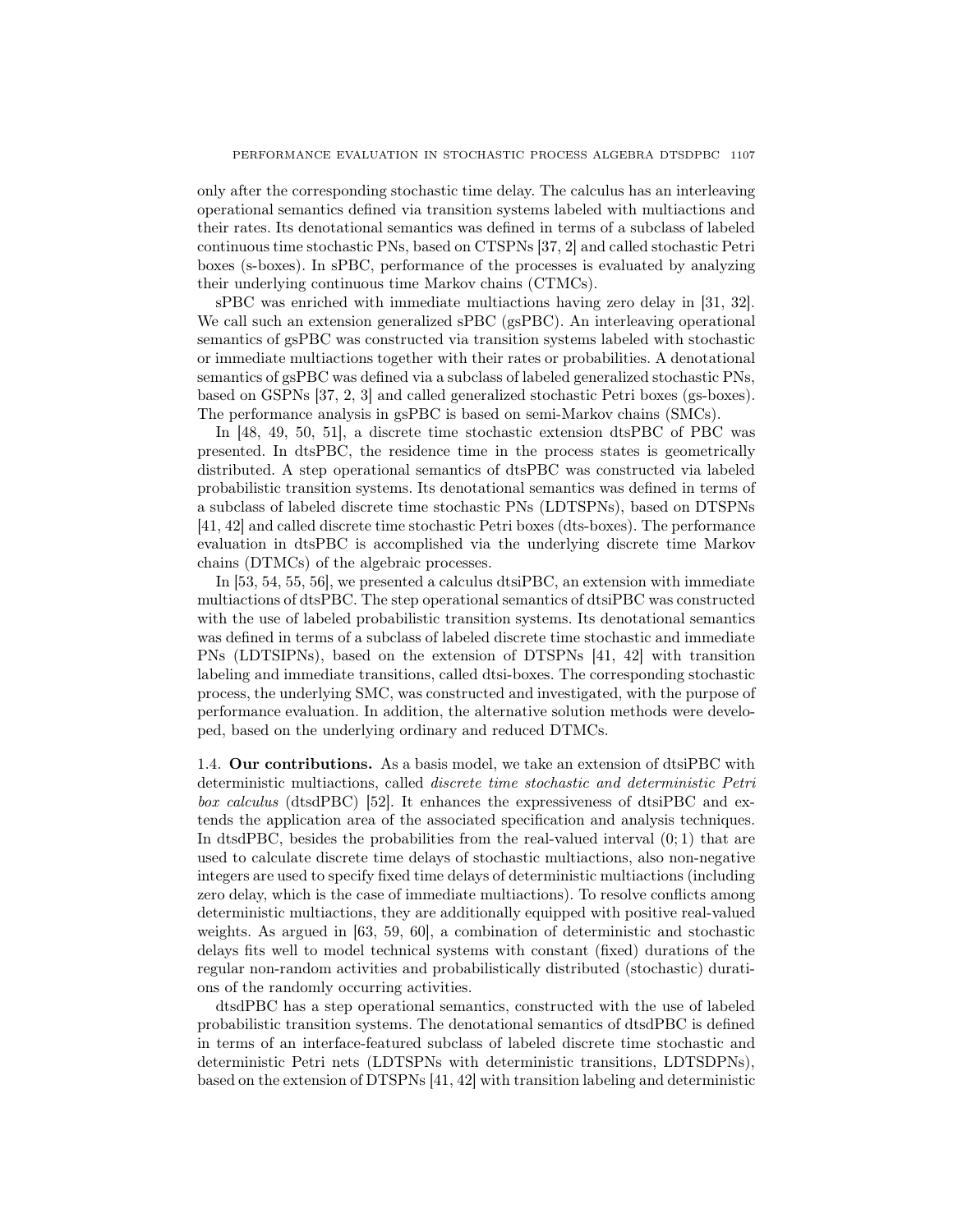only after the corresponding stochastic time delay. The calculus has an interleaving operational semantics defined via transition systems labeled with multiactions and their rates. Its denotational semantics was defined in terms of a subclass of labeled continuous time stochastic PNs, based on CTSPNs [37, 2] and called stochastic Petri boxes (s-boxes). In sPBC, performance of the processes is evaluated by analyzing their underlying continuous time Markov chains (CTMCs).

sPBC was enriched with immediate multiactions having zero delay in [31, 32]. We call such an extension generalized sPBC (gsPBC). An interleaving operational semantics of gsPBC was constructed via transition systems labeled with stochastic or immediate multiactions together with their rates or probabilities. A denotational semantics of gsPBC was defined via a subclass of labeled generalized stochastic PNs, based on GSPNs [37, 2, 3] and called generalized stochastic Petri boxes (gs-boxes). The performance analysis in gsPBC is based on semi-Markov chains (SMCs).

In [48, 49, 50, 51], a discrete time stochastic extension dtsPBC of PBC was presented. In dtsPBC, the residence time in the process states is geometrically distributed. A step operational semantics of dtsPBC was constructed via labeled probabilistic transition systems. Its denotational semantics was defined in terms of a subclass of labeled discrete time stochastic PNs (LDTSPNs), based on DTSPNs [41, 42] and called discrete time stochastic Petri boxes (dts-boxes). The performance evaluation in dtsPBC is accomplished via the underlying discrete time Markov chains (DTMCs) of the algebraic processes.

In [53, 54, 55, 56], we presented a calculus dtsiPBC, an extension with immediate multiactions of dtsPBC. The step operational semantics of dtsiPBC was constructed with the use of labeled probabilistic transition systems. Its denotational semantics was defined in terms of a subclass of labeled discrete time stochastic and immediate PNs (LDTSIPNs), based on the extension of DTSPNs [41, 42] with transition labeling and immediate transitions, called dtsi-boxes. The corresponding stochastic process, the underlying SMC, was constructed and investigated, with the purpose of performance evaluation. In addition, the alternative solution methods were developed, based on the underlying ordinary and reduced DTMCs.

1.4. **Our contributions.** As a basis model, we take an extension of dtsiPBC with deterministic multiactions, called *discrete time stochastic and deterministic Petri box calculus* (dtsdPBC) [52]. It enhances the expressiveness of dtsiPBC and extends the application area of the associated specification and analysis techniques. In dtsdPBC, besides the probabilities from the real-valued interval $(0;1)$ that are used to calculate discrete time delays of stochastic multiactions, also non-negative integers are used to specify fixed time delays of deterministic multiactions (including zero delay, which is the case of immediate multiactions). To resolve conflicts among deterministic multiactions, they are additionally equipped with positive real-valued weights. As argued in [63, 59, 60], a combination of deterministic and stochastic delays fits well to model technical systems with constant (fixed) durations of the regular non-random activities and probabilistically distributed (stochastic) durations of the randomly occurring activities.

dtsdPBC has a step operational semantics, constructed with the use of labeled probabilistic transition systems. The denotational semantics of dtsdPBC is defined in terms of an interface-featured subclass of labeled discrete time stochastic and deterministic Petri nets (LDTSPNs with deterministic transitions, LDTSDPNs), based on the extension of DTSPNs [41, 42] with transition labeling and deterministic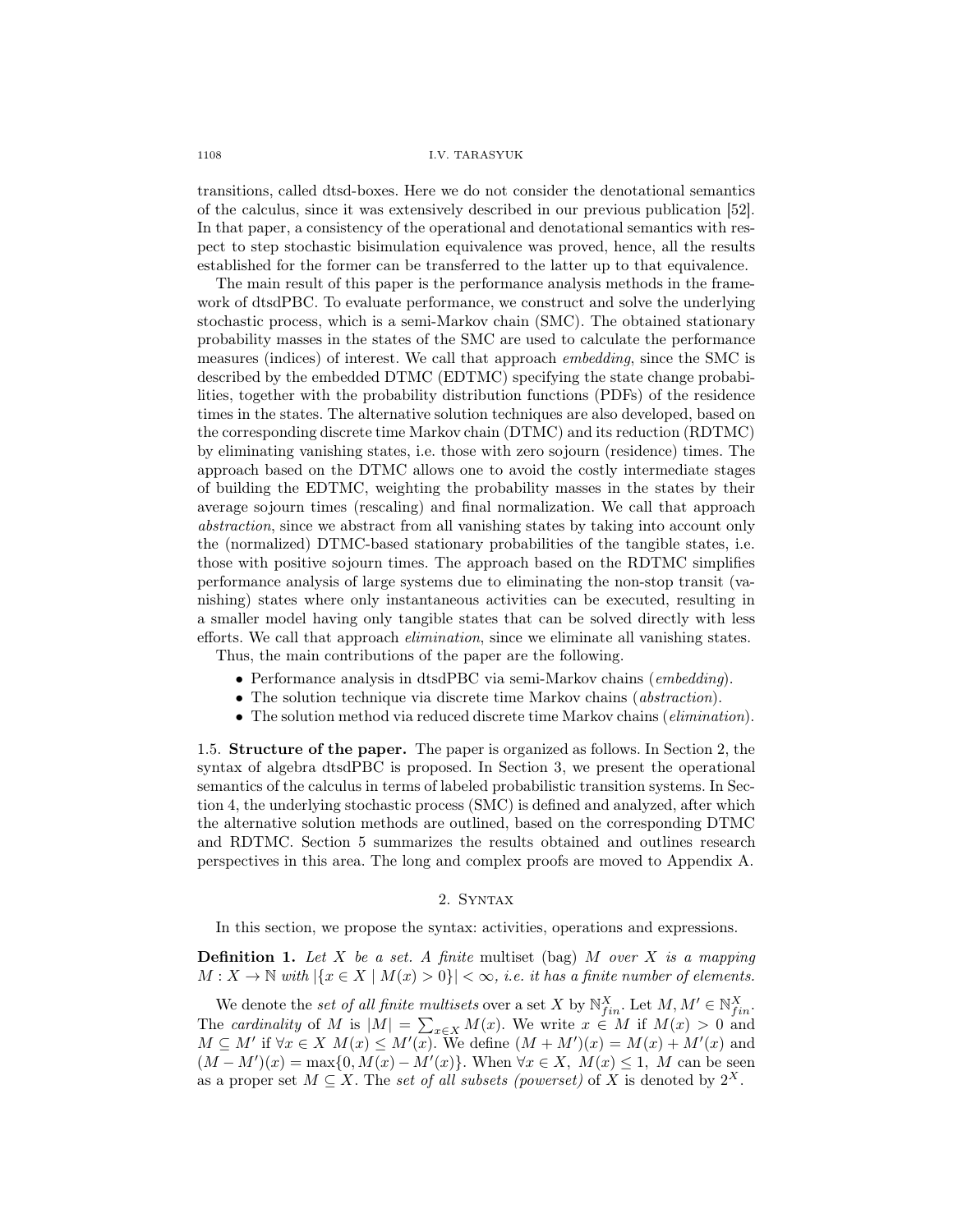transitions, called dtsd-boxes. Here we do not consider the denotational semantics of the calculus, since it was extensively described in our previous publication [52]. In that paper, a consistency of the operational and denotational semantics with respect to step stochastic bisimulation equivalence was proved, hence, all the results established for the former can be transferred to the latter up to that equivalence.

The main result of this paper is the performance analysis methods in the framework of dtsdPBC. To evaluate performance, we construct and solve the underlying stochastic process, which is a semi-Markov chain (SMC). The obtained stationary probability masses in the states of the SMC are used to calculate the performance measures (indices) of interest. We call that approach *embedding*, since the SMC is described by the embedded DTMC (EDTMC) specifying the state change probabilities, together with the probability distribution functions (PDFs) of the residence times in the states. The alternative solution techniques are also developed, based on the corresponding discrete time Markov chain (DTMC) and its reduction (RDTMC) by eliminating vanishing states, i.e. those with zero sojourn (residence) times. The approach based on the DTMC allows one to avoid the costly intermediate stages of building the EDTMC, weighting the probability masses in the states by their average sojourn times (rescaling) and final normalization. We call that approach *abstraction*, since we abstract from all vanishing states by taking into account only the (normalized) DTMC-based stationary probabilities of the tangible states, i.e. those with positive sojourn times. The approach based on the RDTMC simplifies performance analysis of large systems due to eliminating the non-stop transit (vanishing) states where only instantaneous activities can be executed, resulting in a smaller model having only tangible states that can be solved directly with less efforts. We call that approach *elimination*, since we eliminate all vanishing states.

Thus, the main contributions of the paper are the following.

- Performance analysis in dtsdPBC via semi-Markov chains (*embedding*).
- The solution technique via discrete time Markov chains (*abstraction*).
- The solution method via reduced discrete time Markov chains (*elimination*).

1.5. **Structure of the paper.** The paper is organized as follows. In Section 2, the syntax of algebra dtsdPBC is proposed. In Section 3, we present the operational semantics of the calculus in terms of labeled probabilistic transition systems. In Section 4, the underlying stochastic process (SMC) is defined and analyzed, after which the alternative solution methods are outlined, based on the corresponding DTMC and RDTMC. Section 5 summarizes the results obtained and outlines research perspectives in this area. The long and complex proofs are moved to Appendix A.

## 2. Syntax

In this section, we propose the syntax: activities, operations and expressions.

**Definition 1.** *Let $X$ be a set. A finite* multiset *(bag) $M$ over $X$ is a mapping $M : X \to \mathbb{N}$ with $|\{x \in X \mid M(x) > 0\}| < \infty$, i.e. it has a finite number of elements.*

We denote the *set of all finite multisets* over a set $X$ by $\mathbb{N}^X_{fin}$. Let $M, M' \in \mathbb{N}^X_{fin}$. The *cardinality* of $M$ is $|M| = \sum_{x \in X} M(x)$. We write $x \in M$ if $M(x) > 0$ and $M \subseteq M'$ if $\forall x \in X\ M(x) \leq M'(x)$. We define $(M + M')(x) = M(x) + M'(x)$ and $(M - M')(x) = \max\{0, M(x) - M'(x)\}$. When $\forall x \in X,\ M(x) \leq 1,\ M$ can be seen as a proper set $M \subseteq X$. The *set of all subsets (powerset)* of $X$ is denoted by $2^X$.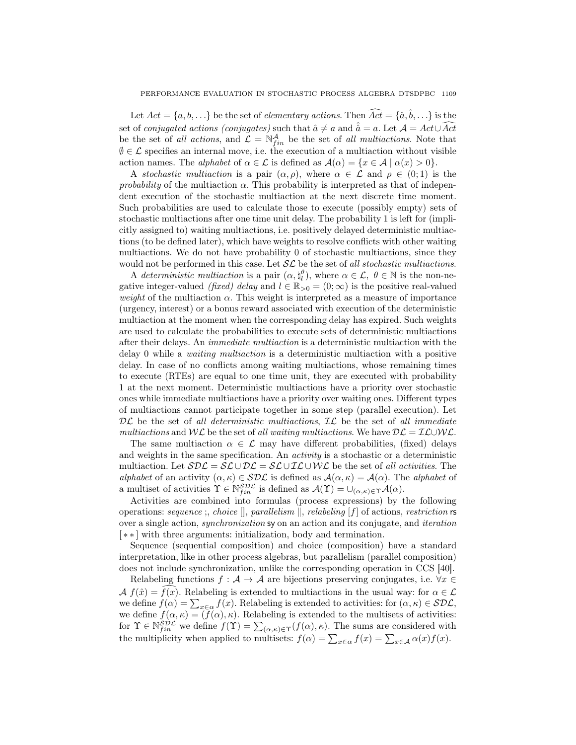Let $Act = \{a, b, \ldots\}$ be the set of *elementary actions*. Then $\widehat{Act} = \{\hat{a}, \hat{b}, \ldots\}$ is the set of *conjugated actions (conjugates)* such that $\hat{a} \neq a$ and $\hat{\hat{a}} = a$. Let $\mathcal{A} = Act \cup \widehat{Act}$ be the set of *all actions*, and $\mathcal{L} = \mathbb{N}_{fin}^{\mathcal{A}}$ be the set of *all multiactions*. Note that $\emptyset \in \mathcal{L}$ specifies an internal move, i.e. the execution of a multiaction without visible action names. The *alphabet* of $\alpha \in \mathcal{L}$ is defined as $\mathcal{A}(\alpha) = \{x \in \mathcal{A} \mid \alpha(x) > 0\}$.

A *stochastic multiaction* is a pair $(\alpha, \rho)$, where $\alpha \in \mathcal{L}$ and $\rho \in (0; 1)$ is the *probability* of the multiaction $\alpha$. This probability is interpreted as that of independent execution of the stochastic multiaction at the next discrete time moment. Such probabilities are used to calculate those to execute (possibly empty) sets of stochastic multiactions after one time unit delay. The probability 1 is left for (implicitly assigned to) waiting multiactions, i.e. positively delayed deterministic multiactions (to be defined later), which have weights to resolve conflicts with other waiting multiactions. We do not have probability 0 of stochastic multiactions, since they would not be performed in this case. Let $\mathcal{SL}$ be the set of *all stochastic multiactions*.

A *deterministic multiaction* is a pair $(\alpha, \natural_l^\theta)$, where $\alpha \in \mathcal{L}$, $\theta \in \mathbb{N}$ is the non-negative integer-valued *(fixed) delay* and $l \in \mathbb{R}_{>0} = (0; \infty)$ is the positive real-valued *weight* of the multiaction $\alpha$. This weight is interpreted as a measure of importance (urgency, interest) or a bonus reward associated with execution of the deterministic multiaction at the moment when the corresponding delay has expired. Such weights are used to calculate the probabilities to execute sets of deterministic multiactions after their delays. An *immediate multiaction* is a deterministic multiaction with the delay 0 while a *waiting multiaction* is a deterministic multiaction with a positive delay. In case of no conflicts among waiting multiactions, whose remaining times to execute (RTEs) are equal to one time unit, they are executed with probability 1 at the next moment. Deterministic multiactions have a priority over stochastic ones while immediate multiactions have a priority over waiting ones. Different types of multiactions cannot participate together in some step (parallel execution). Let $\mathcal{DL}$ be the set of *all deterministic multiactions*, $\mathcal{IL}$ be the set of *all immediate multiactions* and $\mathcal{WL}$ be the set of *all waiting multiactions*. We have $\mathcal{DL} = \mathcal{IL} \cup \mathcal{WL}$.

The same multiaction $\alpha \in \mathcal{L}$ may have different probabilities, (fixed) delays and weights in the same specification. An *activity* is a stochastic or a deterministic multiaction. Let $\mathcal{SDL} = \mathcal{SL} \cup \mathcal{DL} = \mathcal{SL} \cup \mathcal{IL} \cup \mathcal{WL}$ be the set of *all activities*. The *alphabet* of an activity $(\alpha, \kappa) \in \mathcal{SDL}$ is defined as $\mathcal{A}(\alpha, \kappa) = \mathcal{A}(\alpha)$. The *alphabet* of a multiset of activities $\Upsilon \in \mathbb{N}_{fin}^{\mathcal{SDL}}$ is defined as $\mathcal{A}(\Upsilon) = \cup_{(\alpha,\kappa)\in\Upsilon}\mathcal{A}(\alpha)$.

Activities are combined into formulas (process expressions) by the following operations: *sequence* ;, *choice* [], *parallelism* $\|$, *relabeling* $[f]$ of actions, *restriction* rs over a single action, *synchronization* sy on an action and its conjugate, and *iteration* $[**]$ with three arguments: initialization, body and termination.

Sequence (sequential composition) and choice (composition) have a standard interpretation, like in other process algebras, but parallelism (parallel composition) does not include synchronization, unlike the corresponding operation in CCS [40].

Relabeling functions $f : \mathcal{A} \to \mathcal{A}$ are bijections preserving conjugates, i.e. $\forall x \in \mathcal{A}\ f(\hat{x}) = \widehat{f(x)}$. Relabeling is extended to multiactions in the usual way: for $\alpha \in \mathcal{L}$ we define $f(\alpha) = \sum_{x\in\alpha} f(x)$. Relabeling is extended to activities: for $(\alpha, \kappa) \in \mathcal{SDL}$, we define $f(\alpha, \kappa) = (f(\alpha), \kappa)$. Relabeling is extended to the multisets of activities: for $\Upsilon \in \mathbb{N}_{fin}^{\mathcal{SDL}}$ we define $f(\Upsilon) = \sum_{(\alpha,\kappa)\in\Upsilon}(f(\alpha), \kappa)$. The sums are considered with the multiplicity when applied to multisets: $f(\alpha) = \sum_{x\in\alpha} f(x) = \sum_{x\in\mathcal{A}} \alpha(x)f(x)$.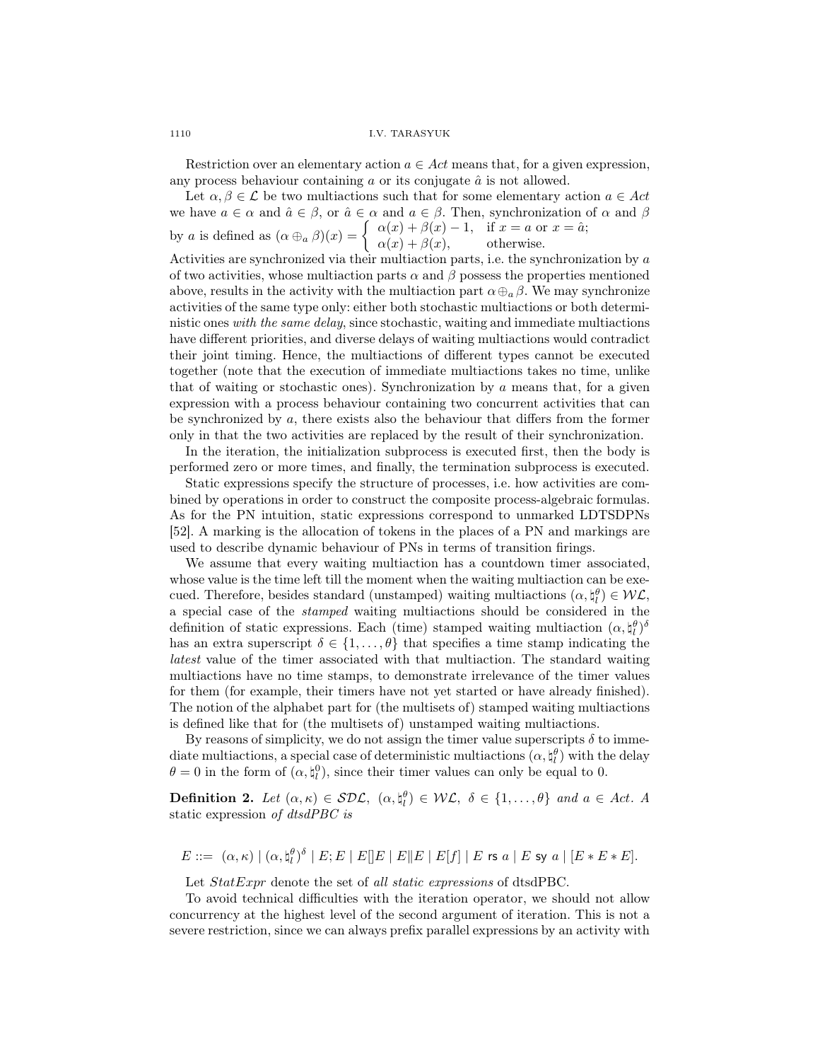Restriction over an elementary action $a \in Act$ means that, for a given expression, any process behaviour containing $a$ or its conjugate $\hat{a}$ is not allowed.

Let $\alpha, \beta \in \mathcal{L}$ be two multiactions such that for some elementary action $a \in Act$ we have $a \in \alpha$ and $\hat{a} \in \beta$, or $\hat{a} \in \alpha$ and $a \in \beta$. Then, synchronization of $\alpha$ and $\beta$ by $a$ is defined as $(\alpha \oplus_a \beta)(x) = \begin{cases} \alpha(x) + \beta(x) - 1, & \text{if } x = a \text{ or } x = \hat{a}; \\ \alpha(x) + \beta(x), & \text{otherwise.} \end{cases}$
Activities are synchronized via their multiaction parts, i.e. the synchronization by $a$ of two activities, whose multiaction parts $\alpha$ and $\beta$ possess the properties mentioned above, results in the activity with the multiaction part $\alpha \oplus_a \beta$. We may synchronize activities of the same type only: either both stochastic multiactions or both deterministic ones *with the same delay*, since stochastic, waiting and immediate multiactions have different priorities, and diverse delays of waiting multiactions would contradict their joint timing. Hence, the multiactions of different types cannot be executed together (note that the execution of immediate multiactions takes no time, unlike that of waiting or stochastic ones). Synchronization by $a$ means that, for a given expression with a process behaviour containing two concurrent activities that can be synchronized by $a$, there exists also the behaviour that differs from the former only in that the two activities are replaced by the result of their synchronization.

In the iteration, the initialization subprocess is executed first, then the body is performed zero or more times, and finally, the termination subprocess is executed.

Static expressions specify the structure of processes, i.e. how activities are combined by operations in order to construct the composite process-algebraic formulas. As for the PN intuition, static expressions correspond to unmarked LDTSDPNs [52]. A marking is the allocation of tokens in the places of a PN and markings are used to describe dynamic behaviour of PNs in terms of transition firings.

We assume that every waiting multiaction has a countdown timer associated, whose value is the time left till the moment when the waiting multiaction can be execued. Therefore, besides standard (unstamped) waiting multiactions $(\alpha, \natural_l^\theta) \in \mathcal{WL}$, a special case of the *stamped* waiting multiactions should be considered in the definition of static expressions. Each (time) stamped waiting multiaction $(\alpha, \natural_l^\theta)^\delta$ has an extra superscript $\delta \in \{1, \ldots, \theta\}$ that specifies a time stamp indicating the *latest* value of the timer associated with that multiaction. The standard waiting multiactions have no time stamps, to demonstrate irrelevance of the timer values for them (for example, their timers have not yet started or have already finished). The notion of the alphabet part for (the multisets of) stamped waiting multiactions is defined like that for (the multisets of) unstamped waiting multiactions.

By reasons of simplicity, we do not assign the timer value superscripts $\delta$ to immediate multiactions, a special case of deterministic multiactions $(\alpha, \natural_l^\theta)$ with the delay $\theta = 0$ in the form of $(\alpha, \natural_l^0)$, since their timer values can only be equal to 0.

**Definition 2.** *Let $(\alpha, \kappa) \in \mathcal{SDL}$, $(\alpha, \natural_l^\theta) \in \mathcal{WL}$, $\delta \in \{1, \ldots, \theta\}$ and $a \in Act$. A* static expression *of dtsdPBC is*

$$E ::= \ (\alpha, \kappa) \mid (\alpha, \natural_l^\theta)^\delta \mid E; E \mid E[]E \mid E \| E \mid E[f] \mid E \text{ rs } a \mid E \text{ sy } a \mid [E * E * E].$$

Let *StatExpr* denote the set of *all static expressions* of dtsdPBC.

To avoid technical difficulties with the iteration operator, we should not allow concurrency at the highest level of the second argument of iteration. This is not a severe restriction, since we can always prefix parallel expressions by an activity with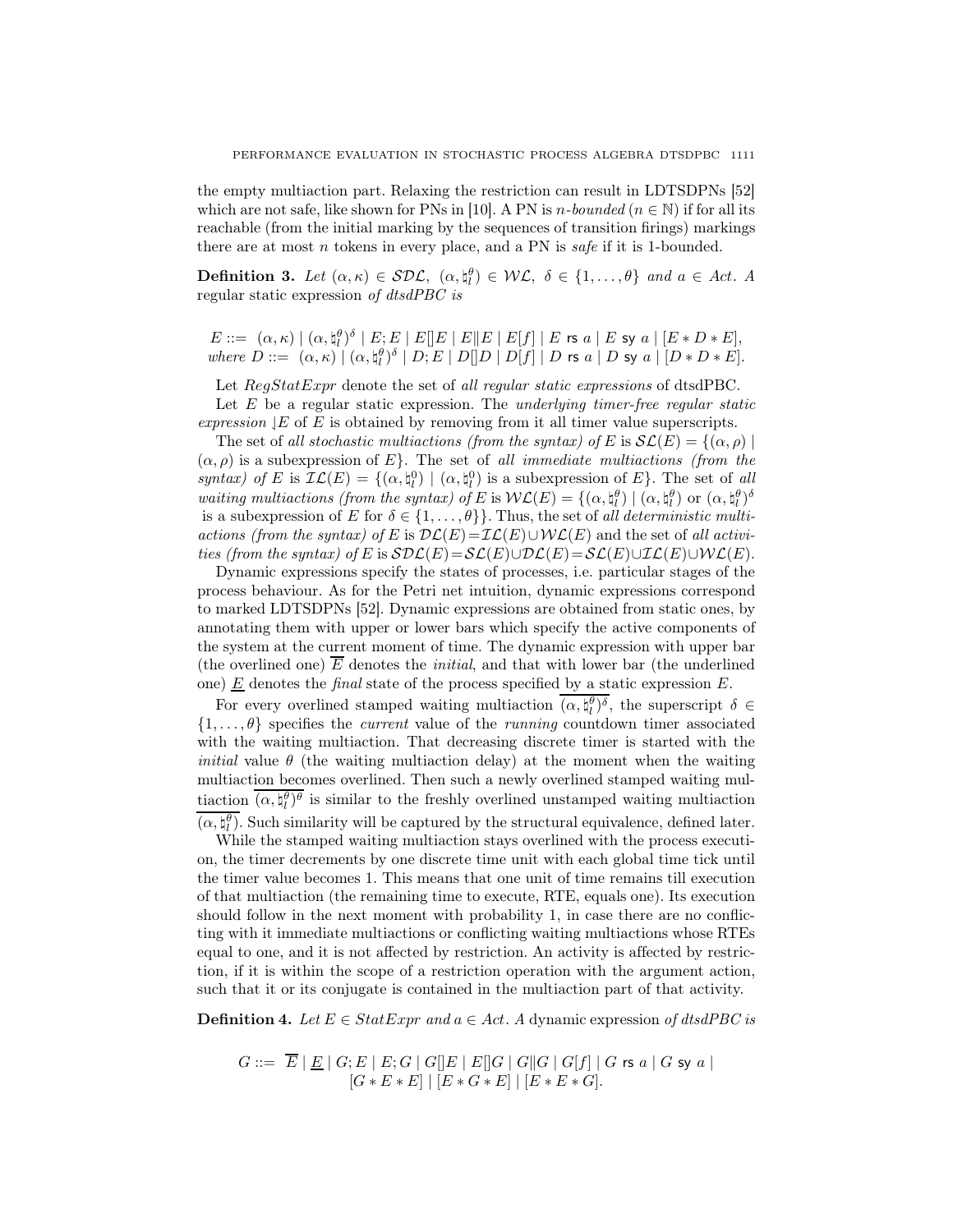the empty multiaction part. Relaxing the restriction can result in LDTSDPNs [52] which are not safe, like shown for PNs in [10]. A PN is *n-bounded* ($n \in \mathbb{N}$) if for all its reachable (from the initial marking by the sequences of transition firings) markings there are at most $n$ tokens in every place, and a PN is *safe* if it is 1-bounded.

**Definition 3.** *Let $(\alpha,\kappa) \in \mathcal{SDL}$, $(\alpha,\natural_l^\theta) \in \mathcal{WL}$, $\delta \in \{1,\ldots,\theta\}$ and $a \in Act$. A* regular static expression *of dtsdPBC is*

$$E ::= \ (\alpha,\kappa) \mid (\alpha,\natural_l^\theta)^\delta \mid E;E \mid E[]E \mid E\|E \mid E[f] \mid E \text{ rs } a \mid E \text{ sy } a \mid [E*D*E],$$
*where* $$D ::= \ (\alpha,\kappa) \mid (\alpha,\natural_l^\theta)^\delta \mid D;E \mid D[]D \mid D[f] \mid D \text{ rs } a \mid D \text{ sy } a \mid [D*D*E].$$

Let *RegStatExpr* denote the set of *all regular static expressions* of dtsdPBC.

Let $E$ be a regular static expression. The *underlying timer-free regular static expression* $\rfloor E$ of $E$ is obtained by removing from it all timer value superscripts.

The set of *all stochastic multiactions (from the syntax) of* $E$ is $\mathcal{SL}(E) = \{(\alpha,\rho) \mid (\alpha,\rho)$ is a subexpression of $E\}$. The set of *all immediate multiactions (from the syntax) of* $E$ is $\mathcal{IL}(E) = \{(\alpha,\natural_l^0) \mid (\alpha,\natural_l^0)$ is a subexpression of $E\}$. The set of *all waiting multiactions (from the syntax) of* $E$ is $\mathcal{WL}(E) = \{(\alpha,\natural_l^\theta) \mid (\alpha,\natural_l^\theta)$ or $(\alpha,\natural_l^\theta)^\delta$ is a subexpression of $E$ for $\delta \in \{1,\ldots,\theta\}\}$. Thus, the set of *all deterministic multiactions (from the syntax) of* $E$ is $\mathcal{DL}(E)=\mathcal{IL}(E)\cup\mathcal{WL}(E)$ and the set of *all activities (from the syntax) of* $E$ is $\mathcal{SDL}(E)=\mathcal{SL}(E)\cup\mathcal{DL}(E)=\mathcal{SL}(E)\cup\mathcal{IL}(E)\cup\mathcal{WL}(E)$.

Dynamic expressions specify the states of processes, i.e. particular stages of the process behaviour. As for the Petri net intuition, dynamic expressions correspond to marked LDTSDPNs [52]. Dynamic expressions are obtained from static ones, by annotating them with upper or lower bars which specify the active components of the system at the current moment of time. The dynamic expression with upper bar (the overlined one) $\overline{E}$ denotes the *initial*, and that with lower bar (the underlined one) $\underline{E}$ denotes the *final* state of the process specified by a static expression $E$.

For every overlined stamped waiting multiaction $\overline{(\alpha,\natural_l^\theta)^\delta}$, the superscript $\delta \in \{1,\ldots,\theta\}$ specifies the *current* value of the *running* countdown timer associated with the waiting multiaction. That decreasing discrete timer is started with the *initial* value $\theta$ (the waiting multiaction delay) at the moment when the waiting multiaction becomes overlined. Then such a newly overlined stamped waiting multiaction $\overline{(\alpha,\natural_l^\theta)^\theta}$ is similar to the freshly overlined unstamped waiting multiaction $\overline{(\alpha,\natural_l^\theta)}$. Such similarity will be captured by the structural equivalence, defined later.

While the stamped waiting multiaction stays overlined with the process execution, the timer decrements by one discrete time unit with each global time tick until the timer value becomes 1. This means that one unit of time remains till execution of that multiaction (the remaining time to execute, RTE, equals one). Its execution should follow in the next moment with probability 1, in case there are no conflicting with it immediate multiactions or conflicting waiting multiactions whose RTEs equal to one, and it is not affected by restriction. An activity is affected by restriction, if it is within the scope of a restriction operation with the argument action, such that it or its conjugate is contained in the multiaction part of that activity.

**Definition 4.** *Let $E \in StatExpr$ and $a \in Act$. A* dynamic expression *of dtsdPBC is*

$$G ::= \ \overline{E} \mid \underline{E} \mid G;E \mid E;G \mid G[]E \mid E[]G \mid G\|G \mid G[f] \mid G \text{ rs } a \mid G \text{ sy } a \mid$$
$$[G*E*E] \mid [E*G*E] \mid [E*E*G].$$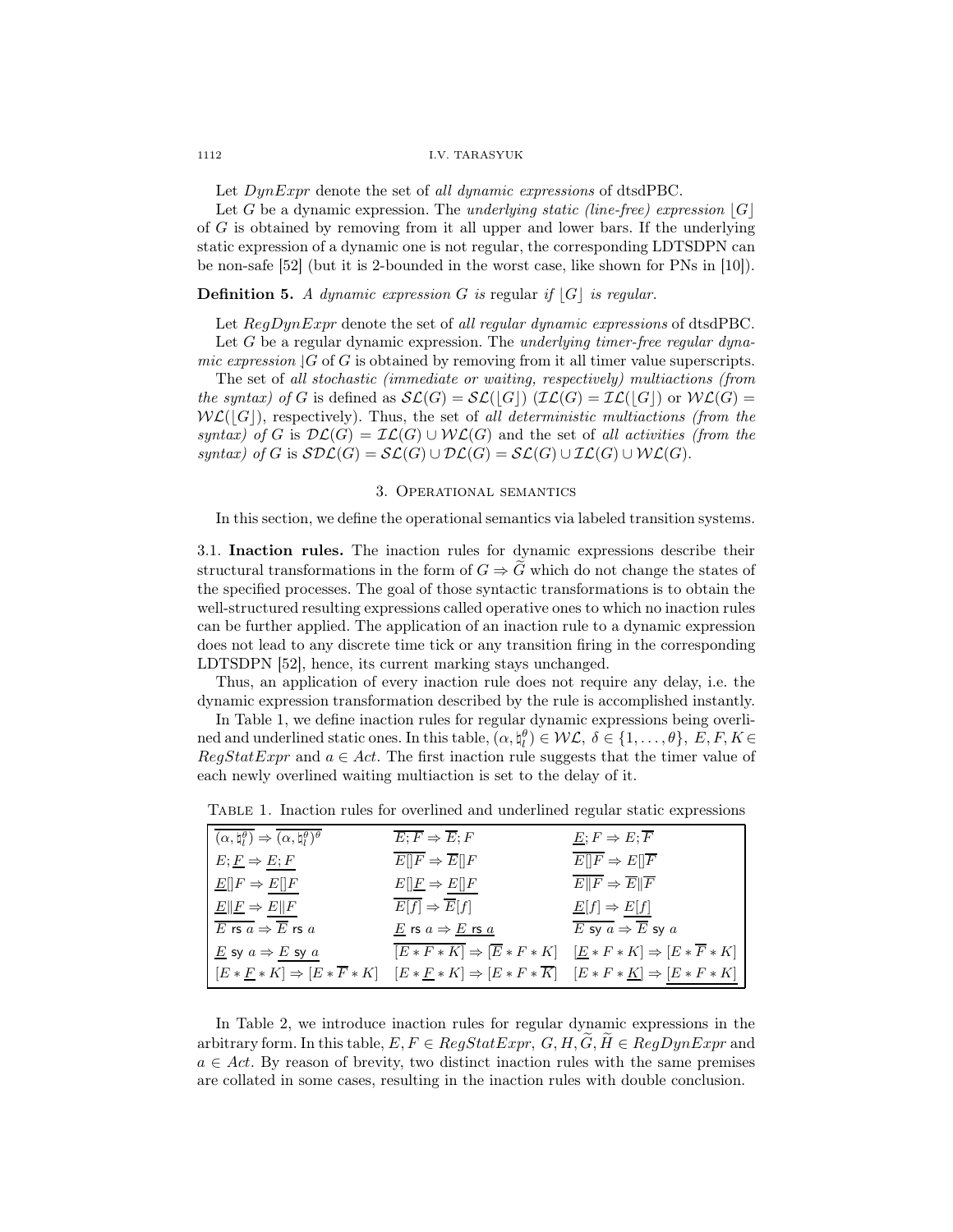Let $DynExpr$ denote the set of *all dynamic expressions* of dtsdPBC.

Let $G$ be a dynamic expression. The *underlying static (line-free) expression* $\lfloor G \rfloor$ of $G$ is obtained by removing from it all upper and lower bars. If the underlying static expression of a dynamic one is not regular, the corresponding LDTSDPN can be non-safe [52] (but it is 2-bounded in the worst case, like shown for PNs in [10]).

**Definition 5.** *A dynamic expression $G$ is* regular *if $\lfloor G \rfloor$ is regular.*

Let $RegDynExpr$ denote the set of *all regular dynamic expressions* of dtsdPBC.

Let $G$ be a regular dynamic expression. The *underlying timer-free regular dynamic expression* $\lfloor G$ of $G$ is obtained by removing from it all timer value superscripts.

The set of *all stochastic (immediate or waiting, respectively) multiactions (from the syntax) of* $G$ is defined as $\mathcal{SL}(G) = \mathcal{SL}(\lfloor G \rfloor)$ ($\mathcal{IL}(G) = \mathcal{IL}(\lfloor G \rfloor)$ or $\mathcal{WL}(G) = \mathcal{WL}(\lfloor G \rfloor)$, respectively). Thus, the set of *all deterministic multiactions (from the syntax) of* $G$ is $\mathcal{DL}(G) = \mathcal{IL}(G) \cup \mathcal{WL}(G)$ and the set of *all activities (from the syntax) of* $G$ is $\mathcal{SDL}(G) = \mathcal{SL}(G) \cup \mathcal{DL}(G) = \mathcal{SL}(G) \cup \mathcal{IL}(G) \cup \mathcal{WL}(G)$.

## 3. Operational semantics

In this section, we define the operational semantics via labeled transition systems.

**3.1. Inaction rules.** The inaction rules for dynamic expressions describe their structural transformations in the form of $G \Rightarrow \widetilde{G}$ which do not change the states of the specified processes. The goal of those syntactic transformations is to obtain the well-structured resulting expressions called operative ones to which no inaction rules can be further applied. The application of an inaction rule to a dynamic expression does not lead to any discrete time tick or any transition firing in the corresponding LDTSDPN [52], hence, its current marking stays unchanged.

Thus, an application of every inaction rule does not require any delay, i.e. the dynamic expression transformation described by the rule is accomplished instantly.

In Table 1, we define inaction rules for regular dynamic expressions being overlined and underlined static ones. In this table, $(\alpha, \natural_l^\theta) \in \mathcal{WL},\ \delta \in \{1, \ldots, \theta\},\ E, F, K \in RegStatExpr$ and $a \in Act$. The first inaction rule suggests that the timer value of each newly overlined waiting multiaction is set to the delay of it.

Table 1. Inaction rules for overlined and underlined regular static expressions

| | | |
|---|---|---|
| $\overline{(\alpha, \natural_l^\theta)} \Rightarrow \overline{(\alpha, \natural_l^\theta)}^\theta$ | $\overline{E;F} \Rightarrow \overline{E};F$ | $\underline{E};F \Rightarrow E;\overline{F}$ |
| $E;\underline{F} \Rightarrow \underline{E;F}$ | $\overline{E[]F} \Rightarrow \overline{E}[]F$ | $\overline{E[]F} \Rightarrow E[]\overline{F}$ |
| $\underline{E}[]F \Rightarrow \underline{E[]F}$ | $E[]\underline{F} \Rightarrow \underline{E[]F}$ | $\overline{E\|F} \Rightarrow \overline{E}\|\overline{F}$ |
| $\underline{E}\|\underline{F} \Rightarrow \underline{E\|F}$ | $\overline{E[f]} \Rightarrow \overline{E}[f]$ | $\underline{E}[f] \Rightarrow \underline{E[f]}$ |
| $\overline{E \text{ rs } a} \Rightarrow \overline{E} \text{ rs } a$ | $\underline{E} \text{ rs } a \Rightarrow \underline{E \text{ rs } a}$ | $\overline{E \text{ sy } a} \Rightarrow \overline{E} \text{ sy } a$ |
| $\underline{E} \text{ sy } a \Rightarrow \underline{E \text{ sy } a}$ | $\overline{[E * F * K]} \Rightarrow [\overline{E} * F * K]$ | $[\underline{E} * F * K] \Rightarrow [E * \overline{F} * K]$ |
| $[E * \underline{F} * K] \Rightarrow [E * \overline{F} * K]$ | $[E * \underline{F} * K] \Rightarrow [E * F * \overline{K}]$ | $[E * F * \underline{K}] \Rightarrow \underline{[E * F * K]}$ |

In Table 2, we introduce inaction rules for regular dynamic expressions in the arbitrary form. In this table, $E, F \in RegStatExpr,\ G, H, \widetilde{G}, \widetilde{H} \in RegDynExpr$ and $a \in Act$. By reason of brevity, two distinct inaction rules with the same premises are collated in some cases, resulting in the inaction rules with double conclusion.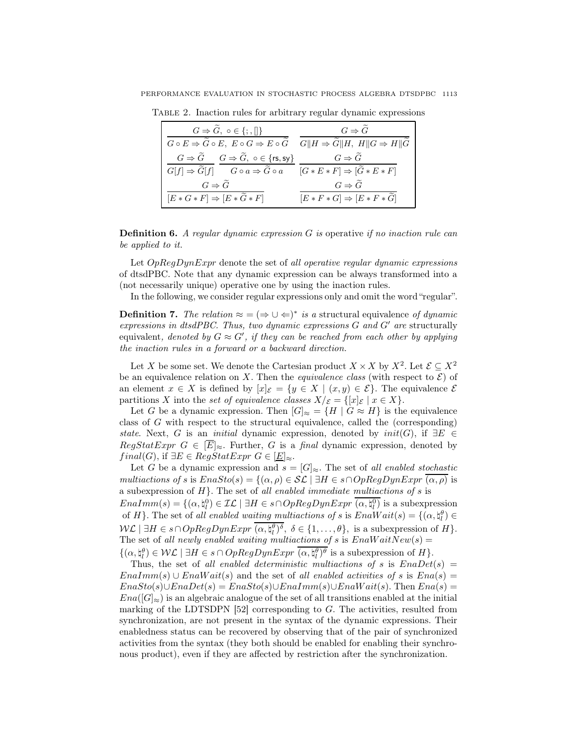Table 2. Inaction rules for arbitrary regular dynamic expressions

| | |
|---|---|
| $\dfrac{G \Rightarrow \widetilde{G},\ \circ \in \{;, []\}}{G \circ E \Rightarrow \widetilde{G} \circ E,\ E \circ G \Rightarrow E \circ \widetilde{G}}$ | $\dfrac{G \Rightarrow \widetilde{G}}{G \| H \Rightarrow \widetilde{G} \| H,\ H \| G \Rightarrow H \| \widetilde{G}}$ |
| $\dfrac{G \Rightarrow \widetilde{G}}{G[f] \Rightarrow \widetilde{G}[f]}$ $\dfrac{G \Rightarrow \widetilde{G},\ \circ \in \{\mathsf{rs}, \mathsf{sy}\}}{G \circ a \Rightarrow \widetilde{G} \circ a}$ | $\dfrac{G \Rightarrow \widetilde{G}}{[G * E * F] \Rightarrow [\widetilde{G} * E * F]}$ |
| $\dfrac{G \Rightarrow \widetilde{G}}{[E * G * F] \Rightarrow [E * \widetilde{G} * F]}$ | $\dfrac{G \Rightarrow \widetilde{G}}{[E * F * G] \Rightarrow [E * F * \widetilde{G}]}$ |

**Definition 6.** *A regular dynamic expression $G$ is* operative *if no inaction rule can be applied to it.*

Let $OpRegDynExpr$ denote the set of *all operative regular dynamic expressions* of dtsdPBC. Note that any dynamic expression can be always transformed into a (not necessarily unique) operative one by using the inaction rules.

In the following, we consider regular expressions only and omit the word "regular".

**Definition 7.** *The relation $\approx = (\Rightarrow \cup \Leftarrow)^*$ is a* structural equivalence *of dynamic expressions in dtsdPBC. Thus, two dynamic expressions $G$ and $G'$ are* structurally equivalent*, denoted by $G \approx G'$, if they can be reached from each other by applying the inaction rules in a forward or a backward direction.*

Let $X$ be some set. We denote the Cartesian product $X \times X$ by $X^2$. Let $\mathcal{E} \subseteq X^2$ be an equivalence relation on $X$. Then the *equivalence class* (with respect to $\mathcal{E}$) of an element $x \in X$ is defined by $[x]_{\mathcal{E}} = \{y \in X \mid (x, y) \in \mathcal{E}\}$. The equivalence $\mathcal{E}$ partitions $X$ into the *set of equivalence classes* $X/_{\mathcal{E}} = \{[x]_{\mathcal{E}} \mid x \in X\}$.

Let $G$ be a dynamic expression. Then $[G]_{\approx} = \{H \mid G \approx H\}$ is the equivalence class of $G$ with respect to the structural equivalence, called the (corresponding) *state*. Next, $G$ is an *initial* dynamic expression, denoted by $init(G)$, if $\exists E \in RegStatExpr\ G \in [\overline{E}]_{\approx}$. Further, $G$ is a *final* dynamic expression, denoted by $final(G)$, if $\exists E \in RegStatExpr\ G \in [\underline{E}]_{\approx}$.

Let $G$ be a dynamic expression and $s = [G]_{\approx}$. The set of *all enabled stochastic multiactions of* $s$ is $EnaSto(s) = \{(\alpha, \rho) \in \mathcal{SL} \mid \exists H \in s \cap OpRegDynExpr\ \overline{(\alpha, \rho)}$ is a subexpression of $H\}$. The set of *all enabled immediate multiactions of* $s$ is $EnaImm(s) = \{(\alpha, \natural_l^0) \in \mathcal{IL} \mid \exists H \in s \cap OpRegDynExpr\ \overline{(\alpha, \natural_l^0)}$ is a subexpression of $H\}$. The set of *all enabled waiting multiactions of* $s$ is $EnaWait(s) = \{(\alpha, \natural_l^\theta) \in \mathcal{WL} \mid \exists H \in s \cap OpRegDynExpr\ \overline{(\alpha, \natural_l^\theta)^\delta},\ \delta \in \{1, \ldots, \theta\}$, is a subexpression of $H\}$. The set of *all newly enabled waiting multiactions of* $s$ is $EnaWaitNew(s) = \{(\alpha, \natural_l^\theta) \in \mathcal{WL} \mid \exists H \in s \cap OpRegDynExpr\ \overline{(\alpha, \natural_l^\theta)^\theta}$ is a subexpression of $H\}$.

Thus, the set of *all enabled deterministic multiactions of* $s$ is $EnaDet(s) = EnaImm(s) \cup EnaWait(s)$ and the set of *all enabled activities of* $s$ is $Ena(s) = EnaSto(s) \cup EnaDet(s) = EnaSto(s) \cup EnaImm(s) \cup EnaWait(s)$. Then $Ena(s) = Ena([G]_{\approx})$ is an algebraic analogue of the set of all transitions enabled at the initial marking of the LDTSDPN [52] corresponding to $G$. The activities, resulted from synchronization, are not present in the syntax of the dynamic expressions. Their enabledness status can be recovered by observing that of the pair of synchronized activities from the syntax (they both should be enabled for enabling their synchronous product), even if they are affected by restriction after the synchronization.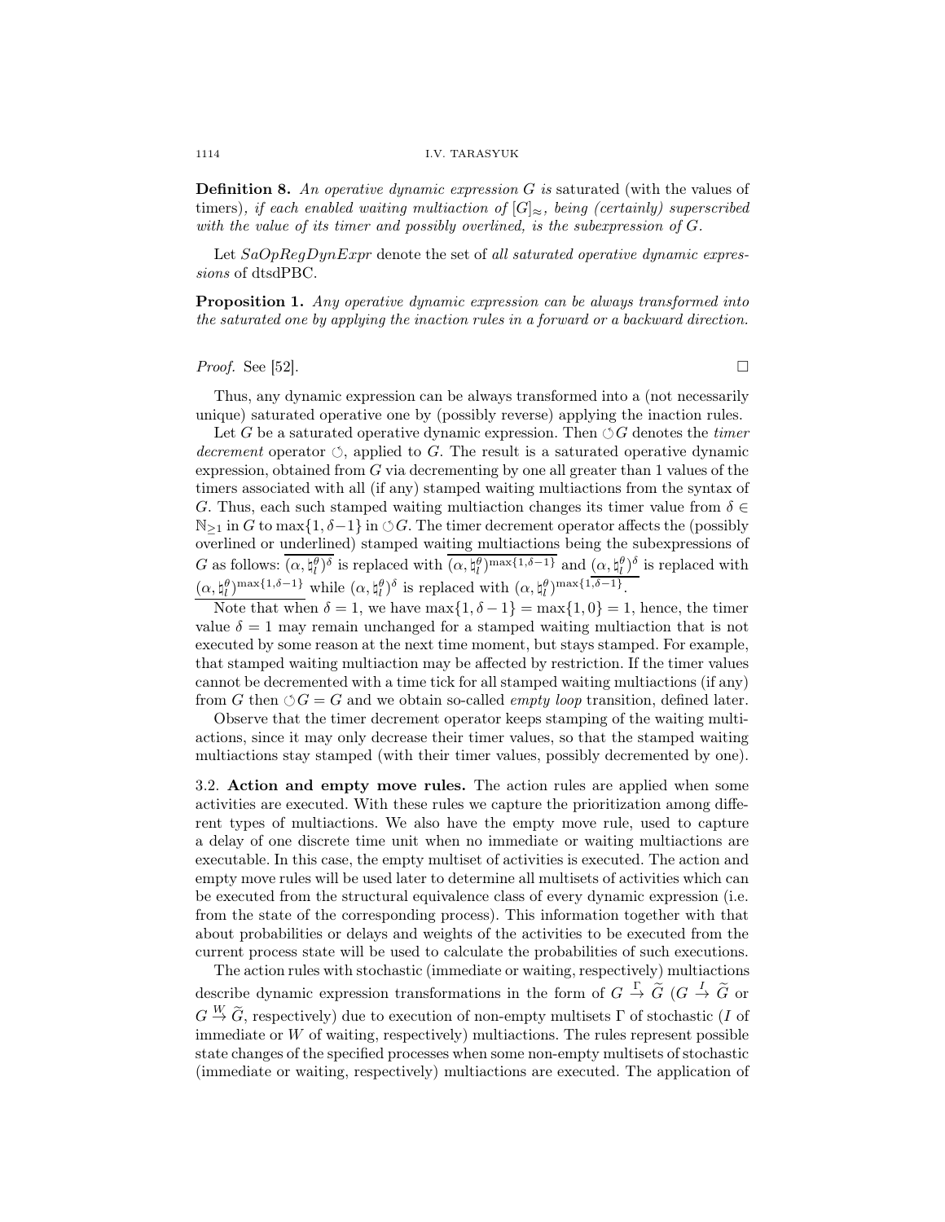**Definition 8.** *An operative dynamic expression $G$ is* saturated (with the values of timers)*, if each enabled waiting multiaction of $[G]_{\approx}$, being (certainly) superscribed with the value of its timer and possibly overlined, is the subexpression of $G$.*

Let *SaOpRegDynExpr* denote the set of *all saturated operative dynamic expressions* of dtsdPBC.

**Proposition 1.** *Any operative dynamic expression can be always transformed into the saturated one by applying the inaction rules in a forward or a backward direction.*

*Proof.* See [52]. □

Thus, any dynamic expression can be always transformed into a (not necessarily unique) saturated operative one by (possibly reverse) applying the inaction rules.

Let $G$ be a saturated operative dynamic expression. Then $\circlearrowleft G$ denotes the *timer decrement* operator $\circlearrowleft$, applied to $G$. The result is a saturated operative dynamic expression, obtained from $G$ via decrementing by one all greater than 1 values of the timers associated with all (if any) stamped waiting multiactions from the syntax of $G$. Thus, each such stamped waiting multiaction changes its timer value from $\delta \in \mathbb{N}_{\geq 1}$ in $G$ to $\max\{1, \delta-1\}$ in $\circlearrowleft G$. The timer decrement operator affects the (possibly overlined or underlined) stamped waiting multiactions being the subexpressions of $G$ as follows: $\overline{(\alpha, \natural_l^\theta)^\delta}$ is replaced with $\overline{(\alpha, \natural_l^\theta)^{\max\{1,\delta-1\}}}$ and $\underline{(\alpha, \natural_l^\theta)^\delta}$ is replaced with $\underline{(\alpha, \natural_l^\theta)^{\max\{1,\delta-1\}}}$ while $(\alpha, \natural_l^\theta)^\delta$ is replaced with $(\alpha, \natural_l^\theta)^{\max\{1,\delta-1\}}$.

Note that when $\delta = 1$, we have $\max\{1, \delta-1\} = \max\{1, 0\} = 1$, hence, the timer value $\delta = 1$ may remain unchanged for a stamped waiting multiaction that is not executed by some reason at the next time moment, but stays stamped. For example, that stamped waiting multiaction may be affected by restriction. If the timer values cannot be decremented with a time tick for all stamped waiting multiactions (if any) from $G$ then $\circlearrowleft G = G$ and we obtain so-called *empty loop* transition, defined later.

Observe that the timer decrement operator keeps stamping of the waiting multiactions, since it may only decrease their timer values, so that the stamped waiting multiactions stay stamped (with their timer values, possibly decremented by one).

3.2. **Action and empty move rules.** The action rules are applied when some activities are executed. With these rules we capture the prioritization among different types of multiactions. We also have the empty move rule, used to capture a delay of one discrete time unit when no immediate or waiting multiactions are executable. In this case, the empty multiset of activities is executed. The action and empty move rules will be used later to determine all multisets of activities which can be executed from the structural equivalence class of every dynamic expression (i.e. from the state of the corresponding process). This information together with that about probabilities or delays and weights of the activities to be executed from the current process state will be used to calculate the probabilities of such executions.

The action rules with stochastic (immediate or waiting, respectively) multiactions describe dynamic expression transformations in the form of $G \stackrel{\Gamma}{\to} \widetilde{G}$ ($G \stackrel{I}{\to} \widetilde{G}$ or $G \stackrel{W}{\to} \widetilde{G}$, respectively) due to execution of non-empty multisets $\Gamma$ of stochastic ($I$ of immediate or $W$ of waiting, respectively) multiactions. The rules represent possible state changes of the specified processes when some non-empty multisets of stochastic (immediate or waiting, respectively) multiactions are executed. The application of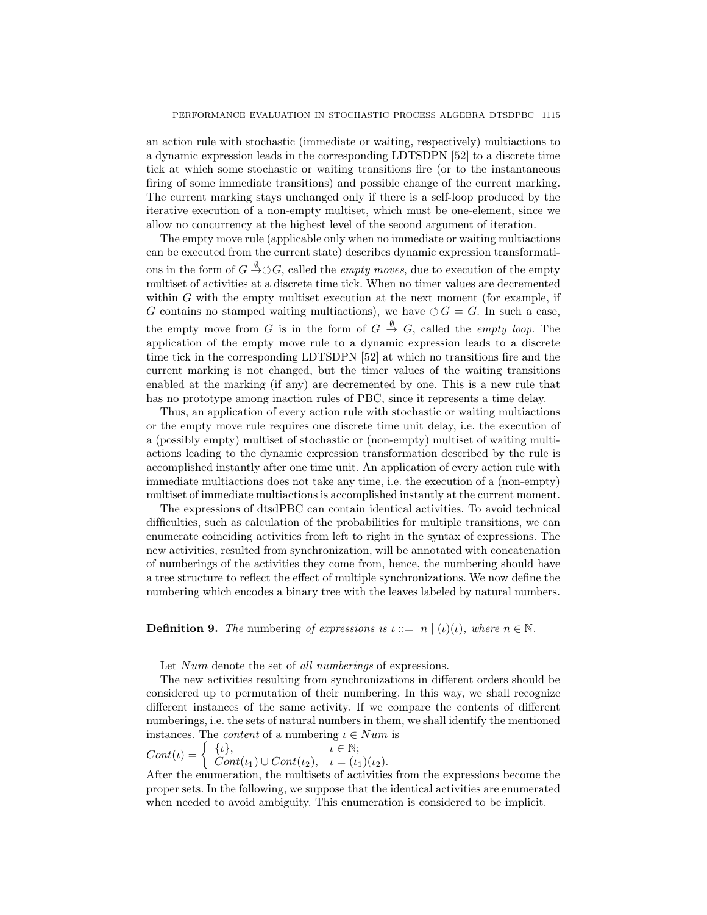an action rule with stochastic (immediate or waiting, respectively) multiactions to a dynamic expression leads in the corresponding LDTSDPN [52] to a discrete time tick at which some stochastic or waiting transitions fire (or to the instantaneous firing of some immediate transitions) and possible change of the current marking. The current marking stays unchanged only if there is a self-loop produced by the iterative execution of a non-empty multiset, which must be one-element, since we allow no concurrency at the highest level of the second argument of iteration.

The empty move rule (applicable only when no immediate or waiting multiactions can be executed from the current state) describes dynamic expression transformations in the form of $G \stackrel{\emptyset}{\to} \circlearrowleft G$, called the *empty moves*, due to execution of the empty multiset of activities at a discrete time tick. When no timer values are decremented within $G$ with the empty multiset execution at the next moment (for example, if $G$ contains no stamped waiting multiactions), we have $\circlearrowleft G = G$. In such a case, the empty move from $G$ is in the form of $G \stackrel{\emptyset}{\to} G$, called the *empty loop*. The application of the empty move rule to a dynamic expression leads to a discrete time tick in the corresponding LDTSDPN [52] at which no transitions fire and the current marking is not changed, but the timer values of the waiting transitions enabled at the marking (if any) are decremented by one. This is a new rule that has no prototype among inaction rules of PBC, since it represents a time delay.

Thus, an application of every action rule with stochastic or waiting multiactions or the empty move rule requires one discrete time unit delay, i.e. the execution of a (possibly empty) multiset of stochastic or (non-empty) multiset of waiting multiactions leading to the dynamic expression transformation described by the rule is accomplished instantly after one time unit. An application of every action rule with immediate multiactions does not take any time, i.e. the execution of a (non-empty) multiset of immediate multiactions is accomplished instantly at the current moment.

The expressions of dtsdPBC can contain identical activities. To avoid technical difficulties, such as calculation of the probabilities for multiple transitions, we can enumerate coinciding activities from left to right in the syntax of expressions. The new activities, resulted from synchronization, will be annotated with concatenation of numberings of the activities they come from, hence, the numbering should have a tree structure to reflect the effect of multiple synchronizations. We now define the numbering which encodes a binary tree with the leaves labeled by natural numbers.

**Definition 9.** *The* numbering *of expressions is* $\iota ::= \ n \mid (\iota)(\iota)$*, where* $n \in \mathbb{N}$.

Let $Num$ denote the set of *all numberings* of expressions.

The new activities resulting from synchronizations in different orders should be considered up to permutation of their numbering. In this way, we shall recognize different instances of the same activity. If we compare the contents of different numberings, i.e. the sets of natural numbers in them, we shall identify the mentioned instances. The *content* of a numbering $\iota \in Num$ is

$$Cont(\iota) = \begin{cases} \{\iota\}, & \iota \in \mathbb{N}; \\ Cont(\iota_1) \cup Cont(\iota_2), & \iota = (\iota_1)(\iota_2). \end{cases}$$

After the enumeration, the multisets of activities from the expressions become the proper sets. In the following, we suppose that the identical activities are enumerated when needed to avoid ambiguity. This enumeration is considered to be implicit.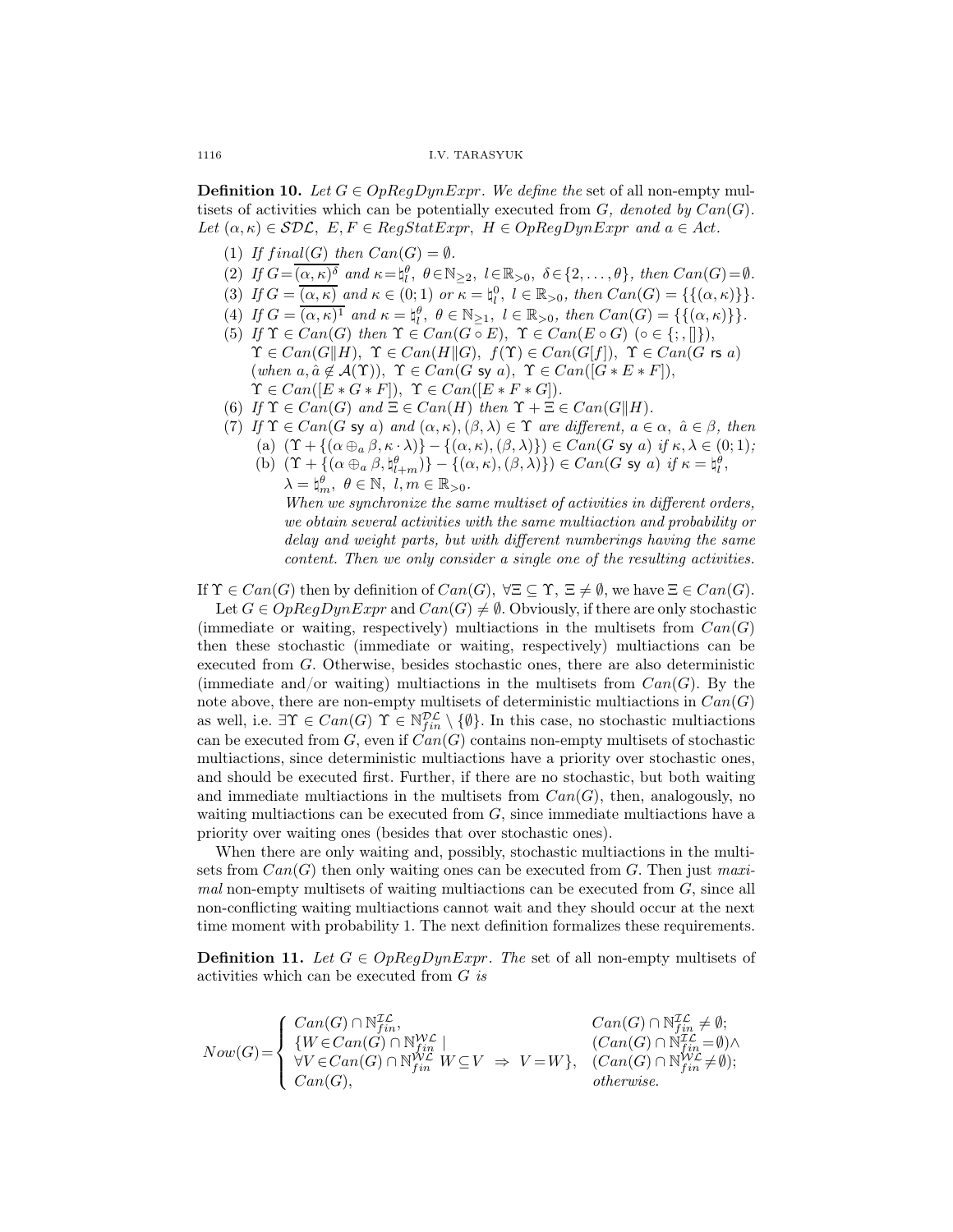**Definition 10.** *Let $G \in OpRegDynExpr$. We define the* set of all non-empty multisets of activities which can be potentially executed from $G$, *denoted by $Can(G)$. Let $(\alpha,\kappa) \in \mathcal{SDL}$, $E, F \in RegStatExpr$, $H \in OpRegDynExpr$ and $a \in Act$.*

1. *If $final(G)$ then $Can(G) = \emptyset$.*
2. *If $G = \overline{(\alpha,\kappa)^{\delta}}$ and $\kappa = \natural_l^{\theta}$, $\theta \in \mathbb{N}_{\geq 2}$, $l \in \mathbb{R}_{>0}$, $\delta \in \{2,\ldots,\theta\}$, then $Can(G) = \emptyset$.*
3. *If $G = \overline{(\alpha,\kappa)}$ and $\kappa \in (0;1)$ or $\kappa = \natural_l^0$, $l \in \mathbb{R}_{>0}$, then $Can(G) = \{\{(\alpha,\kappa)\}\}$.*
4. *If $G = \overline{(\alpha,\kappa)^1}$ and $\kappa = \natural_l^{\theta}$, $\theta \in \mathbb{N}_{\geq 1}$, $l \in \mathbb{R}_{>0}$, then $Can(G) = \{\{(\alpha,\kappa)\}\}$.*
5. *If $\Upsilon \in Can(G)$ then $\Upsilon \in Can(G \circ E)$, $\Upsilon \in Can(E \circ G)$ $(\circ \in \{;,[]\})$, $\Upsilon \in Can(G\|H)$, $\Upsilon \in Can(H\|G)$, $f(\Upsilon) \in Can(G[f])$, $\Upsilon \in Can(G \text{ rs } a)$ (when $a, \hat{a} \notin \mathcal{A}(\Upsilon)$), $\Upsilon \in Can(G \text{ sy } a)$, $\Upsilon \in Can([G * E * F])$, $\Upsilon \in Can([E * G * F])$, $\Upsilon \in Can([E * F * G])$.*
6. *If $\Upsilon \in Can(G)$ and $\Xi \in Can(H)$ then $\Upsilon + \Xi \in Can(G\|H)$.*
7. *If $\Upsilon \in Can(G \text{ sy } a)$ and $(\alpha,\kappa),(\beta,\lambda) \in \Upsilon$ are different, $a \in \alpha$, $\hat{a} \in \beta$, then*
   - (a) *$(\Upsilon + \{(\alpha \oplus_a \beta, \kappa\cdot\lambda)\} - \{(\alpha,\kappa),(\beta,\lambda)\}) \in Can(G \text{ sy } a)$ if $\kappa, \lambda \in (0;1)$;*
   - (b) *$(\Upsilon + \{(\alpha \oplus_a \beta, \natural_{l+m}^{\theta})\} - \{(\alpha,\kappa),(\beta,\lambda)\}) \in Can(G \text{ sy } a)$ if $\kappa = \natural_l^{\theta}$, $\lambda = \natural_m^{\theta}$, $\theta \in \mathbb{N}$, $l, m \in \mathbb{R}_{>0}$.*

   *When we synchronize the same multiset of activities in different orders, we obtain several activities with the same multiaction and probability or delay and weight parts, but with different numberings having the same content. Then we only consider a single one of the resulting activities.*

If $\Upsilon \in Can(G)$ then by definition of $Can(G)$, $\forall \Xi \subseteq \Upsilon$, $\Xi \neq \emptyset$, we have $\Xi \in Can(G)$.

Let $G \in OpRegDynExpr$ and $Can(G) \neq \emptyset$. Obviously, if there are only stochastic (immediate or waiting, respectively) multiactions in the multisets from $Can(G)$ then these stochastic (immediate or waiting, respectively) multiactions can be executed from $G$. Otherwise, besides stochastic ones, there are also deterministic (immediate and/or waiting) multiactions in the multisets from $Can(G)$. By the note above, there are non-empty multisets of deterministic multiactions in $Can(G)$ as well, i.e. $\exists \Upsilon \in Can(G)$ $\Upsilon \in \mathbb{N}_{fin}^{\mathcal{DL}} \setminus \{\emptyset\}$. In this case, no stochastic multiactions can be executed from $G$, even if $Can(G)$ contains non-empty multisets of stochastic multiactions, since deterministic multiactions have a priority over stochastic ones, and should be executed first. Further, if there are no stochastic, but both waiting and immediate multiactions in the multisets from $Can(G)$, then, analogously, no waiting multiactions can be executed from $G$, since immediate multiactions have a priority over waiting ones (besides that over stochastic ones).

When there are only waiting and, possibly, stochastic multiactions in the multisets from $Can(G)$ then only waiting ones can be executed from $G$. Then just *maximal* non-empty multisets of waiting multiactions can be executed from $G$, since all non-conflicting waiting multiactions cannot wait and they should occur at the next time moment with probability 1. The next definition formalizes these requirements.

**Definition 11.** *Let $G \in OpRegDynExpr$. The* set of all non-empty multisets of activities which can be executed from $G$ *is*

$$Now(G) = \begin{cases} Can(G) \cap \mathbb{N}_{fin}^{\mathcal{IL}}, & Can(G) \cap \mathbb{N}_{fin}^{\mathcal{IL}} \neq \emptyset; \\ \{W \in Can(G) \cap \mathbb{N}_{fin}^{\mathcal{WL}} \mid & (Can(G) \cap \mathbb{N}_{fin}^{\mathcal{IL}} = \emptyset) \wedge \\ \forall V \in Can(G) \cap \mathbb{N}_{fin}^{\mathcal{WL}}\ W \subseteq V \ \Rightarrow\ V = W\}, & (Can(G) \cap \mathbb{N}_{fin}^{\mathcal{WL}} \neq \emptyset); \\ Can(G), & \text{otherwise.} \end{cases}$$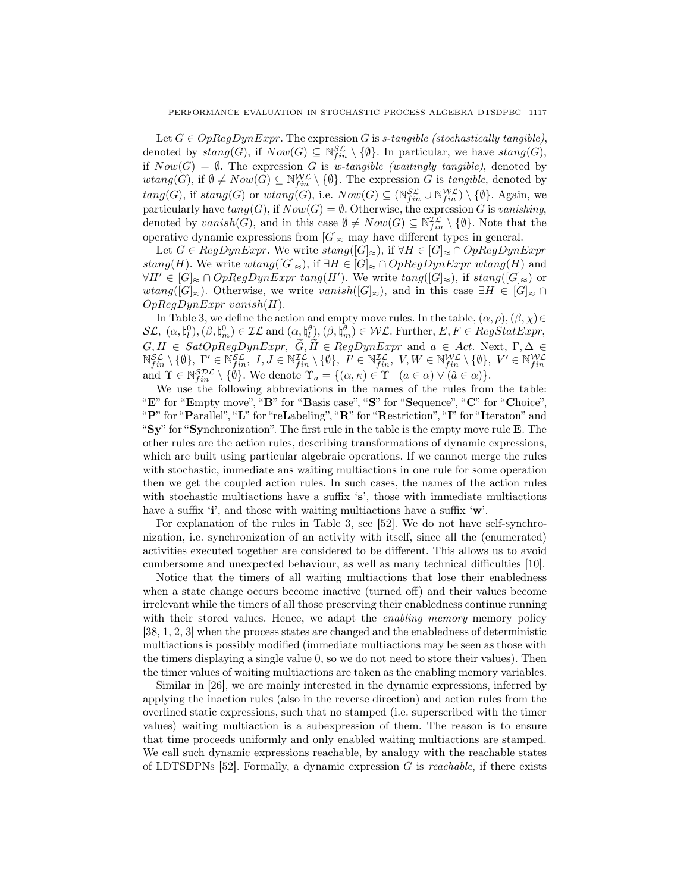Let $G \in OpRegDynExpr$. The expression $G$ is *s-tangible (stochastically tangible)*, denoted by $stang(G)$, if $Now(G) \subseteq \mathbb{N}_{fin}^{\mathcal{SL}} \setminus \{\emptyset\}$. In particular, we have $stang(G)$, if $Now(G) = \emptyset$. The expression $G$ is *w-tangible (waitingly tangible)*, denoted by $wtang(G)$, if $\emptyset \neq Now(G) \subseteq \mathbb{N}_{fin}^{\mathcal{WL}} \setminus \{\emptyset\}$. The expression $G$ is *tangible*, denoted by $tang(G)$, if $stang(G)$ or $wtang(G)$, i.e. $Now(G) \subseteq (\mathbb{N}_{fin}^{\mathcal{SL}} \cup \mathbb{N}_{fin}^{\mathcal{WL}}) \setminus \{\emptyset\}$. Again, we particularly have $tang(G)$, if $Now(G) = \emptyset$. Otherwise, the expression $G$ is *vanishing*, denoted by $vanish(G)$, and in this case $\emptyset \neq Now(G) \subseteq \mathbb{N}_{fin}^{\mathcal{IL}} \setminus \{\emptyset\}$. Note that the operative dynamic expressions from $[G]_{\approx}$ may have different types in general.

Let $G \in RegDynExpr$. We write $stang([G]_{\approx})$, if $\forall H \in [G]_{\approx} \cap OpRegDynExpr$ $stang(H)$. We write $wtang([G]_{\approx})$, if $\exists H \in [G]_{\approx} \cap OpRegDynExpr$ $wtang(H)$ and $\forall H' \in [G]_{\approx} \cap OpRegDynExpr$ $tang(H')$. We write $tang([G]_{\approx})$, if $stang([G]_{\approx})$ or $wtang([G]_{\approx})$. Otherwise, we write $vanish([G]_{\approx})$, and in this case $\exists H \in [G]_{\approx} \cap OpRegDynExpr$ $vanish(H)$.

In Table 3, we define the action and empty move rules. In the table, $(\alpha,\rho),(\beta,\chi) \in \mathcal{SL}$, $(\alpha,\natural_l^0),(\beta,\natural_m^0) \in \mathcal{IL}$ and $(\alpha,\natural_l^\theta),(\beta,\natural_m^\theta) \in \mathcal{WL}$. Further, $E,F \in RegStatExpr$, $G,H \in SatOpRegDynExpr$, $\widetilde{G},\widetilde{H} \in RegDynExpr$ and $a \in Act$. Next, $\Gamma,\Delta \in \mathbb{N}_{fin}^{\mathcal{SL}} \setminus \{\emptyset\}$, $\Gamma' \in \mathbb{N}_{fin}^{\mathcal{SL}}$, $I,J \in \mathbb{N}_{fin}^{\mathcal{IL}} \setminus \{\emptyset\}$, $I' \in \mathbb{N}_{fin}^{\mathcal{IL}}$, $V,W \in \mathbb{N}_{fin}^{\mathcal{WL}} \setminus \{\emptyset\}$, $V' \in \mathbb{N}_{fin}^{\mathcal{WL}}$ and $\Upsilon \in \mathbb{N}_{fin}^{\mathcal{SDL}} \setminus \{\emptyset\}$. We denote $\Upsilon_a = \{(\alpha,\kappa) \in \Upsilon \mid (a \in \alpha) \vee (\hat{a} \in \alpha)\}$.

We use the following abbreviations in the names of the rules from the table: "**E**" for "**E**mpty move", "**B**" for "**B**asis case", "**S**" for "**S**equence", "**C**" for "**C**hoice", "**P**" for "**P**arallel", "**L**" for "re**L**abeling", "**R**" for "**R**estriction", "**I**" for "**I**teraton" and "**Sy**" for "**Sy**nchronization". The first rule in the table is the empty move rule **E**. The other rules are the action rules, describing transformations of dynamic expressions, which are built using particular algebraic operations. If we cannot merge the rules with stochastic, immediate ans waiting multiactions in one rule for some operation then we get the coupled action rules. In such cases, the names of the action rules with stochastic multiactions have a suffix '**s**', those with immediate multiactions have a suffix '**i**', and those with waiting multiactions have a suffix '**w**'.

For explanation of the rules in Table 3, see [52]. We do not have self-synchronization, i.e. synchronization of an activity with itself, since all the (enumerated) activities executed together are considered to be different. This allows us to avoid cumbersome and unexpected behaviour, as well as many technical difficulties [10].

Notice that the timers of all waiting multiactions that lose their enabledness when a state change occurs become inactive (turned off) and their values become irrelevant while the timers of all those preserving their enabledness continue running with their stored values. Hence, we adapt the *enabling memory* memory policy [38, 1, 2, 3] when the process states are changed and the enabledness of deterministic multiactions is possibly modified (immediate multiactions may be seen as those with the timers displaying a single value 0, so we do not need to store their values). Then the timer values of waiting multiactions are taken as the enabling memory variables.

Similar in [26], we are mainly interested in the dynamic expressions, inferred by applying the inaction rules (also in the reverse direction) and action rules from the overlined static expressions, such that no stamped (i.e. superscribed with the timer values) waiting multiaction is a subexpression of them. The reason is to ensure that time proceeds uniformly and only enabled waiting multiactions are stamped. We call such dynamic expressions reachable, by analogy with the reachable states of LDTSDPNs [52]. Formally, a dynamic expression $G$ is *reachable*, if there exists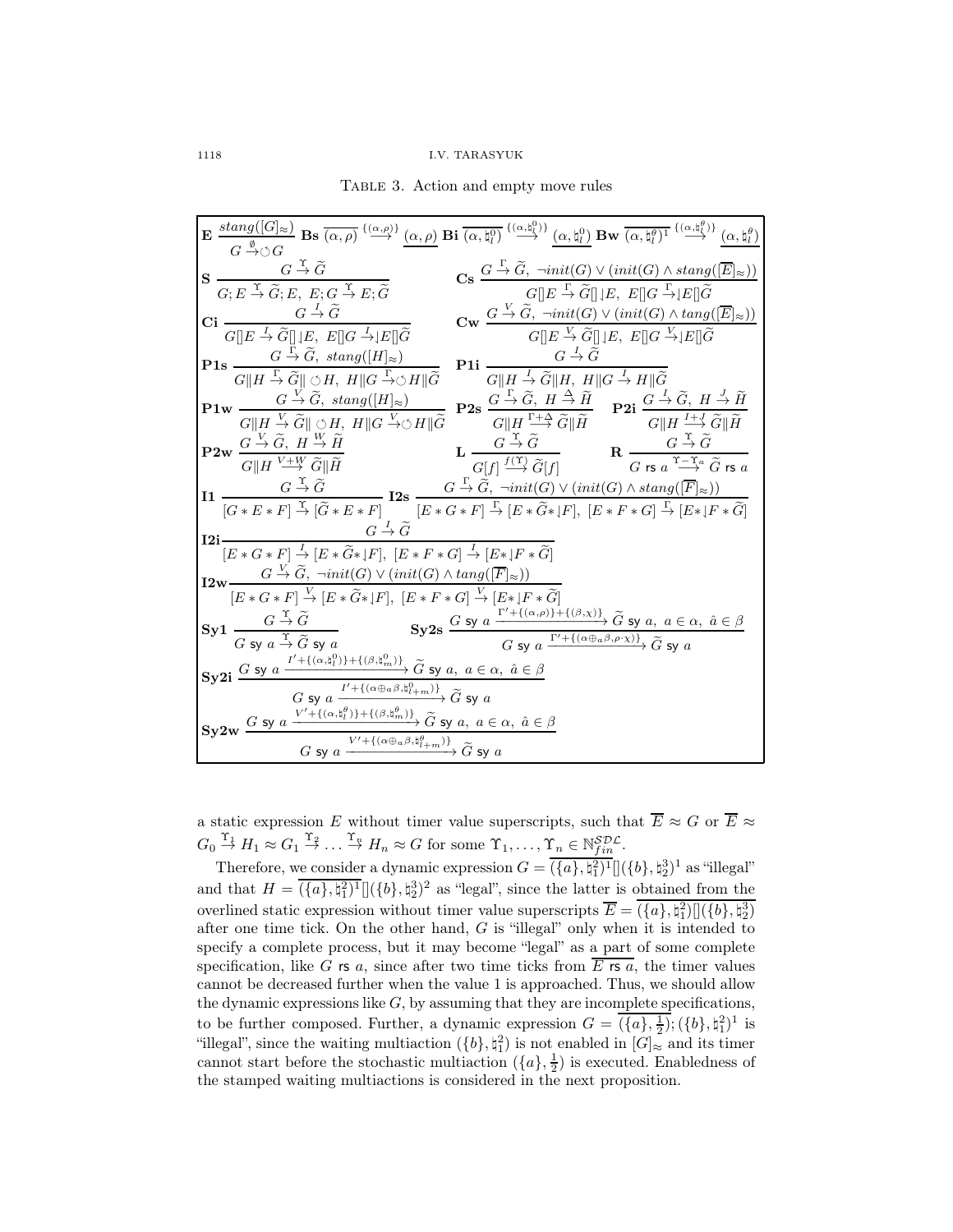TABLE 3. Action and empty move rules

$$\textbf{E}\ \frac{stang([G]_\approx)}{G \stackrel{\emptyset}{\to} \circlearrowleft G} \quad \textbf{Bs}\ \overline{(\alpha,\rho)} \stackrel{\{(\alpha,\rho)\}}{\longrightarrow} \underline{(\alpha,\rho)} \quad \textbf{Bi}\ \overline{(\alpha,\natural_l^0)} \stackrel{\{(\alpha,\natural_l^0)\}}{\longrightarrow} \underline{(\alpha,\natural_l^0)} \quad \textbf{Bw}\ \overline{(\alpha,\natural_l^\theta)^1} \stackrel{\{(\alpha,\natural_l^\theta)\}}{\longrightarrow} \underline{(\alpha,\natural_l^\theta)}$$

$$\textbf{S}\ \frac{G \stackrel{\Upsilon}{\to} \widetilde{G}}{G;E \stackrel{\Upsilon}{\to} \widetilde{G};E,\ E;G \stackrel{\Upsilon}{\to} E;\widetilde{G}} \qquad \textbf{Cs}\ \frac{G \stackrel{\Gamma}{\to} \widetilde{G},\ \neg init(G) \vee (init(G) \wedge stang([\overline{E}]_\approx))}{G[]E \stackrel{\Gamma}{\to} \widetilde{G}[]\lfloor E,\ E[]G \stackrel{\Gamma}{\to} \lfloor E[]\widetilde{G}}$$

$$\textbf{Ci}\ \frac{G \stackrel{I}{\to} \widetilde{G}}{G[]E \stackrel{I}{\to} \widetilde{G}[]\lfloor E,\ E[]G \stackrel{I}{\to} \lfloor E[]\widetilde{G}} \qquad \textbf{Cw}\ \frac{G \stackrel{V}{\to} \widetilde{G},\ \neg init(G) \vee (init(G) \wedge tang([\overline{E}]_\approx))}{G[]E \stackrel{V}{\to} \widetilde{G}[]\lfloor E,\ E[]G \stackrel{V}{\to} \lfloor E[]\widetilde{G}}$$

$$\textbf{P1s}\ \frac{G \stackrel{\Gamma}{\to} \widetilde{G},\ stang([H]_\approx)}{G\|H \stackrel{\Gamma}{\to} \widetilde{G}\| \circlearrowleft H,\ H\|G \stackrel{\Gamma}{\to} \circlearrowleft H\|\widetilde{G}} \qquad \textbf{P1i}\ \frac{G \stackrel{I}{\to} \widetilde{G}}{G\|H \stackrel{I}{\to} \widetilde{G}\|H,\ H\|G \stackrel{I}{\to} H\|\widetilde{G}}$$

$$\textbf{P1w}\ \frac{G \stackrel{V}{\to} \widetilde{G},\ stang([H]_\approx)}{G\|H \stackrel{V}{\to} \widetilde{G}\| \circlearrowleft H,\ H\|G \stackrel{V}{\to} \circlearrowleft H\|\widetilde{G}} \qquad \textbf{P2s}\ \frac{G \stackrel{\Gamma}{\to} \widetilde{G},\ H \stackrel{\Delta}{\to} \widetilde{H}}{G\|H \stackrel{\Gamma+\Delta}{\longrightarrow} \widetilde{G}\|\widetilde{H}} \qquad \textbf{P2i}\ \frac{G \stackrel{I}{\to} \widetilde{G},\ H \stackrel{J}{\to} \widetilde{H}}{G\|H \stackrel{I+J}{\longrightarrow} \widetilde{G}\|\widetilde{H}}$$

$$\textbf{P2w}\ \frac{G \stackrel{V}{\to} \widetilde{G},\ H \stackrel{W}{\to} \widetilde{H}}{G\|H \stackrel{V+W}{\longrightarrow} \widetilde{G}\|\widetilde{H}} \qquad \textbf{L}\ \frac{G \stackrel{\Upsilon}{\to} \widetilde{G}}{G[f] \stackrel{f(\Upsilon)}{\longrightarrow} \widetilde{G}[f]} \qquad \textbf{R}\ \frac{G \stackrel{\Upsilon}{\to} \widetilde{G}}{G \text{ rs } a \stackrel{\Upsilon-\Upsilon_a}{\longrightarrow} \widetilde{G} \text{ rs } a}$$

$$\textbf{I1}\ \frac{G \stackrel{\Upsilon}{\to} \widetilde{G}}{[G*E*F] \stackrel{\Upsilon}{\to} [\widetilde{G}*E*F]} \qquad \textbf{I2s}\ \frac{G \stackrel{\Gamma}{\to} \widetilde{G},\ \neg init(G) \vee (init(G) \wedge stang([\overline{F}]_\approx))}{[E*G*F] \stackrel{\Gamma}{\to} [E*\widetilde{G}*\lfloor F],\ [E*F*G] \stackrel{\Gamma}{\to} [E*\lfloor F*\widetilde{G}]}$$

$$\textbf{I2i}\ \frac{G \stackrel{I}{\to} \widetilde{G}}{[E*G*F] \stackrel{I}{\to} [E*\widetilde{G}*\lfloor F],\ [E*F*G] \stackrel{I}{\to} [E*\lfloor F*\widetilde{G}]}$$

$$\textbf{I2w}\ \frac{G \stackrel{V}{\to} \widetilde{G},\ \neg init(G) \vee (init(G) \wedge tang([\overline{F}]_\approx))}{[E*G*F] \stackrel{V}{\to} [E*\widetilde{G}*\lfloor F],\ [E*F*G] \stackrel{V}{\to} [E*\lfloor F*\widetilde{G}]}$$

$$\textbf{Sy1}\ \frac{G \stackrel{\Upsilon}{\to} \widetilde{G}}{G \text{ sy } a \stackrel{\Upsilon}{\to} \widetilde{G} \text{ sy } a} \qquad \textbf{Sy2s}\ \frac{G \text{ sy } a \xrightarrow{\Gamma'+\{(\alpha,\rho)\}+\{(\beta,\chi)\}} \widetilde{G} \text{ sy } a,\ a \in \alpha,\ \hat{a} \in \beta}{G \text{ sy } a \xrightarrow{\Gamma'+\{(\alpha\oplus_a\beta,\rho\cdot\chi)\}} \widetilde{G} \text{ sy } a}$$

$$\textbf{Sy2i}\ \frac{G \text{ sy } a \xrightarrow{I'+\{(\alpha,\natural_l^0)\}+\{(\beta,\natural_m^0)\}} \widetilde{G} \text{ sy } a,\ a \in \alpha,\ \hat{a} \in \beta}{G \text{ sy } a \xrightarrow{I'+\{(\alpha\oplus_a\beta,\natural_{l+m}^0)\}} \widetilde{G} \text{ sy } a}$$

$$\textbf{Sy2w}\ \frac{G \text{ sy } a \xrightarrow{V'+\{(\alpha,\natural_l^\theta)\}+\{(\beta,\natural_m^\theta)\}} \widetilde{G} \text{ sy } a,\ a \in \alpha,\ \hat{a} \in \beta}{G \text{ sy } a \xrightarrow{V'+\{(\alpha\oplus_a\beta,\natural_{l+m}^\theta)\}} \widetilde{G} \text{ sy } a}$$

a static expression $E$ without timer value superscripts, such that $\overline{E} \approx G$ or $\overline{E} \approx G_0 \stackrel{\Upsilon_1}{\to} H_1 \approx G_1 \stackrel{\Upsilon_2}{\to} \dots \stackrel{\Upsilon_n}{\to} H_n \approx G$ for some $\Upsilon_1, \dots, \Upsilon_n \in \mathbb{N}_{fin}^{\mathcal{SDL}}$.

Therefore, we consider a dynamic expression $G = \overline{(\{a\},\natural_1^2)^1}[](\{b\},\natural_2^3)^1$ as "illegal" and that $H = \overline{(\{a\},\natural_1^2)^1}[](\{b\},\natural_2^3)^2$ as "legal", since the latter is obtained from the overlined static expression without timer value superscripts $\overline{E} = \overline{(\{a\},\natural_1^2)[](\{b\},\natural_2^3)}$ after one time tick. On the other hand, $G$ is "illegal" only when it is intended to specify a complete process, but it may become "legal" as a part of some complete specification, like $G$ rs $a$, since after two time ticks from $\overline{E \text{ rs } a}$, the timer values cannot be decreased further when the value 1 is approached. Thus, we should allow the dynamic expressions like $G$, by assuming that they are incomplete specifications, to be further composed. Further, a dynamic expression $G = \overline{(\{a\},\frac{1}{2})};(\{b\},\natural_1^2)^1$ is "illegal", since the waiting multiaction $(\{b\},\natural_1^2)$ is not enabled in $[G]_\approx$ and its timer cannot start before the stochastic multiaction $(\{a\},\frac{1}{2})$ is executed. Enabledness of the stamped waiting multiactions is considered in the next proposition.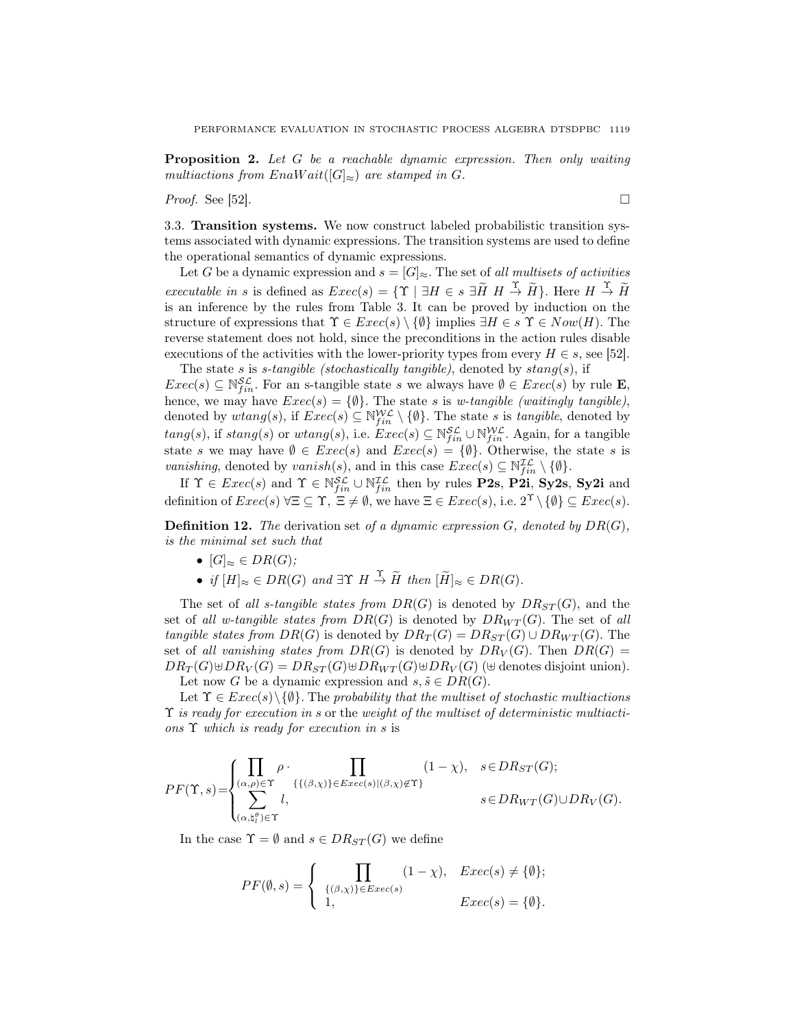**Proposition 2.** *Let $G$ be a reachable dynamic expression. Then only waiting multiactions from $EnaWait([G]_\approx)$ are stamped in $G$.*

*Proof.* See [52]. □

3.3. **Transition systems.** We now construct labeled probabilistic transition systems associated with dynamic expressions. The transition systems are used to define the operational semantics of dynamic expressions.

Let $G$ be a dynamic expression and $s = [G]_\approx$. The set of *all multisets of activities executable in* $s$ is defined as $Exec(s) = \{\Upsilon \mid \exists H \in s\ \exists \widetilde{H}\ H \xrightarrow{\Upsilon} \widetilde{H}\}$. Here $H \xrightarrow{\Upsilon} \widetilde{H}$ is an inference by the rules from Table 3. It can be proved by induction on the structure of expressions that $\Upsilon \in Exec(s) \setminus \{\emptyset\}$ implies $\exists H \in s\ \Upsilon \in Now(H)$. The reverse statement does not hold, since the preconditions in the action rules disable executions of the activities with the lower-priority types from every $H \in s$, see [52].

The state $s$ is *s-tangible (stochastically tangible)*, denoted by $stang(s)$, if $Exec(s) \subseteq \mathbb{N}_{fin}^{\mathcal{SL}}$. For an s-tangible state $s$ we always have $\emptyset \in Exec(s)$ by rule **E**, hence, we may have $Exec(s) = \{\emptyset\}$. The state $s$ is *w-tangible (waitingly tangible)*, denoted by $wtang(s)$, if $Exec(s) \subseteq \mathbb{N}_{fin}^{\mathcal{WL}} \setminus \{\emptyset\}$. The state $s$ is *tangible*, denoted by $tang(s)$, if $stang(s)$ or $wtang(s)$, i.e. $Exec(s) \subseteq \mathbb{N}_{fin}^{\mathcal{SL}} \cup \mathbb{N}_{fin}^{\mathcal{WL}}$. Again, for a tangible state $s$ we may have $\emptyset \in Exec(s)$ and $Exec(s) = \{\emptyset\}$. Otherwise, the state $s$ is *vanishing*, denoted by $vanish(s)$, and in this case $Exec(s) \subseteq \mathbb{N}_{fin}^{\mathcal{IL}} \setminus \{\emptyset\}$.

If $\Upsilon \in Exec(s)$ and $\Upsilon \in \mathbb{N}_{fin}^{\mathcal{SL}} \cup \mathbb{N}_{fin}^{\mathcal{IL}}$ then by rules **P2s**, **P2i**, **Sy2s**, **Sy2i** and definition of $Exec(s)$ $\forall \Xi \subseteq \Upsilon,\ \Xi \neq \emptyset$, we have $\Xi \in Exec(s)$, i.e. $2^\Upsilon \setminus \{\emptyset\} \subseteq Exec(s)$.

**Definition 12.** *The* derivation set *of a dynamic expression $G$, denoted by $DR(G)$, is the minimal set such that*

- *$[G]_\approx \in DR(G)$;*
- *if $[H]_\approx \in DR(G)$ and $\exists \Upsilon\ H \xrightarrow{\Upsilon} \widetilde{H}$ then $[\widetilde{H}]_\approx \in DR(G)$.*

The set of *all s-tangible states from $DR(G)$* is denoted by $DR_{ST}(G)$, and the set of *all w-tangible states from $DR(G)$* is denoted by $DR_{WT}(G)$. The set of *all tangible states from $DR(G)$* is denoted by $DR_T(G) = DR_{ST}(G) \cup DR_{WT}(G)$. The set of *all vanishing states from $DR(G)$* is denoted by $DR_V(G)$. Then $DR(G) = DR_T(G) \uplus DR_V(G) = DR_{ST}(G) \uplus DR_{WT}(G) \uplus DR_V(G)$ ($\uplus$ denotes disjoint union).

Let now $G$ be a dynamic expression and $s, \tilde{s} \in DR(G)$.

Let $\Upsilon \in Exec(s) \setminus \{\emptyset\}$. The *probability that the multiset of stochastic multiactions $\Upsilon$ is ready for execution in $s$* or the *weight of the multiset of deterministic multiactions $\Upsilon$ which is ready for execution in $s$* is

$$PF(\Upsilon, s) = \begin{cases} \prod_{(\alpha,\rho)\in\Upsilon} \rho \cdot \prod_{\{\{(\beta,\chi)\}\in Exec(s) \mid (\beta,\chi)\notin\Upsilon\}} (1-\chi), & s \in DR_{ST}(G); \\ \sum_{(\alpha,\natural_l^\theta)\in\Upsilon} l, & s \in DR_{WT}(G) \cup DR_V(G). \end{cases}$$

In the case $\Upsilon = \emptyset$ and $s \in DR_{ST}(G)$ we define

$$PF(\emptyset, s) = \begin{cases} \prod_{\{(\beta,\chi)\}\in Exec(s)} (1-\chi), & Exec(s) \neq \{\emptyset\}; \\ 1, & Exec(s) = \{\emptyset\}. \end{cases}$$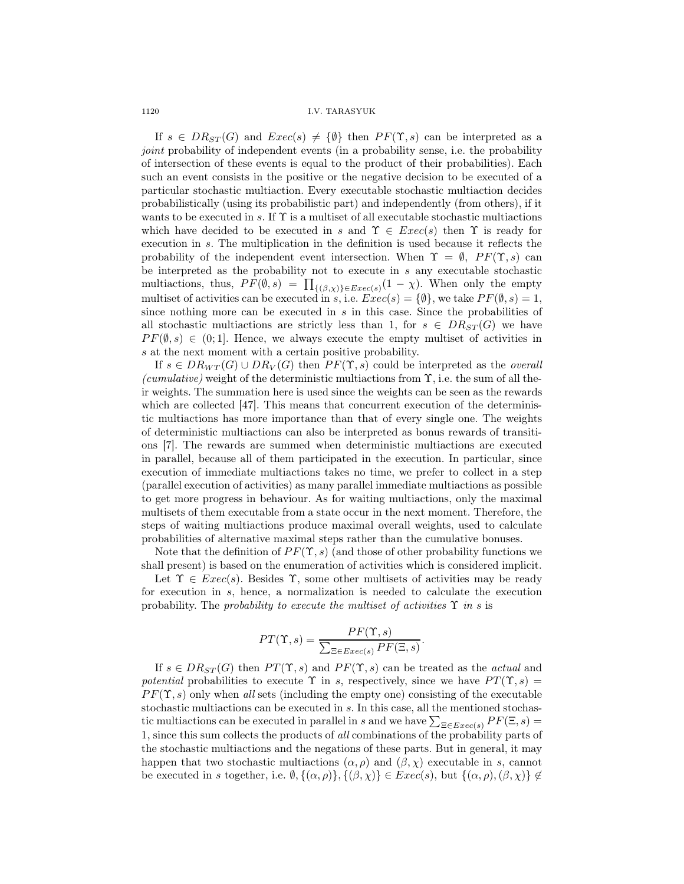If $s \in DR_{ST}(G)$ and $Exec(s) \neq \{\emptyset\}$ then $PF(\Upsilon, s)$ can be interpreted as a *joint* probability of independent events (in a probability sense, i.e. the probability of intersection of these events is equal to the product of their probabilities). Each such an event consists in the positive or the negative decision to be executed of a particular stochastic multiaction. Every executable stochastic multiaction decides probabilistically (using its probabilistic part) and independently (from others), if it wants to be executed in $s$. If $\Upsilon$ is a multiset of all executable stochastic multiactions which have decided to be executed in $s$ and $\Upsilon \in Exec(s)$ then $\Upsilon$ is ready for execution in $s$. The multiplication in the definition is used because it reflects the probability of the independent event intersection. When $\Upsilon = \emptyset$, $PF(\Upsilon, s)$ can be interpreted as the probability not to execute in $s$ any executable stochastic multiactions, thus, $PF(\emptyset, s) = \prod_{\{(\beta,\chi)\} \in Exec(s)} (1 - \chi)$. When only the empty multiset of activities can be executed in $s$, i.e. $Exec(s) = \{\emptyset\}$, we take $PF(\emptyset, s) = 1$, since nothing more can be executed in $s$ in this case. Since the probabilities of all stochastic multiactions are strictly less than 1, for $s \in DR_{ST}(G)$ we have $PF(\emptyset, s) \in (0; 1]$. Hence, we always execute the empty multiset of activities in $s$ at the next moment with a certain positive probability.

If $s \in DR_{WT}(G) \cup DR_V(G)$ then $PF(\Upsilon, s)$ could be interpreted as the *overall (cumulative)* weight of the deterministic multiactions from $\Upsilon$, i.e. the sum of all their weights. The summation here is used since the weights can be seen as the rewards which are collected [47]. This means that concurrent execution of the deterministic multiactions has more importance than that of every single one. The weights of deterministic multiactions can also be interpreted as bonus rewards of transitions [7]. The rewards are summed when deterministic multiactions are executed in parallel, because all of them participated in the execution. In particular, since execution of immediate multiactions takes no time, we prefer to collect in a step (parallel execution of activities) as many parallel immediate multiactions as possible to get more progress in behaviour. As for waiting multiactions, only the maximal multisets of them executable from a state occur in the next moment. Therefore, the steps of waiting multiactions produce maximal overall weights, used to calculate probabilities of alternative maximal steps rather than the cumulative bonuses.

Note that the definition of $PF(\Upsilon, s)$ (and those of other probability functions we shall present) is based on the enumeration of activities which is considered implicit.

Let $\Upsilon \in Exec(s)$. Besides $\Upsilon$, some other multisets of activities may be ready for execution in $s$, hence, a normalization is needed to calculate the execution probability. The *probability to execute the multiset of activities $\Upsilon$ in $s$* is

$$PT(\Upsilon, s) = \frac{PF(\Upsilon, s)}{\sum_{\Xi \in Exec(s)} PF(\Xi, s)}.$$

If $s \in DR_{ST}(G)$ then $PT(\Upsilon, s)$ and $PF(\Upsilon, s)$ can be treated as the *actual* and *potential* probabilities to execute $\Upsilon$ in $s$, respectively, since we have $PT(\Upsilon, s) = PF(\Upsilon, s)$ only when *all* sets (including the empty one) consisting of the executable stochastic multiactions can be executed in $s$. In this case, all the mentioned stochastic multiactions can be executed in parallel in $s$ and we have $\sum_{\Xi \in Exec(s)} PF(\Xi, s) = 1$, since this sum collects the products of *all* combinations of the probability parts of the stochastic multiactions and the negations of these parts. But in general, it may happen that two stochastic multiactions $(\alpha, \rho)$ and $(\beta, \chi)$ executable in $s$, cannot be executed in $s$ together, i.e. $\emptyset, \{(\alpha, \rho)\}, \{(\beta, \chi)\} \in Exec(s)$, but $\{(\alpha, \rho), (\beta, \chi)\} \notin$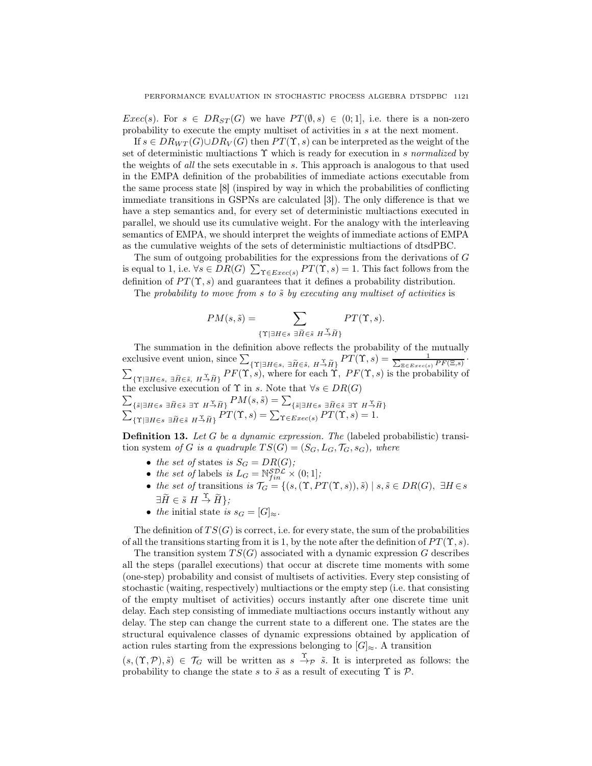$Exec(s)$. For $s \in DR_{ST}(G)$ we have $PT(\emptyset, s) \in (0;1]$, i.e. there is a non-zero probability to execute the empty multiset of activities in $s$ at the next moment.

If $s \in DR_{WT}(G) \cup DR_V(G)$ then $PT(\Upsilon, s)$ can be interpreted as the weight of the set of deterministic multiactions $\Upsilon$ which is ready for execution in $s$ *normalized* by the weights of *all* the sets executable in $s$. This approach is analogous to that used in the EMPA definition of the probabilities of immediate actions executable from the same process state [8] (inspired by way in which the probabilities of conflicting immediate transitions in GSPNs are calculated [3]). The only difference is that we have a step semantics and, for every set of deterministic multiactions executed in parallel, we should use its cumulative weight. For the analogy with the interleaving semantics of EMPA, we should interpret the weights of immediate actions of EMPA as the cumulative weights of the sets of deterministic multiactions of dtsdPBC.

The sum of outgoing probabilities for the expressions from the derivations of $G$ is equal to 1, i.e. $\forall s \in DR(G)\ \sum_{\Upsilon \in Exec(s)} PT(\Upsilon, s) = 1$. This fact follows from the definition of $PT(\Upsilon, s)$ and guarantees that it defines a probability distribution.

The *probability to move from $s$ to $\tilde{s}$ by executing any multiset of activities* is

$$PM(s, \tilde{s}) = \sum_{\{\Upsilon \mid \exists H \in s\ \exists \widetilde{H} \in \tilde{s}\ H \xrightarrow{\Upsilon} \widetilde{H}\}} PT(\Upsilon, s).$$

The summation in the definition above reflects the probability of the mutually exclusive event union, since $\sum_{\{\Upsilon \mid \exists H \in s,\ \exists \widetilde{H} \in \tilde{s},\ H \xrightarrow{\Upsilon} \widetilde{H}\}} PT(\Upsilon, s) = \frac{1}{\sum_{\Xi \in Exec(s)} PF(\Xi, s)} \cdot \sum_{\{\Upsilon \mid \exists H \in s,\ \exists \widetilde{H} \in \tilde{s},\ H \xrightarrow{\Upsilon} \widetilde{H}\}} PF(\Upsilon, s)$, where for each $\Upsilon$, $PF(\Upsilon, s)$ is the probability of the exclusive execution of $\Upsilon$ in $s$. Note that $\forall s \in DR(G)$ $\sum_{\{\tilde{s} \mid \exists H \in s\ \exists \widetilde{H} \in \tilde{s}\ \exists \Upsilon\ H \xrightarrow{\Upsilon} \widetilde{H}\}} PM(s, \tilde{s}) = \sum_{\{\tilde{s} \mid \exists H \in s\ \exists \widetilde{H} \in \tilde{s}\ \exists \Upsilon\ H \xrightarrow{\Upsilon} \widetilde{H}\}} \sum_{\{\Upsilon \mid \exists H \in s\ \exists \widetilde{H} \in \tilde{s}\ H \xrightarrow{\Upsilon} \widetilde{H}\}} PT(\Upsilon, s) = \sum_{\Upsilon \in Exec(s)} PT(\Upsilon, s) = 1$.

**Definition 13.** *Let $G$ be a dynamic expression. The* (labeled probabilistic) transition system *of $G$ is a quadruple $TS(G) = (S_G, L_G, \mathcal{T}_G, s_G)$, where*

- *the set of* states *is $S_G = DR(G)$;*
- *the set of* labels *is $L_G = \mathbb{N}_{fin}^{\mathcal{SDL}} \times (0;1]$;*
- *the set of* transitions *is $\mathcal{T}_G = \{(s, (\Upsilon, PT(\Upsilon, s)), \tilde{s}) \mid s, \tilde{s} \in DR(G),\ \exists H \in s\ \exists \widetilde{H} \in \tilde{s}\ H \xrightarrow{\Upsilon} \widetilde{H}\}$;*
- *the* initial state *is $s_G = [G]_{\approx}$.*

The definition of $TS(G)$ is correct, i.e. for every state, the sum of the probabilities of all the transitions starting from it is 1, by the note after the definition of $PT(\Upsilon, s)$.

The transition system $TS(G)$ associated with a dynamic expression $G$ describes all the steps (parallel executions) that occur at discrete time moments with some (one-step) probability and consist of multisets of activities. Every step consisting of stochastic (waiting, respectively) multiactions or the empty step (i.e. that consisting of the empty multiset of activities) occurs instantly after one discrete time unit delay. Each step consisting of immediate multiactions occurs instantly without any delay. The step can change the current state to a different one. The states are the structural equivalence classes of dynamic expressions obtained by application of action rules starting from the expressions belonging to $[G]_{\approx}$. A transition $(s, (\Upsilon, \mathcal{P}), \tilde{s}) \in \mathcal{T}_G$ will be written as $s \xrightarrow{\Upsilon}_{\mathcal{P}} \tilde{s}$. It is interpreted as follows: the probability to change the state $s$ to $\tilde{s}$ as a result of executing $\Upsilon$ is $\mathcal{P}$.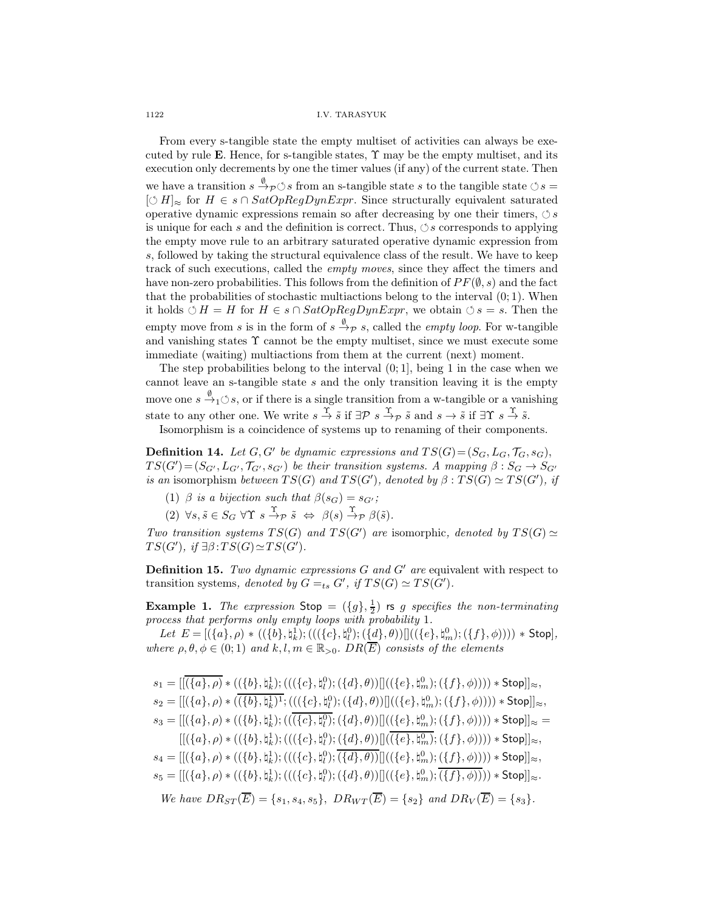From every s-tangible state the empty multiset of activities can always be executed by rule **E**. Hence, for s-tangible states, $\Upsilon$ may be the empty multiset, and its execution only decrements by one the timer values (if any) of the current state. Then we have a transition $s \stackrel{\emptyset}{\rightarrow}_{\mathcal{P}} \circlearrowleft s$ from an s-tangible state $s$ to the tangible state $\circlearrowleft s = [\circlearrowleft H]_{\approx}$ for $H \in s \cap SatOpRegDynExpr$. Since structurally equivalent saturated operative dynamic expressions remain so after decreasing by one their timers, $\circlearrowleft s$ is unique for each $s$ and the definition is correct. Thus, $\circlearrowleft s$ corresponds to applying the empty move rule to an arbitrary saturated operative dynamic expression from $s$, followed by taking the structural equivalence class of the result. We have to keep track of such executions, called the *empty moves*, since they affect the timers and have non-zero probabilities. This follows from the definition of $PF(\emptyset, s)$ and the fact that the probabilities of stochastic multiactions belong to the interval $(0;1)$. When it holds $\circlearrowleft H = H$ for $H \in s \cap SatOpRegDynExpr$, we obtain $\circlearrowleft s = s$. Then the empty move from $s$ is in the form of $s \stackrel{\emptyset}{\rightarrow}_{\mathcal{P}} s$, called the *empty loop*. For w-tangible and vanishing states $\Upsilon$ cannot be the empty multiset, since we must execute some immediate (waiting) multiactions from them at the current (next) moment.

The step probabilities belong to the interval $(0;1]$, being 1 in the case when we cannot leave an s-tangible state $s$ and the only transition leaving it is the empty move one $s \stackrel{\emptyset}{\rightarrow}_1 \circlearrowleft s$, or if there is a single transition from a w-tangible or a vanishing state to any other one. We write $s \stackrel{\Upsilon}{\rightarrow} \tilde{s}$ if $\exists \mathcal{P}\ s \stackrel{\Upsilon}{\rightarrow}_{\mathcal{P}} \tilde{s}$ and $s \rightarrow \tilde{s}$ if $\exists \Upsilon\ s \stackrel{\Upsilon}{\rightarrow} \tilde{s}$.

Isomorphism is a coincidence of systems up to renaming of their components.

**Definition 14.** *Let $G, G'$ be dynamic expressions and $TS(G) = (S_G, L_G, \mathcal{T}_G, s_G)$, $TS(G') = (S_{G'}, L_{G'}, \mathcal{T}_{G'}, s_{G'})$ be their transition systems. A mapping $\beta : S_G \rightarrow S_{G'}$ is an* isomorphism *between $TS(G)$ and $TS(G')$, denoted by $\beta : TS(G) \simeq TS(G')$, if*

1. *$\beta$ is a bijection such that $\beta(s_G) = s_{G'}$;*
2. *$\forall s, \tilde{s} \in S_G\ \forall \Upsilon\ s \stackrel{\Upsilon}{\rightarrow}_{\mathcal{P}} \tilde{s} \Leftrightarrow \beta(s) \stackrel{\Upsilon}{\rightarrow}_{\mathcal{P}} \beta(\tilde{s})$.*

*Two transition systems $TS(G)$ and $TS(G')$ are* isomorphic*, denoted by $TS(G) \simeq TS(G')$, if $\exists \beta : TS(G) \simeq TS(G')$.*

**Definition 15.** *Two dynamic expressions $G$ and $G'$ are* equivalent with respect to transition systems*, denoted by $G =_{ts} G'$, if $TS(G) \simeq TS(G')$.*

**Example 1.** *The expression* $\mathsf{Stop} = (\{g\}, \frac{1}{2})$ rs $g$ *specifies the non-terminating process that performs only empty loops with probability* 1.

*Let* $E = [(\{a\}, \rho) * ((\{b\}, \natural_k^1); (((\{c\}, \natural_l^0); (\{d\}, \theta))[]((\{e\}, \natural_m^0); (\{f\}, \phi)))) * \mathsf{Stop}]$, *where* $\rho, \theta, \phi \in (0;1)$ *and* $k, l, m \in \mathbb{R}_{>0}$. $DR(\overline{E})$ *consists of the elements*

$$s_1 = [[\overline{(\{a\}, \rho)} * ((\{b\}, \natural_k^1); (((\{c\}, \natural_l^0); (\{d\}, \theta))[]((\{e\}, \natural_m^0); (\{f\}, \phi)))) * \mathsf{Stop}]]_{\approx},$$

$$s_2 = [[(\{a\}, \rho) * (\overline{(\{b\}, \natural_k^1)}^1; (((\{c\}, \natural_l^0); (\{d\}, \theta))[]((\{e\}, \natural_m^0); (\{f\}, \phi)))) * \mathsf{Stop}]]_{\approx},$$

$$s_3 = [[(\{a\}, \rho) * ((\{b\}, \natural_k^1); (((\overline{\{c\}, \natural_l^0)}; (\{d\}, \theta))[]((\{e\}, \natural_m^0); (\{f\}, \phi)))) * \mathsf{Stop}]]_{\approx} =$$
$$[[(\{a\}, \rho) * ((\{b\}, \natural_k^1); (((\{c\}, \natural_l^0); (\{d\}, \theta))[](\overline{(\{e\}, \natural_m^0)}; (\{f\}, \phi)))) * \mathsf{Stop}]]_{\approx},$$

$$s_4 = [[(\{a\}, \rho) * ((\{b\}, \natural_k^1); (((\{c\}, \natural_l^0); \overline{(\{d\}, \theta)})[]((\{e\}, \natural_m^0); (\{f\}, \phi)))) * \mathsf{Stop}]]_{\approx},$$

$$s_5 = [[(\{a\}, \rho) * ((\{b\}, \natural_k^1); (((\{c\}, \natural_l^0); (\{d\}, \theta))[]((\{e\}, \natural_m^0); \overline{(\{f\}, \phi)}))) * \mathsf{Stop}]]_{\approx}.$$

*We have* $DR_{ST}(\overline{E}) = \{s_1, s_4, s_5\}$, $DR_{WT}(\overline{E}) = \{s_2\}$ *and* $DR_V(\overline{E}) = \{s_3\}$.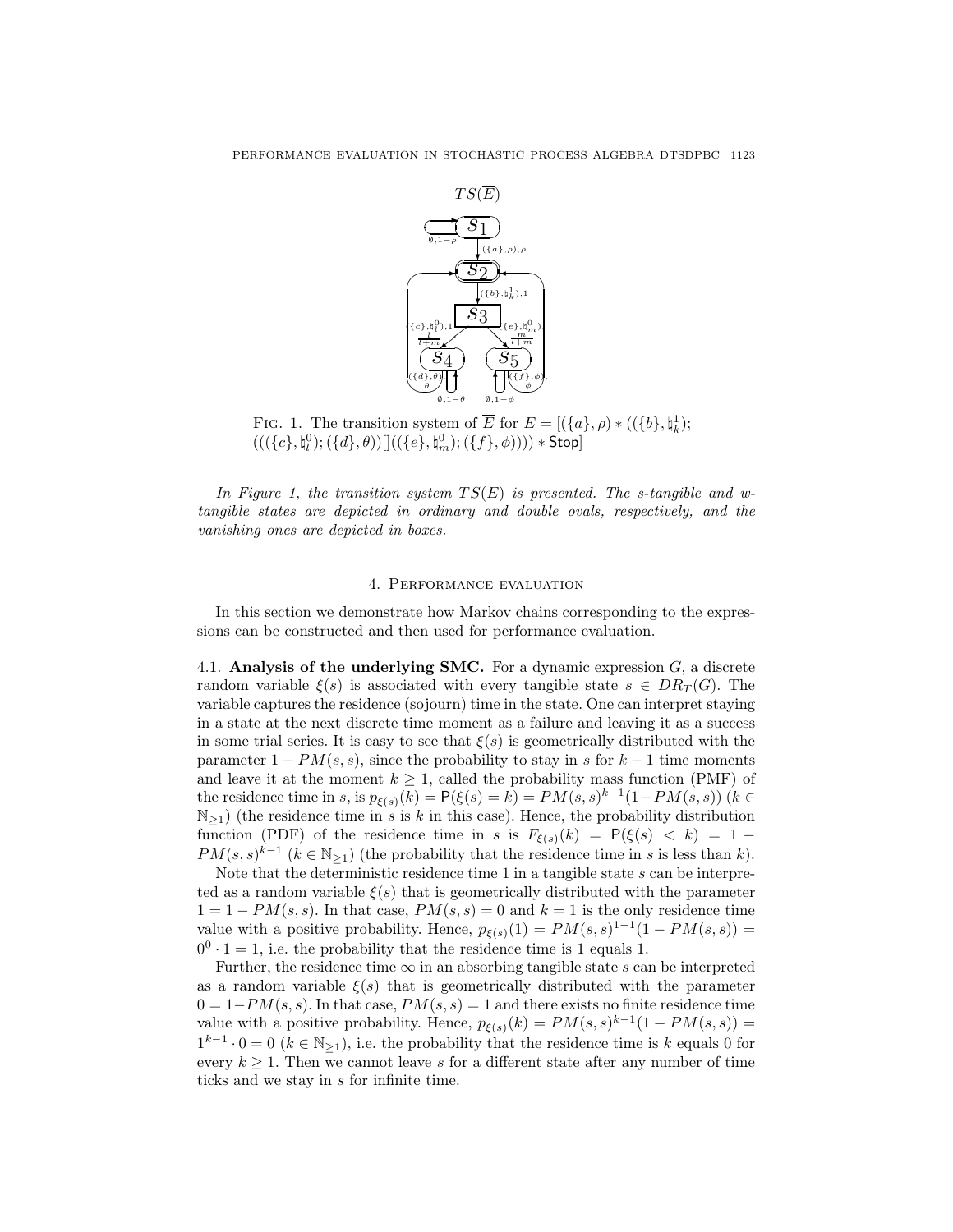$TS(\overline{E})$

FIG. 1. The transition system of $\overline{E}$ for $E = [(\{a\}, \rho) * ((\{b\}, \natural_k^1); (((\{c\}, \natural_l^0); (\{d\}, \theta))[]((\{e\}, \natural_m^0); (\{f\}, \phi)))) * \mathsf{Stop}]$

*In Figure 1, the transition system $TS(\overline{E})$ is presented. The s-tangible and w-tangible states are depicted in ordinary and double ovals, respectively, and the vanishing ones are depicted in boxes.*

## 4. Performance evaluation

In this section we demonstrate how Markov chains corresponding to the expressions can be constructed and then used for performance evaluation.

**4.1. Analysis of the underlying SMC.** For a dynamic expression $G$, a discrete random variable $\xi(s)$ is associated with every tangible state $s \in DR_T(G)$. The variable captures the residence (sojourn) time in the state. One can interpret staying in a state at the next discrete time moment as a failure and leaving it as a success in some trial series. It is easy to see that $\xi(s)$ is geometrically distributed with the parameter $1 - PM(s, s)$, since the probability to stay in $s$ for $k - 1$ time moments and leave it at the moment $k \geq 1$, called the probability mass function (PMF) of the residence time in $s$, is $p_{\xi(s)}(k) = \mathsf{P}(\xi(s) = k) = PM(s, s)^{k-1}(1 - PM(s, s))$ ($k \in \mathbb{N}_{\geq 1}$) (the residence time in $s$ is $k$ in this case). Hence, the probability distribution function (PDF) of the residence time in $s$ is $F_{\xi(s)}(k) = \mathsf{P}(\xi(s) < k) = 1 - PM(s, s)^{k-1}$ ($k \in \mathbb{N}_{\geq 1}$) (the probability that the residence time in $s$ is less than $k$).

Note that the deterministic residence time 1 in a tangible state $s$ can be interpreted as a random variable $\xi(s)$ that is geometrically distributed with the parameter $1 = 1 - PM(s, s)$. In that case, $PM(s, s) = 0$ and $k = 1$ is the only residence time value with a positive probability. Hence, $p_{\xi(s)}(1) = PM(s, s)^{1-1}(1 - PM(s, s)) = 0^0 \cdot 1 = 1$, i.e. the probability that the residence time is 1 equals 1.

Further, the residence time $\infty$ in an absorbing tangible state $s$ can be interpreted as a random variable $\xi(s)$ that is geometrically distributed with the parameter $0 = 1 - PM(s, s)$. In that case, $PM(s, s) = 1$ and there exists no finite residence time value with a positive probability. Hence, $p_{\xi(s)}(k) = PM(s, s)^{k-1}(1 - PM(s, s)) = 1^{k-1} \cdot 0 = 0$ ($k \in \mathbb{N}_{\geq 1}$), i.e. the probability that the residence time is $k$ equals 0 for every $k \geq 1$. Then we cannot leave $s$ for a different state after any number of time ticks and we stay in $s$ for infinite time.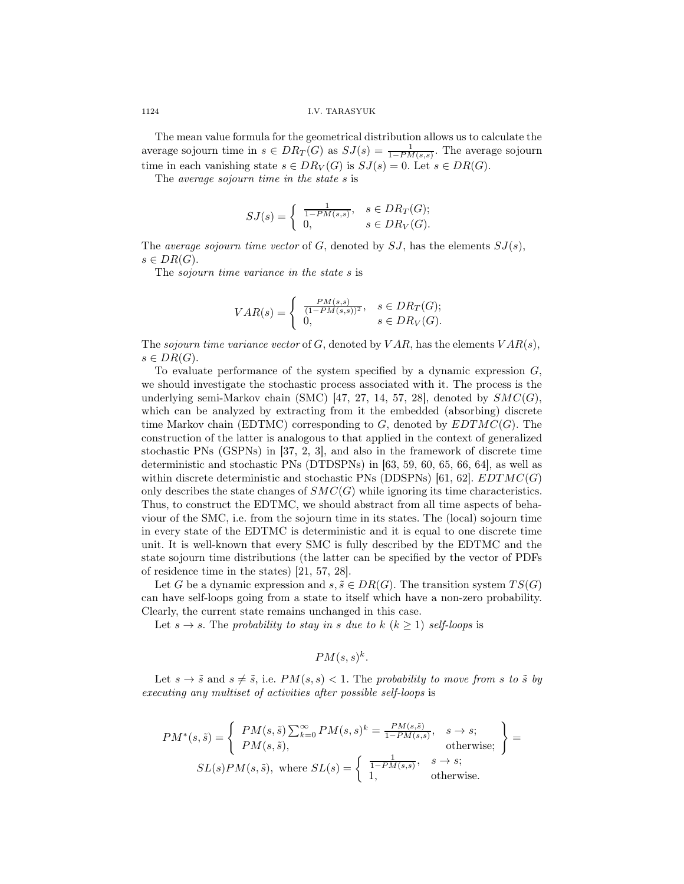The mean value formula for the geometrical distribution allows us to calculate the average sojourn time in $s \in DR_T(G)$ as $SJ(s) = \frac{1}{1-PM(s,s)}$. The average sojourn time in each vanishing state $s \in DR_V(G)$ is $SJ(s) = 0$. Let $s \in DR(G)$.

The *average sojourn time in the state* $s$ is

$$SJ(s) = \begin{cases} \frac{1}{1-PM(s,s)}, & s \in DR_T(G); \\ 0, & s \in DR_V(G). \end{cases}$$

The *average sojourn time vector* of $G$, denoted by $SJ$, has the elements $SJ(s)$, $s \in DR(G)$.

The *sojourn time variance in the state* $s$ is

$$VAR(s) = \begin{cases} \frac{PM(s,s)}{(1-PM(s,s))^2}, & s \in DR_T(G); \\ 0, & s \in DR_V(G). \end{cases}$$

The *sojourn time variance vector* of $G$, denoted by $VAR$, has the elements $VAR(s)$, $s \in DR(G)$.

To evaluate performance of the system specified by a dynamic expression $G$, we should investigate the stochastic process associated with it. The process is the underlying semi-Markov chain (SMC) [47, 27, 14, 57, 28], denoted by $SMC(G)$, which can be analyzed by extracting from it the embedded (absorbing) discrete time Markov chain (EDTMC) corresponding to $G$, denoted by $EDTMC(G)$. The construction of the latter is analogous to that applied in the context of generalized stochastic PNs (GSPNs) in [37, 2, 3], and also in the framework of discrete time deterministic and stochastic PNs (DTDSPNs) in [63, 59, 60, 65, 66, 64], as well as within discrete deterministic and stochastic PNs (DDSPNs) [61, 62]. $EDTMC(G)$ only describes the state changes of $SMC(G)$ while ignoring its time characteristics. Thus, to construct the EDTMC, we should abstract from all time aspects of behaviour of the SMC, i.e. from the sojourn time in its states. The (local) sojourn time in every state of the EDTMC is deterministic and it is equal to one discrete time unit. It is well-known that every SMC is fully described by the EDTMC and the state sojourn time distributions (the latter can be specified by the vector of PDFs of residence time in the states) [21, 57, 28].

Let $G$ be a dynamic expression and $s, \tilde{s} \in DR(G)$. The transition system $TS(G)$ can have self-loops going from a state to itself which have a non-zero probability. Clearly, the current state remains unchanged in this case.

Let $s \to s$. The *probability to stay in* $s$ *due to* $k$ $(k \geq 1)$ *self-loops* is

$$PM(s,s)^k.$$

Let $s \to \tilde{s}$ and $s \neq \tilde{s}$, i.e. $PM(s,s) < 1$. The *probability to move from* $s$ *to* $\tilde{s}$ *by executing any multiset of activities after possible self-loops* is

$$PM^*(s,\tilde{s}) = \left\{ \begin{array}{ll} PM(s,\tilde{s}) \sum_{k=0}^{\infty} PM(s,s)^k = \frac{PM(s,\tilde{s})}{1-PM(s,s)}, & s \to s; \\ PM(s,\tilde{s}), & \text{otherwise}; \end{array} \right\} =$$

$$SL(s)PM(s,\tilde{s}), \text{ where } SL(s) = \begin{cases} \frac{1}{1-PM(s,s)}, & s \to s; \\ 1, & \text{otherwise}. \end{cases}$$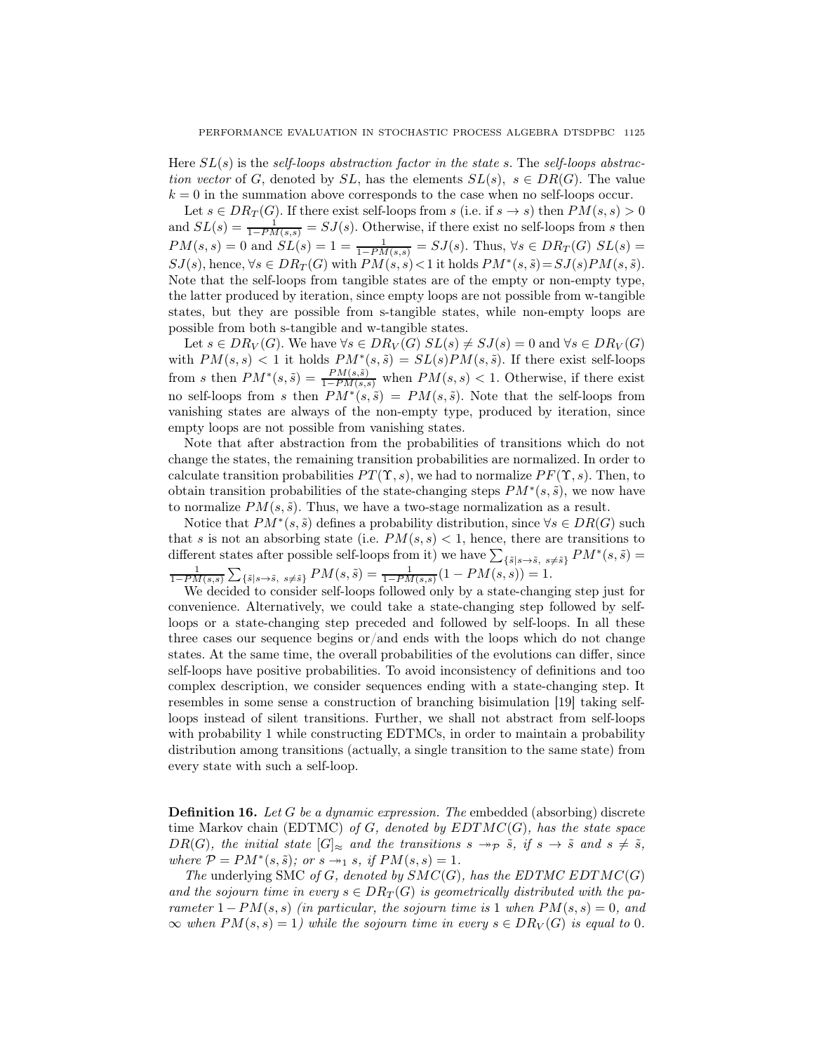Here $SL(s)$ is the *self-loops abstraction factor in the state s*. The *self-loops abstraction vector* of $G$, denoted by $SL$, has the elements $SL(s),\ s \in DR(G)$. The value $k = 0$ in the summation above corresponds to the case when no self-loops occur.

Let $s \in DR_T(G)$. If there exist self-loops from $s$ (i.e. if $s \to s$) then $PM(s,s) > 0$ and $SL(s) = \frac{1}{1-PM(s,s)} = SJ(s)$. Otherwise, if there exist no self-loops from $s$ then $PM(s,s) = 0$ and $SL(s) = 1 = \frac{1}{1-PM(s,s)} = SJ(s)$. Thus, $\forall s \in DR_T(G)\ SL(s) = SJ(s)$, hence, $\forall s \in DR_T(G)$ with $PM(s,s) < 1$ it holds $PM^*(s,\tilde{s}) = SJ(s)PM(s,\tilde{s})$. Note that the self-loops from tangible states are of the empty or non-empty type, the latter produced by iteration, since empty loops are not possible from w-tangible states, but they are possible from s-tangible states, while non-empty loops are possible from both s-tangible and w-tangible states.

Let $s \in DR_V(G)$. We have $\forall s \in DR_V(G)\ SL(s) \neq SJ(s) = 0$ and $\forall s \in DR_V(G)$ with $PM(s,s) < 1$ it holds $PM^*(s,\tilde{s}) = SL(s)PM(s,\tilde{s})$. If there exist self-loops from $s$ then $PM^*(s,\tilde{s}) = \frac{PM(s,\tilde{s})}{1-PM(s,s)}$ when $PM(s,s) < 1$. Otherwise, if there exist no self-loops from $s$ then $PM^*(s,\tilde{s}) = PM(s,\tilde{s})$. Note that the self-loops from vanishing states are always of the non-empty type, produced by iteration, since empty loops are not possible from vanishing states.

Note that after abstraction from the probabilities of transitions which do not change the states, the remaining transition probabilities are normalized. In order to calculate transition probabilities $PT(\Upsilon, s)$, we had to normalize $PF(\Upsilon, s)$. Then, to obtain transition probabilities of the state-changing steps $PM^*(s,\tilde{s})$, we now have to normalize $PM(s,\tilde{s})$. Thus, we have a two-stage normalization as a result.

Notice that $PM^*(s,\tilde{s})$ defines a probability distribution, since $\forall s \in DR(G)$ such that $s$ is not an absorbing state (i.e. $PM(s,s) < 1$, hence, there are transitions to different states after possible self-loops from it) we have $\sum_{\{\tilde{s}|s\to\tilde{s},\ s\neq\tilde{s}\}} PM^*(s,\tilde{s}) = \frac{1}{1-PM(s,s)}\sum_{\{\tilde{s}|s\to\tilde{s},\ s\neq\tilde{s}\}} PM(s,\tilde{s}) = \frac{1}{1-PM(s,s)}(1 - PM(s,s)) = 1$.

We decided to consider self-loops followed only by a state-changing step just for convenience. Alternatively, we could take a state-changing step followed by self-loops or a state-changing step preceded and followed by self-loops. In all these three cases our sequence begins or/and ends with the loops which do not change states. At the same time, the overall probabilities of the evolutions can differ, since self-loops have positive probabilities. To avoid inconsistency of definitions and too complex description, we consider sequences ending with a state-changing step. It resembles in some sense a construction of branching bisimulation [19] taking self-loops instead of silent transitions. Further, we shall not abstract from self-loops with probability 1 while constructing EDTMCs, in order to maintain a probability distribution among transitions (actually, a single transition to the same state) from every state with such a self-loop.

**Definition 16.** *Let $G$ be a dynamic expression. The* embedded (absorbing) discrete time Markov chain (EDTMC) *of $G$, denoted by $EDTMC(G)$, has the state space $DR(G)$, the initial state $[G]_\approx$ and the transitions $s \twoheadrightarrow_{\mathcal{P}} \tilde{s}$, if $s \to \tilde{s}$ and $s \neq \tilde{s}$, where $\mathcal{P} = PM^*(s,\tilde{s})$; or $s \twoheadrightarrow_1 s$, if $PM(s,s) = 1$.*

*The* underlying SMC *of $G$, denoted by $SMC(G)$, has the EDTMC $EDTMC(G)$ and the sojourn time in every $s \in DR_T(G)$ is geometrically distributed with the parameter $1 - PM(s,s)$ (in particular, the sojourn time is 1 when $PM(s,s) = 0$, and $\infty$ when $PM(s,s) = 1$) while the sojourn time in every $s \in DR_V(G)$ is equal to 0.*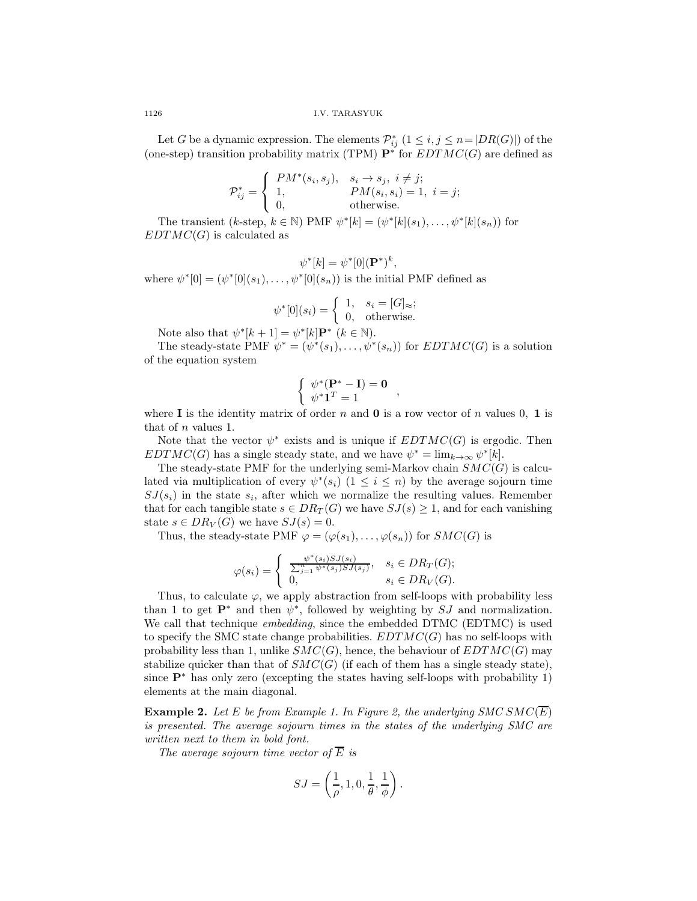Let $G$ be a dynamic expression. The elements $\mathcal{P}^*_{ij}$ $(1 \leq i, j \leq n = |DR(G)|)$ of the (one-step) transition probability matrix (TPM) $\mathbf{P}^*$ for $EDTMC(G)$ are defined as

$$\mathcal{P}^*_{ij} = \begin{cases} PM^*(s_i, s_j), & s_i \to s_j,\ i \neq j; \\ 1, & PM(s_i, s_i) = 1,\ i = j; \\ 0, & \text{otherwise.} \end{cases}$$

The transient ($k$-step, $k \in \mathbb{N}$) PMF $\psi^*[k] = (\psi^*[k](s_1), \ldots, \psi^*[k](s_n))$ for $EDTMC(G)$ is calculated as

$$\psi^*[k] = \psi^*[0](\mathbf{P}^*)^k,$$

where $\psi^*[0] = (\psi^*[0](s_1), \ldots, \psi^*[0](s_n))$ is the initial PMF defined as

$$\psi^*[0](s_i) = \begin{cases} 1, & s_i = [G]_\approx; \\ 0, & \text{otherwise.} \end{cases}$$

Note also that $\psi^*[k+1] = \psi^*[k]\mathbf{P}^*$ $(k \in \mathbb{N})$.

The steady-state PMF $\psi^* = (\psi^*(s_1), \ldots, \psi^*(s_n))$ for $EDTMC(G)$ is a solution of the equation system

$$\begin{cases} \psi^*(\mathbf{P}^* - \mathbf{I}) = \mathbf{0} \\ \psi^*\mathbf{1}^T = 1 \end{cases},$$

where $\mathbf{I}$ is the identity matrix of order $n$ and $\mathbf{0}$ is a row vector of $n$ values 0, $\mathbf{1}$ is that of $n$ values 1.

Note that the vector $\psi^*$ exists and is unique if $EDTMC(G)$ is ergodic. Then $EDTMC(G)$ has a single steady state, and we have $\psi^* = \lim_{k\to\infty} \psi^*[k]$.

The steady-state PMF for the underlying semi-Markov chain $SMC(G)$ is calculated via multiplication of every $\psi^*(s_i)$ $(1 \leq i \leq n)$ by the average sojourn time $SJ(s_i)$ in the state $s_i$, after which we normalize the resulting values. Remember that for each tangible state $s \in DR_T(G)$ we have $SJ(s) \geq 1$, and for each vanishing state $s \in DR_V(G)$ we have $SJ(s) = 0$.

Thus, the steady-state PMF $\varphi = (\varphi(s_1), \ldots, \varphi(s_n))$ for $SMC(G)$ is

$$\varphi(s_i) = \begin{cases} \frac{\psi^*(s_i)SJ(s_i)}{\sum_{j=1}^n \psi^*(s_j)SJ(s_j)}, & s_i \in DR_T(G); \\ 0, & s_i \in DR_V(G). \end{cases}$$

Thus, to calculate $\varphi$, we apply abstraction from self-loops with probability less than 1 to get $\mathbf{P}^*$ and then $\psi^*$, followed by weighting by $SJ$ and normalization. We call that technique *embedding*, since the embedded DTMC (EDTMC) is used to specify the SMC state change probabilities. $EDTMC(G)$ has no self-loops with probability less than 1, unlike $SMC(G)$, hence, the behaviour of $EDTMC(G)$ may stabilize quicker than that of $SMC(G)$ (if each of them has a single steady state), since $\mathbf{P}^*$ has only zero (excepting the states having self-loops with probability 1) elements at the main diagonal.

**Example 2.** *Let $E$ be from Example 1. In Figure 2, the underlying SMC $SMC(\overline{E})$ is presented. The average sojourn times in the states of the underlying SMC are written next to them in bold font.*

*The average sojourn time vector of $\overline{E}$ is*

$$SJ = \left(\frac{1}{\rho}, 1, 0, \frac{1}{\theta}, \frac{1}{\phi}\right).$$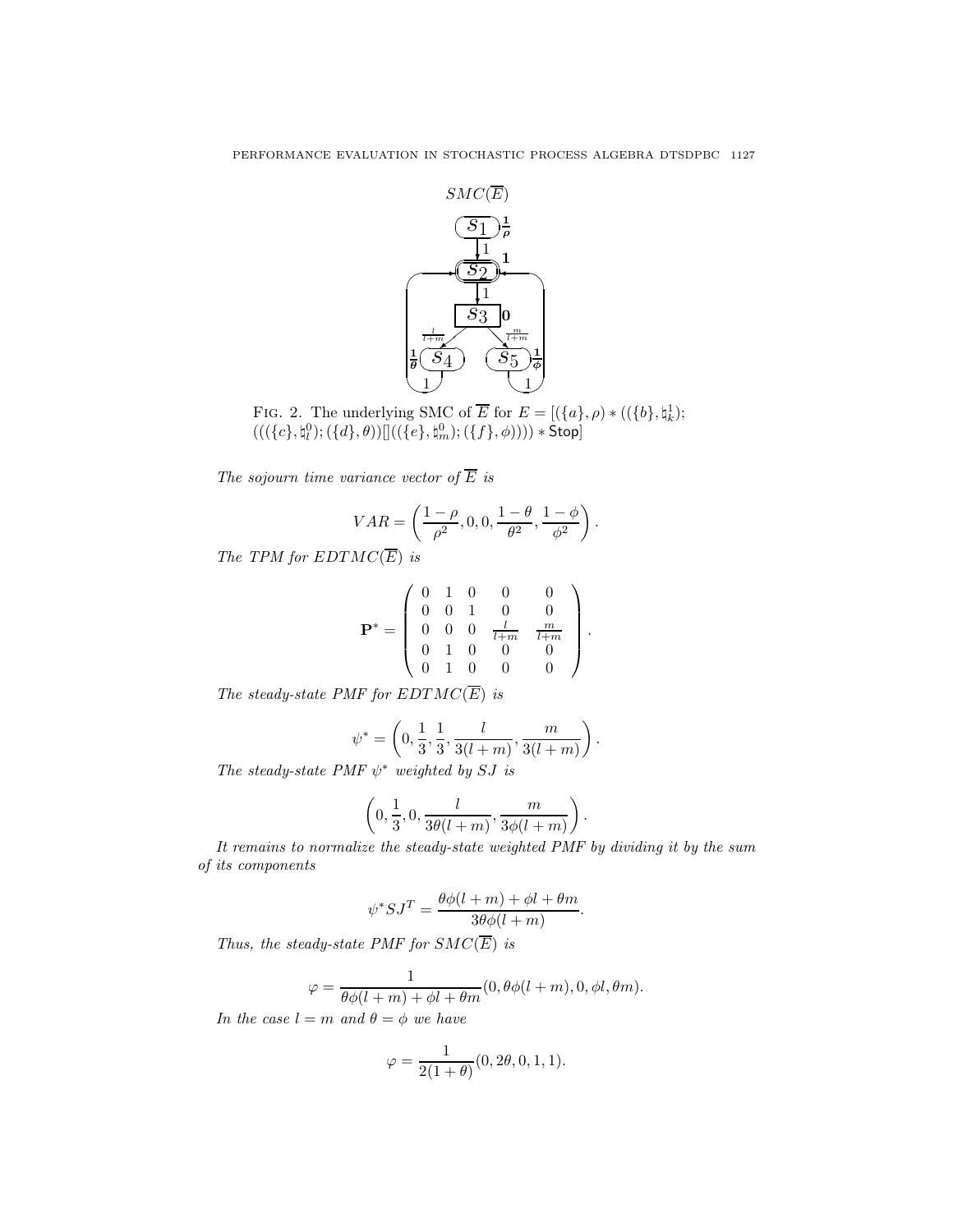FIG. 2. The underlying SMC of $\overline{E}$ for $E = [(\{a\}, \rho) * ((\{b\}, \natural_k^1); (((\{c\}, \natural_l^0); (\{d\}, \theta))[]((\{e\}, \natural_m^0); (\{f\}, \phi)))) * \mathsf{Stop}]$

*The sojourn time variance vector of* $\overline{E}$ *is*

$$VAR = \left( \frac{1-\rho}{\rho^2}, 0, 0, \frac{1-\theta}{\theta^2}, \frac{1-\phi}{\phi^2} \right).$$

*The TPM for* $EDTMC(\overline{E})$ *is*

$$\mathbf{P}^* = \begin{pmatrix} 0 & 1 & 0 & 0 & 0 \\ 0 & 0 & 1 & 0 & 0 \\ 0 & 0 & 0 & \frac{l}{l+m} & \frac{m}{l+m} \\ 0 & 1 & 0 & 0 & 0 \\ 0 & 1 & 0 & 0 & 0 \end{pmatrix}.$$

*The steady-state PMF for* $EDTMC(\overline{E})$ *is*

$$\psi^* = \left( 0, \frac{1}{3}, \frac{1}{3}, \frac{l}{3(l+m)}, \frac{m}{3(l+m)} \right).$$

*The steady-state PMF* $\psi^*$ *weighted by* $SJ$ *is*

$$\left( 0, \frac{1}{3}, 0, \frac{l}{3\theta(l+m)}, \frac{m}{3\phi(l+m)} \right).$$

*It remains to normalize the steady-state weighted PMF by dividing it by the sum of its components*

$$\psi^* SJ^T = \frac{\theta\phi(l+m) + \phi l + \theta m}{3\theta\phi(l+m)}.$$

*Thus, the steady-state PMF for* $SMC(\overline{E})$ *is*

$$\varphi = \frac{1}{\theta\phi(l+m) + \phi l + \theta m}(0, \theta\phi(l+m), 0, \phi l, \theta m).$$

*In the case* $l = m$ *and* $\theta = \phi$ *we have*

$$\varphi = \frac{1}{2(1+\theta)}(0, 2\theta, 0, 1, 1).$$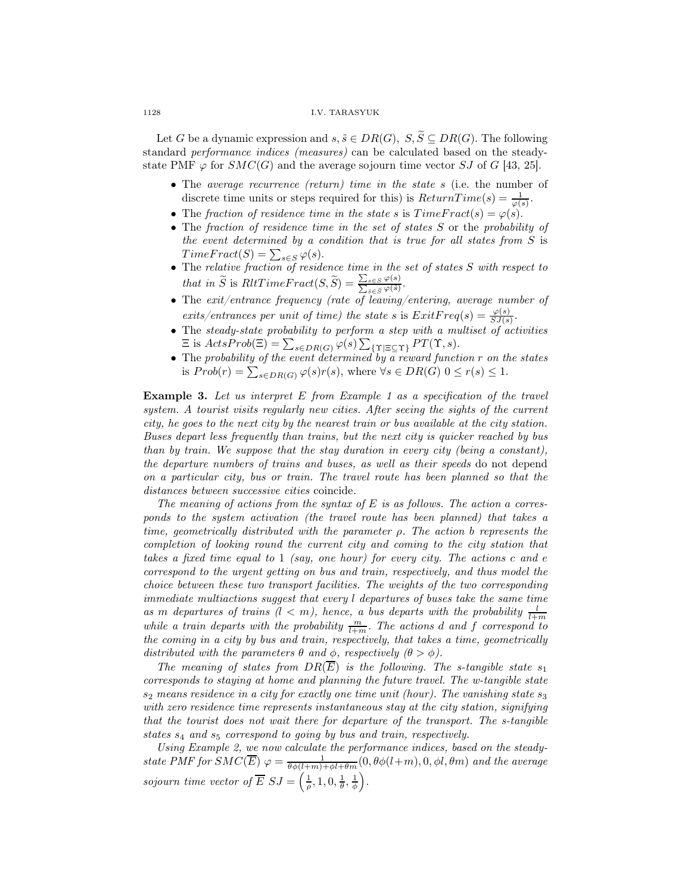Let $G$ be a dynamic expression and $s, \tilde{s} \in DR(G),\ S, \widetilde{S} \subseteq DR(G)$. The following standard *performance indices (measures)* can be calculated based on the steady-state PMF $\varphi$ for $SMC(G)$ and the average sojourn time vector $SJ$ of $G$ [43, 25].

- The *average recurrence (return) time in the state* $s$ (i.e. the number of discrete time units or steps required for this) is $ReturnTime(s) = \frac{1}{\varphi(s)}$.
- The *fraction of residence time in the state* $s$ is $TimeFract(s) = \varphi(s)$.
- The *fraction of residence time in the set of states* $S$ or the *probability of the event determined by a condition that is true for all states from* $S$ is $TimeFract(S) = \sum_{s \in S} \varphi(s)$.
- The *relative fraction of residence time in the set of states* $S$ *with respect to that in* $\widetilde{S}$ is $RltTimeFract(S, \widetilde{S}) = \frac{\sum_{s \in S} \varphi(s)}{\sum_{\tilde{s} \in \widetilde{S}} \varphi(\tilde{s})}$.
- The *exit/entrance frequency (rate of leaving/entering, average number of exits/entrances per unit of time) the state* $s$ is $ExitFreq(s) = \frac{\varphi(s)}{SJ(s)}$.
- The *steady-state probability to perform a step with a multiset of activities* $\Xi$ is $ActsProb(\Xi) = \sum_{s \in DR(G)} \varphi(s) \sum_{\{\Upsilon \mid \Xi \subseteq \Upsilon\}} PT(\Upsilon, s)$.
- The *probability of the event determined by a reward function* $r$ *on the states* is $Prob(r) = \sum_{s \in DR(G)} \varphi(s) r(s)$, where $\forall s \in DR(G)\ 0 \leq r(s) \leq 1$.

**Example 3.** *Let us interpret $E$ from Example 1 as a specification of the travel system. A tourist visits regularly new cities. After seeing the sights of the current city, he goes to the next city by the nearest train or bus available at the city station. Buses depart less frequently than trains, but the next city is quicker reached by bus than by train. We suppose that the stay duration in every city (being a constant), the departure numbers of trains and buses, as well as their speeds* do not depend *on a particular city, bus or train. The travel route has been planned so that the distances between successive cities* coincide.

*The meaning of actions from the syntax of $E$ is as follows. The action $a$ corresponds to the system activation (the travel route has been planned) that takes a time, geometrically distributed with the parameter $\rho$. The action $b$ represents the completion of looking round the current city and coming to the city station that takes a fixed time equal to 1 (say, one hour) for every city. The actions $c$ and $e$ correspond to the urgent getting on bus and train, respectively, and thus model the choice between these two transport facilities. The weights of the two corresponding immediate multiactions suggest that every $l$ departures of buses take the same time as $m$ departures of trains ($l < m$), hence, a bus departs with the probability $\frac{l}{l+m}$ while a train departs with the probability $\frac{m}{l+m}$. The actions $d$ and $f$ correspond to the coming in a city by bus and train, respectively, that takes a time, geometrically distributed with the parameters $\theta$ and $\phi$, respectively ($\theta > \phi$).*

*The meaning of states from $DR(\overline{E})$ is the following. The s-tangible state $s_1$ corresponds to staying at home and planning the future travel. The w-tangible state $s_2$ means residence in a city for exactly one time unit (hour). The vanishing state $s_3$ with zero residence time represents instantaneous stay at the city station, signifying that the tourist does not wait there for departure of the transport. The s-tangible states $s_4$ and $s_5$ correspond to going by bus and train, respectively.*

*Using Example 2, we now calculate the performance indices, based on the steady-state PMF for $SMC(\overline{E})$ $\varphi = \frac{1}{\theta\phi(l+m)+\phi l+\theta m}(0, \theta\phi(l+m), 0, \phi l, \theta m)$ and the average sojourn time vector of $\overline{E}$ $SJ = \left(\frac{1}{\rho}, 1, 0, \frac{1}{\theta}, \frac{1}{\phi}\right)$.*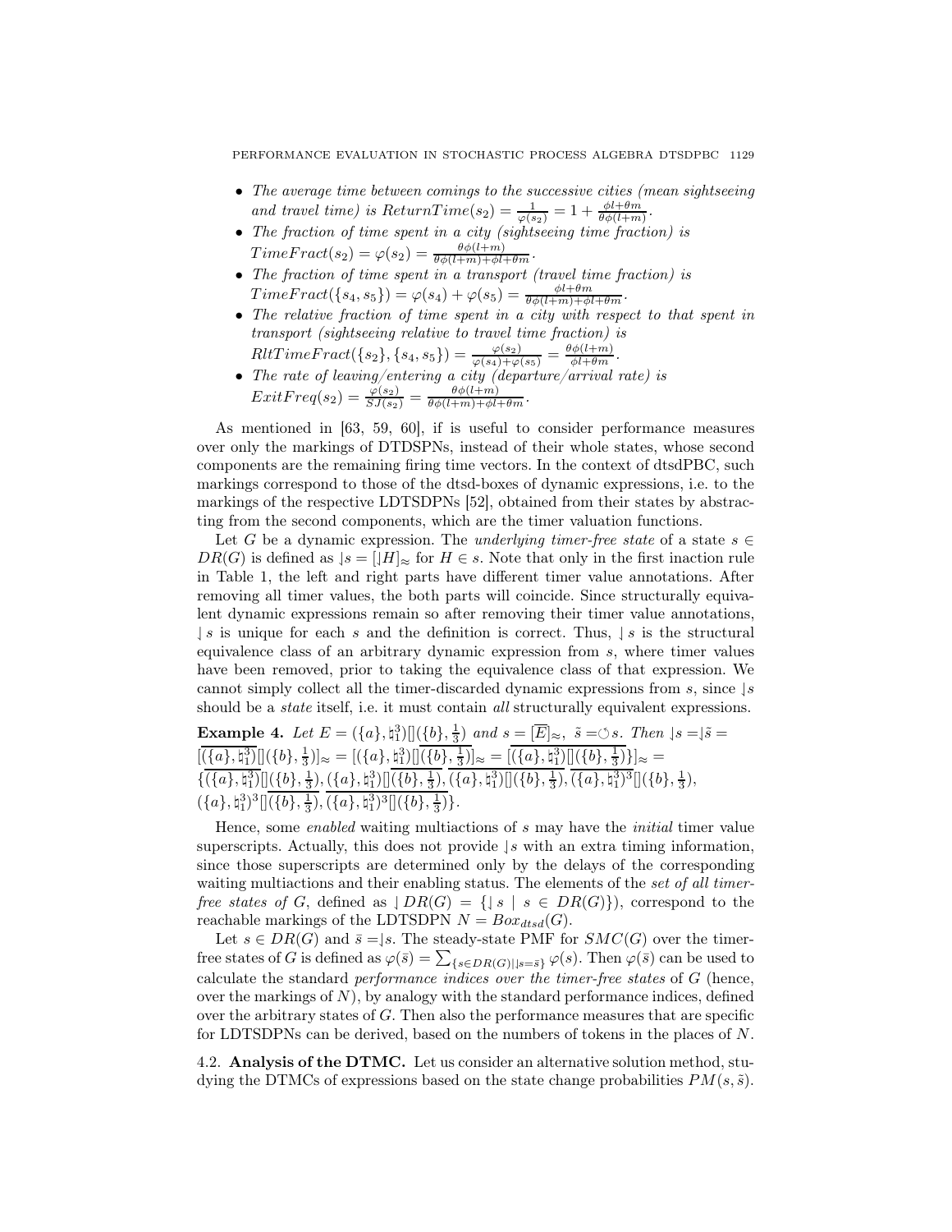- *The average time between comings to the successive cities (mean sightseeing and travel time) is* $ReturnTime(s_2) = \frac{1}{\varphi(s_2)} = 1 + \frac{\phi l + \theta m}{\theta\phi(l+m)}$.
- *The fraction of time spent in a city (sightseeing time fraction) is* $TimeFract(s_2) = \varphi(s_2) = \frac{\theta\phi(l+m)}{\theta\phi(l+m)+\phi l+\theta m}$.
- *The fraction of time spent in a transport (travel time fraction) is* $TimeFract(\{s_4, s_5\}) = \varphi(s_4) + \varphi(s_5) = \frac{\phi l+\theta m}{\theta\phi(l+m)+\phi l+\theta m}$.
- *The relative fraction of time spent in a city with respect to that spent in transport (sightseeing relative to travel time fraction) is* $RltTimeFract(\{s_2\}, \{s_4, s_5\}) = \frac{\varphi(s_2)}{\varphi(s_4)+\varphi(s_5)} = \frac{\theta\phi(l+m)}{\phi l+\theta m}$.
- *The rate of leaving/entering a city (departure/arrival rate) is* $ExitFreq(s_2) = \frac{\varphi(s_2)}{SJ(s_2)} = \frac{\theta\phi(l+m)}{\theta\phi(l+m)+\phi l+\theta m}$.

As mentioned in [63, 59, 60], if is useful to consider performance measures over only the markings of DTDSPNs, instead of their whole states, whose second components are the remaining firing time vectors. In the context of dtsdPBC, such markings correspond to those of the dtsd-boxes of dynamic expressions, i.e. to the markings of the respective LDTSDPNs [52], obtained from their states by abstracting from the second components, which are the timer valuation functions.

Let $G$ be a dynamic expression. The *underlying timer-free state* of a state $s \in DR(G)$ is defined as $\lfloor s = [\lfloor H]_\approx$ for $H \in s$. Note that only in the first inaction rule in Table 1, the left and right parts have different timer value annotations. After removing all timer values, the both parts will coincide. Since structurally equivalent dynamic expressions remain so after removing their timer value annotations, $\lfloor s$ is unique for each $s$ and the definition is correct. Thus, $\lfloor s$ is the structural equivalence class of an arbitrary dynamic expression from $s$, where timer values have been removed, prior to taking the equivalence class of that expression. We cannot simply collect all the timer-discarded dynamic expressions from $s$, since $\lfloor s$ should be a *state* itself, i.e. it must contain *all* structurally equivalent expressions.

**Example 4.** *Let* $E = (\{a\}, \natural_1^3)[](\{b\}, \frac{1}{3})$ *and* $s = [\overline{E}]_\approx$, $\tilde{s} = \circlearrowleft s$. *Then* $\lfloor s = \lfloor \tilde{s} = [\overline{(\{a\}, \natural_1^3)}[](\{b\}, \frac{1}{3})]_\approx = [(\{a\}, \natural_1^3)[]\overline{(\{b\}, \frac{1}{3})}]_\approx = [\overline{(\{a\}, \natural_1^3)[](\{b\}, \frac{1}{3})}]_\approx = \{\overline{(\{a\}, \natural_1^3)}[](\{b\}, \frac{1}{3}), (\{a\}, \natural_1^3)[]\overline{(\{b\}, \frac{1}{3})}, \overline{(\{a\}, \natural_1^3)[](\{b\}, \frac{1}{3})}, \overline{(\{a\}, \natural_1^3)^3}[](\{b\}, \frac{1}{3}), (\{a\}, \natural_1^3)^3[]\overline{(\{b\}, \frac{1}{3})}, \overline{(\{a\}, \natural_1^3)^3[](\{b\}, \frac{1}{3})}\}$.

Hence, some *enabled* waiting multiactions of $s$ may have the *initial* timer value superscripts. Actually, this does not provide $\lfloor s$ with an extra timing information, since those superscripts are determined only by the delays of the corresponding waiting multiactions and their enabling status. The elements of the *set of all timer-free states of* $G$, defined as $\lfloor DR(G) = \{\lfloor s \mid s \in DR(G)\}$), correspond to the reachable markings of the LDTSDPN $N = Box_{dtsd}(G)$.

Let $s \in DR(G)$ and $\bar{s} = \lfloor s$. The steady-state PMF for $SMC(G)$ over the timer-free states of $G$ is defined as $\varphi(\bar{s}) = \sum_{\{s \in DR(G) \mid \lfloor s = \bar{s}\}} \varphi(s)$. Then $\varphi(\bar{s})$ can be used to calculate the standard *performance indices over the timer-free states* of $G$ (hence, over the markings of $N$), by analogy with the standard performance indices, defined over the arbitrary states of $G$. Then also the performance measures that are specific for LDTSDPNs can be derived, based on the numbers of tokens in the places of $N$.

4.2. **Analysis of the DTMC.** Let us consider an alternative solution method, studying the DTMCs of expressions based on the state change probabilities $PM(s, \tilde{s})$.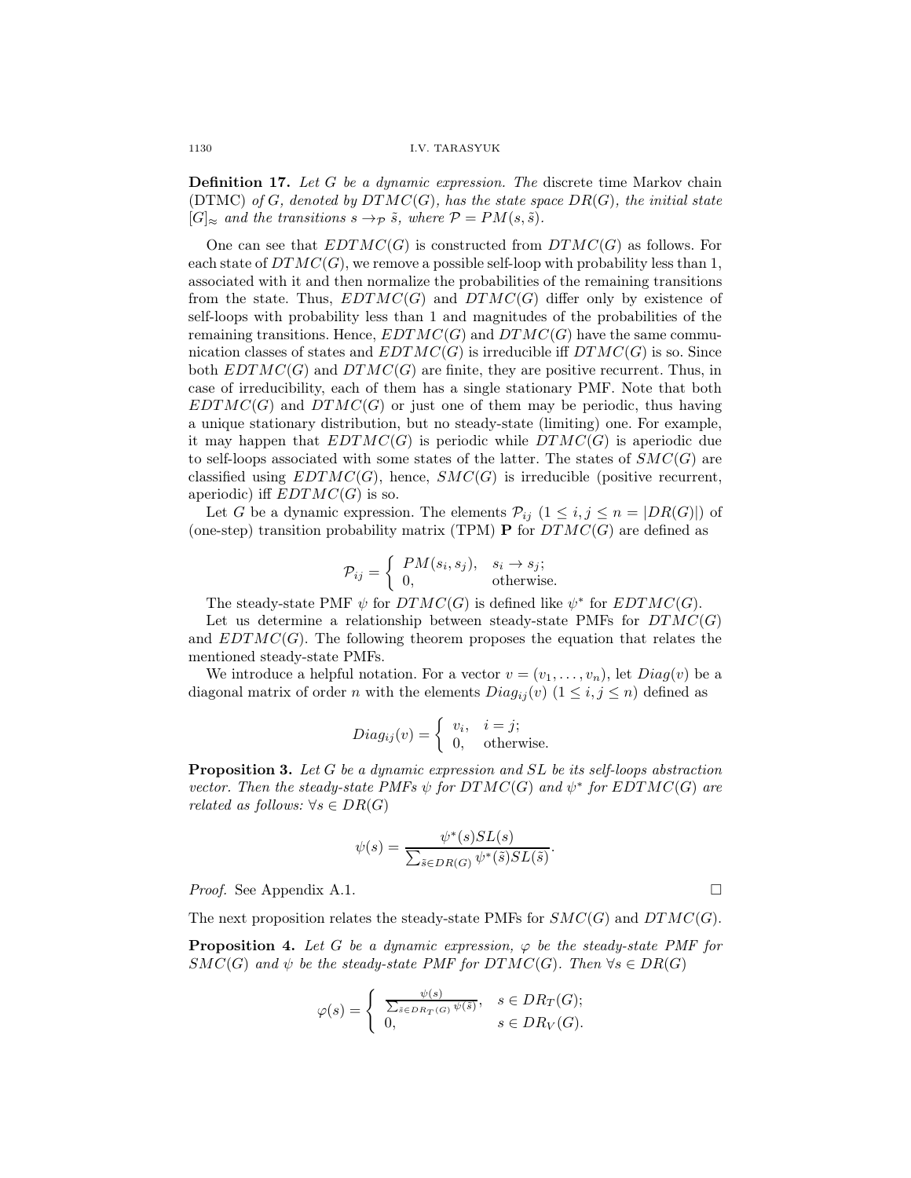**Definition 17.** *Let $G$ be a dynamic expression. The* discrete time Markov chain (DTMC) *of $G$, denoted by $DTMC(G)$, has the state space $DR(G)$, the initial state $[G]_{\approx}$ and the transitions $s \to_{\mathcal{P}} \tilde{s}$, where $\mathcal{P} = PM(s, \tilde{s})$.*

One can see that $EDTMC(G)$ is constructed from $DTMC(G)$ as follows. For each state of $DTMC(G)$, we remove a possible self-loop with probability less than 1, associated with it and then normalize the probabilities of the remaining transitions from the state. Thus, $EDTMC(G)$ and $DTMC(G)$ differ only by existence of self-loops with probability less than 1 and magnitudes of the probabilities of the remaining transitions. Hence, $EDTMC(G)$ and $DTMC(G)$ have the same communication classes of states and $EDTMC(G)$ is irreducible iff $DTMC(G)$ is so. Since both $EDTMC(G)$ and $DTMC(G)$ are finite, they are positive recurrent. Thus, in case of irreducibility, each of them has a single stationary PMF. Note that both $EDTMC(G)$ and $DTMC(G)$ or just one of them may be periodic, thus having a unique stationary distribution, but no steady-state (limiting) one. For example, it may happen that $EDTMC(G)$ is periodic while $DTMC(G)$ is aperiodic due to self-loops associated with some states of the latter. The states of $SMC(G)$ are classified using $EDTMC(G)$, hence, $SMC(G)$ is irreducible (positive recurrent, aperiodic) iff $EDTMC(G)$ is so.

Let $G$ be a dynamic expression. The elements $\mathcal{P}_{ij}$ $(1 \le i, j \le n = |DR(G)|)$ of (one-step) transition probability matrix (TPM) $\mathbf{P}$ for $DTMC(G)$ are defined as

$$\mathcal{P}_{ij} = \begin{cases} PM(s_i, s_j), & s_i \to s_j; \\ 0, & \text{otherwise.} \end{cases}$$

The steady-state PMF $\psi$ for $DTMC(G)$ is defined like $\psi^*$ for $EDTMC(G)$.

Let us determine a relationship between steady-state PMFs for $DTMC(G)$ and $EDTMC(G)$. The following theorem proposes the equation that relates the mentioned steady-state PMFs.

We introduce a helpful notation. For a vector $v = (v_1, \ldots, v_n)$, let $Diag(v)$ be a diagonal matrix of order $n$ with the elements $Diag_{ij}(v)$ $(1 \le i, j \le n)$ defined as

$$Diag_{ij}(v) = \begin{cases} v_i, & i = j; \\ 0, & \text{otherwise.} \end{cases}$$

**Proposition 3.** *Let $G$ be a dynamic expression and $SL$ be its self-loops abstraction vector. Then the steady-state PMFs $\psi$ for $DTMC(G)$ and $\psi^*$ for $EDTMC(G)$ are related as follows: $\forall s \in DR(G)$*

$$\psi(s) = \frac{\psi^*(s) SL(s)}{\sum_{\tilde{s} \in DR(G)} \psi^*(\tilde{s}) SL(\tilde{s})}.$$

*Proof.* See Appendix A.1. □

The next proposition relates the steady-state PMFs for $SMC(G)$ and $DTMC(G)$.

**Proposition 4.** *Let $G$ be a dynamic expression, $\varphi$ be the steady-state PMF for $SMC(G)$ and $\psi$ be the steady-state PMF for $DTMC(G)$. Then $\forall s \in DR(G)$*

$$\varphi(s) = \begin{cases} \frac{\psi(s)}{\sum_{\tilde{s} \in DR_T(G)} \psi(\tilde{s})}, & s \in DR_T(G); \\ 0, & s \in DR_V(G). \end{cases}$$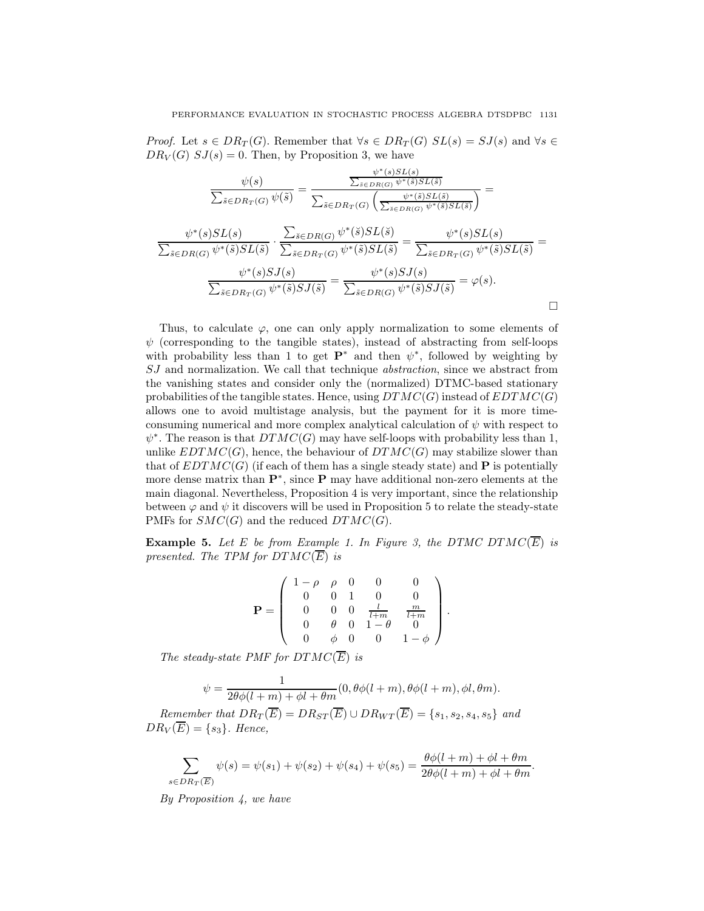*Proof.* Let $s \in DR_T(G)$. Remember that $\forall s \in DR_T(G)\ SL(s) = SJ(s)$ and $\forall s \in DR_V(G)\ SJ(s) = 0$. Then, by Proposition 3, we have

$$\frac{\psi(s)}{\sum_{\tilde{s} \in DR_T(G)} \psi(\tilde{s})} = \frac{\frac{\psi^*(s)SL(s)}{\sum_{\bar{s} \in DR(G)} \psi^*(\bar{s})SL(\bar{s})}}{\sum_{\tilde{s} \in DR_T(G)} \left( \frac{\psi^*(\tilde{s})SL(\tilde{s})}{\sum_{\bar{s} \in DR(G)} \psi^*(\bar{s})SL(\bar{s})} \right)} =$$

$$\frac{\psi^*(s)SL(s)}{\sum_{\bar{s} \in DR(G)} \psi^*(\bar{s})SL(\bar{s})} \cdot \frac{\sum_{\breve{s} \in DR(G)} \psi^*(\breve{s})SL(\breve{s})}{\sum_{\tilde{s} \in DR_T(G)} \psi^*(\tilde{s})SL(\tilde{s})} = \frac{\psi^*(s)SL(s)}{\sum_{\tilde{s} \in DR_T(G)} \psi^*(\tilde{s})SL(\tilde{s})} =$$

$$\frac{\psi^*(s)SJ(s)}{\sum_{\tilde{s} \in DR_T(G)} \psi^*(\tilde{s})SJ(\tilde{s})} = \frac{\psi^*(s)SJ(s)}{\sum_{\tilde{s} \in DR(G)} \psi^*(\tilde{s})SJ(\tilde{s})} = \varphi(s).$$

□

Thus, to calculate $\varphi$, one can only apply normalization to some elements of $\psi$ (corresponding to the tangible states), instead of abstracting from self-loops with probability less than 1 to get $\mathbf{P}^*$ and then $\psi^*$, followed by weighting by $SJ$ and normalization. We call that technique *abstraction*, since we abstract from the vanishing states and consider only the (normalized) DTMC-based stationary probabilities of the tangible states. Hence, using $DTMC(G)$ instead of $EDTMC(G)$ allows one to avoid multistage analysis, but the payment for it is more time-consuming numerical and more complex analytical calculation of $\psi$ with respect to $\psi^*$. The reason is that $DTMC(G)$ may have self-loops with probability less than 1, unlike $EDTMC(G)$, hence, the behaviour of $DTMC(G)$ may stabilize slower than that of $EDTMC(G)$ (if each of them has a single steady state) and $\mathbf{P}$ is potentially more dense matrix than $\mathbf{P}^*$, since $\mathbf{P}$ may have additional non-zero elements at the main diagonal. Nevertheless, Proposition 4 is very important, since the relationship between $\varphi$ and $\psi$ it discovers will be used in Proposition 5 to relate the steady-state PMFs for $SMC(G)$ and the reduced $DTMC(G)$.

**Example 5.** *Let $E$ be from Example 1. In Figure 3, the DTMC $DTMC(\overline{E})$ is presented. The TPM for $DTMC(\overline{E})$ is*

$$\mathbf{P} = \begin{pmatrix} 1-\rho & \rho & 0 & 0 & 0 \\ 0 & 0 & 1 & 0 & 0 \\ 0 & 0 & 0 & \frac{l}{l+m} & \frac{m}{l+m} \\ 0 & \theta & 0 & 1-\theta & 0 \\ 0 & \phi & 0 & 0 & 1-\phi \end{pmatrix}.$$

*The steady-state PMF for $DTMC(\overline{E})$ is*

$$\psi = \frac{1}{2\theta\phi(l+m) + \phi l + \theta m}(0, \theta\phi(l+m), \theta\phi(l+m), \phi l, \theta m).$$

*Remember that $DR_T(\overline{E}) = DR_{ST}(\overline{E}) \cup DR_{WT}(\overline{E}) = \{s_1, s_2, s_4, s_5\}$ and $DR_V(\overline{E}) = \{s_3\}$. Hence,*

$$\sum_{s \in DR_T(\overline{E})} \psi(s) = \psi(s_1) + \psi(s_2) + \psi(s_4) + \psi(s_5) = \frac{\theta\phi(l+m) + \phi l + \theta m}{2\theta\phi(l+m) + \phi l + \theta m}.$$

*By Proposition 4, we have*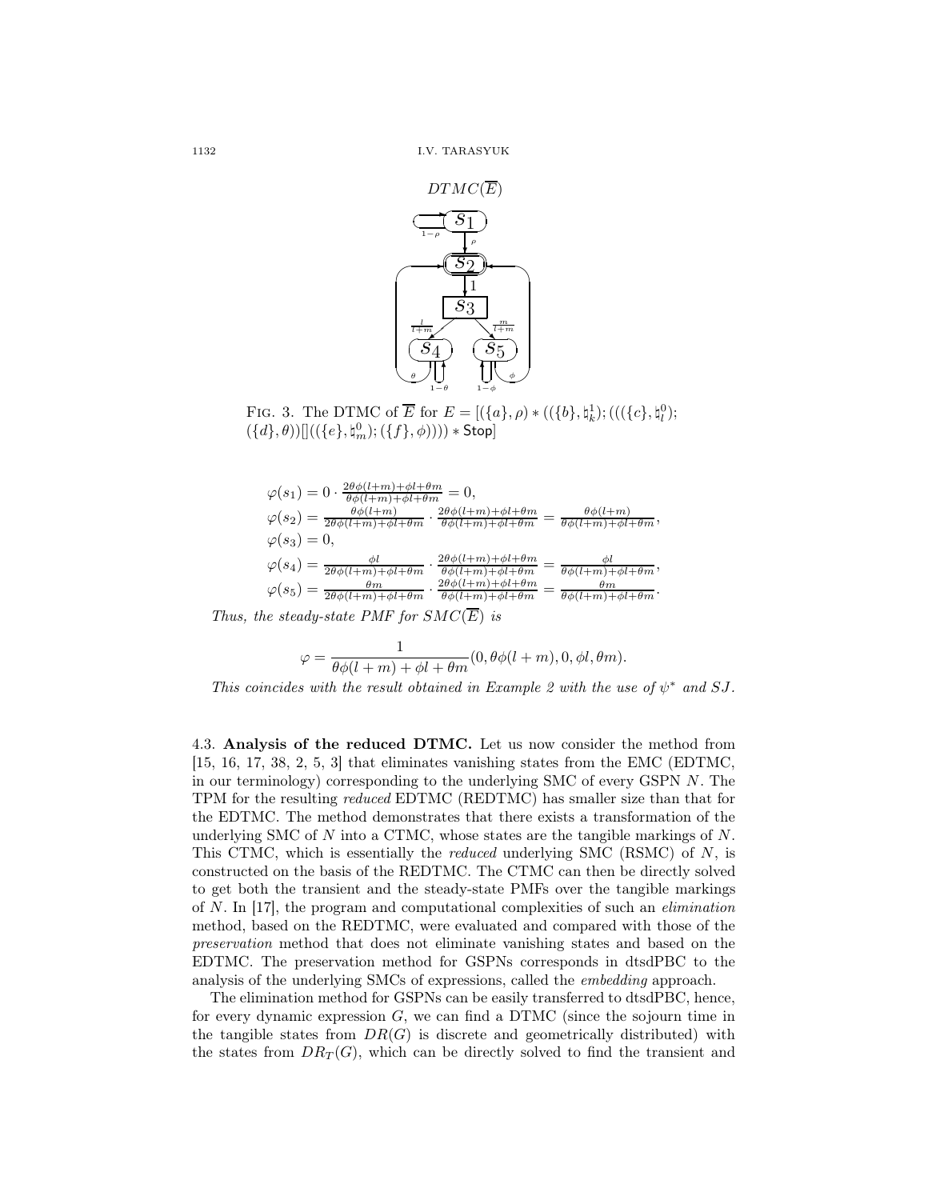$DTMC(\overline{E})$

FIG. 3. The DTMC of $\overline{E}$ for $E = [(\{a\}, \rho) * ((\{b\}, \natural_k^1); (((\{c\}, \natural_l^0); (\{d\}, \theta))[]((\{e\}, \natural_m^0); (\{f\}, \phi)))) * \mathsf{Stop}]$

$$
\begin{aligned}
\varphi(s_1) &= 0 \cdot \tfrac{2\theta\phi(l+m)+\phi l+\theta m}{\theta\phi(l+m)+\phi l+\theta m} = 0,\\
\varphi(s_2) &= \tfrac{\theta\phi(l+m)}{2\theta\phi(l+m)+\phi l+\theta m} \cdot \tfrac{2\theta\phi(l+m)+\phi l+\theta m}{\theta\phi(l+m)+\phi l+\theta m} = \tfrac{\theta\phi(l+m)}{\theta\phi(l+m)+\phi l+\theta m},\\
\varphi(s_3) &= 0,\\
\varphi(s_4) &= \tfrac{\phi l}{2\theta\phi(l+m)+\phi l+\theta m} \cdot \tfrac{2\theta\phi(l+m)+\phi l+\theta m}{\theta\phi(l+m)+\phi l+\theta m} = \tfrac{\phi l}{\theta\phi(l+m)+\phi l+\theta m},\\
\varphi(s_5) &= \tfrac{\theta m}{2\theta\phi(l+m)+\phi l+\theta m} \cdot \tfrac{2\theta\phi(l+m)+\phi l+\theta m}{\theta\phi(l+m)+\phi l+\theta m} = \tfrac{\theta m}{\theta\phi(l+m)+\phi l+\theta m}.
\end{aligned}
$$

*Thus, the steady-state PMF for $SMC(\overline{E})$ is*

$$\varphi = \frac{1}{\theta\phi(l+m)+\phi l+\theta m}(0, \theta\phi(l+m), 0, \phi l, \theta m).$$

*This coincides with the result obtained in Example 2 with the use of $\psi^*$ and $SJ$.*

4.3. **Analysis of the reduced DTMC.** Let us now consider the method from [15, 16, 17, 38, 2, 5, 3] that eliminates vanishing states from the EMC (EDTMC, in our terminology) corresponding to the underlying SMC of every GSPN $N$. The TPM for the resulting *reduced* EDTMC (REDTMC) has smaller size than that for the EDTMC. The method demonstrates that there exists a transformation of the underlying SMC of $N$ into a CTMC, whose states are the tangible markings of $N$. This CTMC, which is essentially the *reduced* underlying SMC (RSMC) of $N$, is constructed on the basis of the REDTMC. The CTMC can then be directly solved to get both the transient and the steady-state PMFs over the tangible markings of $N$. In [17], the program and computational complexities of such an *elimination* method, based on the REDTMC, were evaluated and compared with those of the *preservation* method that does not eliminate vanishing states and based on the EDTMC. The preservation method for GSPNs corresponds in dtsdPBC to the analysis of the underlying SMCs of expressions, called the *embedding* approach.

The elimination method for GSPNs can be easily transferred to dtsdPBC, hence, for every dynamic expression $G$, we can find a DTMC (since the sojourn time in the tangible states from $DR(G)$ is discrete and geometrically distributed) with the states from $DR_T(G)$, which can be directly solved to find the transient and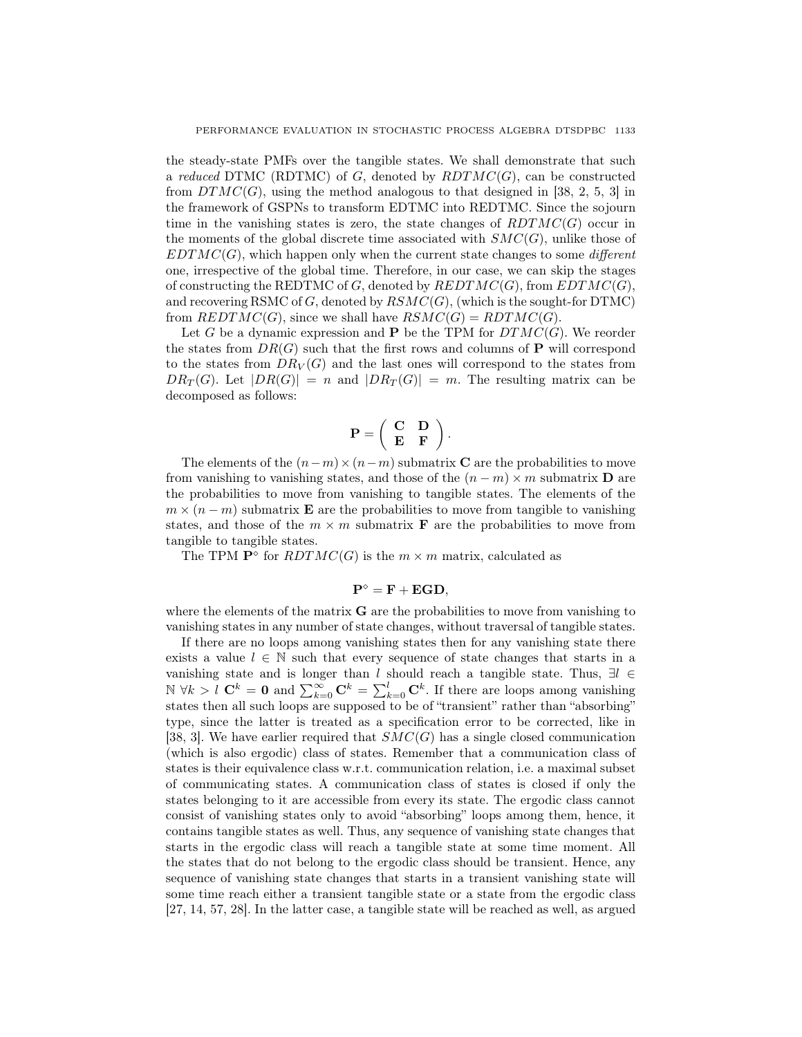the steady-state PMFs over the tangible states. We shall demonstrate that such a *reduced* DTMC (RDTMC) of $G$, denoted by $RDTMC(G)$, can be constructed from $DTMC(G)$, using the method analogous to that designed in [38, 2, 5, 3] in the framework of GSPNs to transform EDTMC into REDTMC. Since the sojourn time in the vanishing states is zero, the state changes of $RDTMC(G)$ occur in the moments of the global discrete time associated with $SMC(G)$, unlike those of $EDTMC(G)$, which happen only when the current state changes to some *different* one, irrespective of the global time. Therefore, in our case, we can skip the stages of constructing the REDTMC of $G$, denoted by $REDTMC(G)$, from $EDTMC(G)$, and recovering RSMC of $G$, denoted by $RSMC(G)$, (which is the sought-for DTMC) from $REDTMC(G)$, since we shall have $RSMC(G) = RDTMC(G)$.

Let $G$ be a dynamic expression and $\mathbf{P}$ be the TPM for $DTMC(G)$. We reorder the states from $DR(G)$ such that the first rows and columns of $\mathbf{P}$ will correspond to the states from $DR_V(G)$ and the last ones will correspond to the states from $DR_T(G)$. Let $|DR(G)| = n$ and $|DR_T(G)| = m$. The resulting matrix can be decomposed as follows:

$$\mathbf{P} = \begin{pmatrix} \mathbf{C} & \mathbf{D} \\ \mathbf{E} & \mathbf{F} \end{pmatrix}.$$

The elements of the $(n-m)\times(n-m)$ submatrix $\mathbf{C}$ are the probabilities to move from vanishing to vanishing states, and those of the $(n-m)\times m$ submatrix $\mathbf{D}$ are the probabilities to move from vanishing to tangible states. The elements of the $m\times(n-m)$ submatrix $\mathbf{E}$ are the probabilities to move from tangible to vanishing states, and those of the $m\times m$ submatrix $\mathbf{F}$ are the probabilities to move from tangible to tangible states.

The TPM $\mathbf{P}^\diamond$ for $RDTMC(G)$ is the $m\times m$ matrix, calculated as

$$\mathbf{P}^\diamond = \mathbf{F} + \mathbf{EGD},$$

where the elements of the matrix $\mathbf{G}$ are the probabilities to move from vanishing to vanishing states in any number of state changes, without traversal of tangible states.

If there are no loops among vanishing states then for any vanishing state there exists a value $l \in \mathbb{N}$ such that every sequence of state changes that starts in a vanishing state and is longer than $l$ should reach a tangible state. Thus, $\exists l \in \mathbb{N}\ \forall k > l\ \mathbf{C}^k = \mathbf{0}$ and $\sum_{k=0}^{\infty}\mathbf{C}^k = \sum_{k=0}^{l}\mathbf{C}^k$. If there are loops among vanishing states then all such loops are supposed to be of "transient" rather than "absorbing" type, since the latter is treated as a specification error to be corrected, like in [38, 3]. We have earlier required that $SMC(G)$ has a single closed communication (which is also ergodic) class of states. Remember that a communication class of states is their equivalence class w.r.t. communication relation, i.e. a maximal subset of communicating states. A communication class of states is closed if only the states belonging to it are accessible from every its state. The ergodic class cannot consist of vanishing states only to avoid "absorbing" loops among them, hence, it contains tangible states as well. Thus, any sequence of vanishing state changes that starts in the ergodic class will reach a tangible state at some time moment. All the states that do not belong to the ergodic class should be transient. Hence, any sequence of vanishing state changes that starts in a transient vanishing state will some time reach either a transient tangible state or a state from the ergodic class [27, 14, 57, 28]. In the latter case, a tangible state will be reached as well, as argued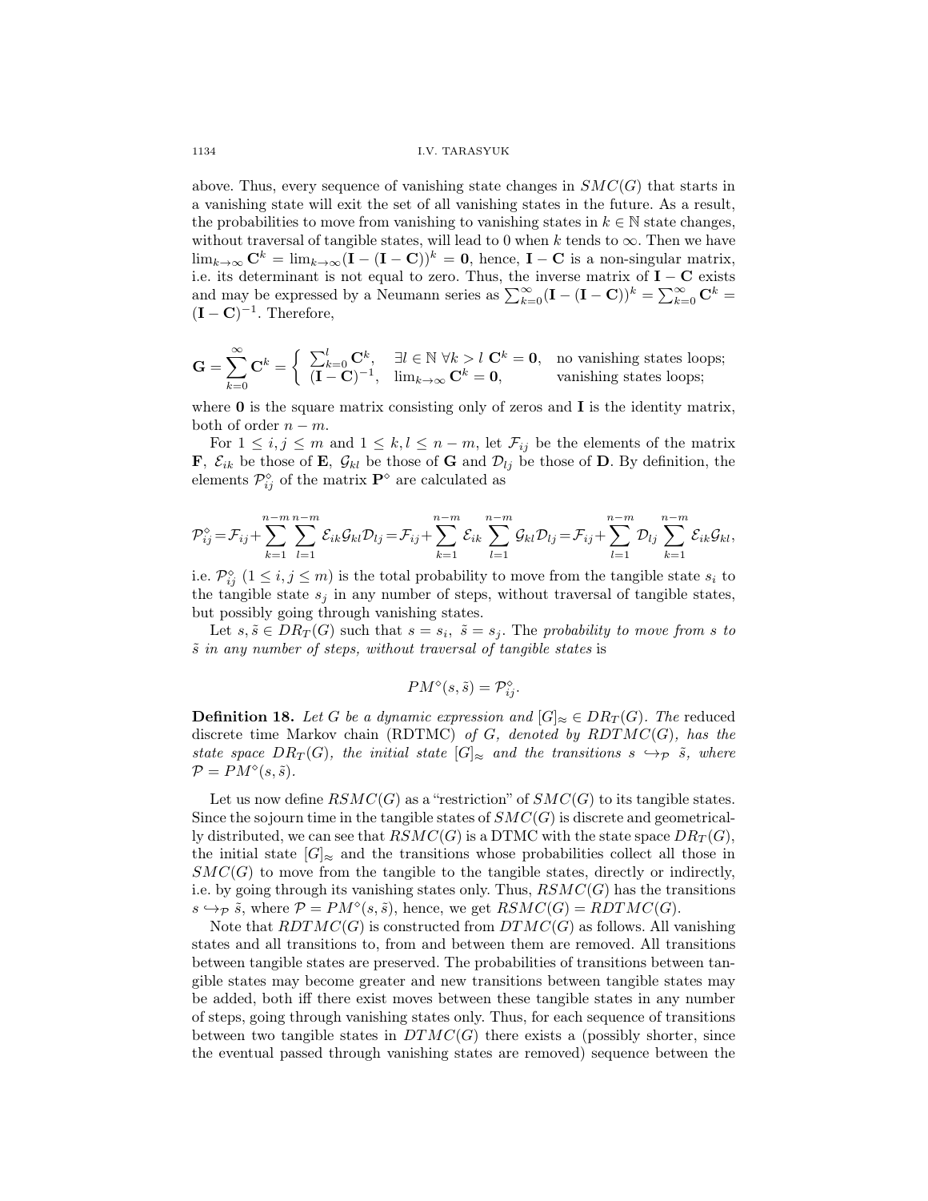above. Thus, every sequence of vanishing state changes in $SMC(G)$ that starts in a vanishing state will exit the set of all vanishing states in the future. As a result, the probabilities to move from vanishing to vanishing states in $k \in \mathbb{N}$ state changes, without traversal of tangible states, will lead to 0 when $k$ tends to $\infty$. Then we have $\lim_{k\to\infty} \mathbf{C}^k = \lim_{k\to\infty}(\mathbf{I} - (\mathbf{I} - \mathbf{C}))^k = \mathbf{0}$, hence, $\mathbf{I} - \mathbf{C}$ is a non-singular matrix, i.e. its determinant is not equal to zero. Thus, the inverse matrix of $\mathbf{I} - \mathbf{C}$ exists and may be expressed by a Neumann series as $\sum_{k=0}^{\infty}(\mathbf{I} - (\mathbf{I} - \mathbf{C}))^k = \sum_{k=0}^{\infty} \mathbf{C}^k = (\mathbf{I} - \mathbf{C})^{-1}$. Therefore,

$$\mathbf{G} = \sum_{k=0}^{\infty} \mathbf{C}^k = \begin{cases} \sum_{k=0}^{l} \mathbf{C}^k, & \exists l \in \mathbb{N}\ \forall k > l\ \mathbf{C}^k = \mathbf{0}, \quad \text{no vanishing states loops;} \\ (\mathbf{I} - \mathbf{C})^{-1}, & \lim_{k\to\infty} \mathbf{C}^k = \mathbf{0}, \quad \text{vanishing states loops;} \end{cases}$$

where $\mathbf{0}$ is the square matrix consisting only of zeros and $\mathbf{I}$ is the identity matrix, both of order $n - m$.

For $1 \le i, j \le m$ and $1 \le k, l \le n - m$, let $\mathcal{F}_{ij}$ be the elements of the matrix $\mathbf{F}$, $\mathcal{E}_{ik}$ be those of $\mathbf{E}$, $\mathcal{G}_{kl}$ be those of $\mathbf{G}$ and $\mathcal{D}_{lj}$ be those of $\mathbf{D}$. By definition, the elements $\mathcal{P}^{\diamond}_{ij}$ of the matrix $\mathbf{P}^{\diamond}$ are calculated as

$$\mathcal{P}^{\diamond}_{ij} = \mathcal{F}_{ij} + \sum_{k=1}^{n-m}\sum_{l=1}^{n-m} \mathcal{E}_{ik}\mathcal{G}_{kl}\mathcal{D}_{lj} = \mathcal{F}_{ij} + \sum_{k=1}^{n-m} \mathcal{E}_{ik} \sum_{l=1}^{n-m} \mathcal{G}_{kl}\mathcal{D}_{lj} = \mathcal{F}_{ij} + \sum_{l=1}^{n-m} \mathcal{D}_{lj} \sum_{k=1}^{n-m} \mathcal{E}_{ik}\mathcal{G}_{kl},$$

i.e. $\mathcal{P}^{\diamond}_{ij}$ $(1 \le i, j \le m)$ is the total probability to move from the tangible state $s_i$ to the tangible state $s_j$ in any number of steps, without traversal of tangible states, but possibly going through vanishing states.

Let $s, \tilde{s} \in DR_T(G)$ such that $s = s_i$, $\tilde{s} = s_j$. The *probability to move from $s$ to $\tilde{s}$ in any number of steps, without traversal of tangible states* is

$$PM^{\diamond}(s, \tilde{s}) = \mathcal{P}^{\diamond}_{ij}.$$

**Definition 18.** *Let $G$ be a dynamic expression and $[G]_{\approx} \in DR_T(G)$. The* reduced discrete time Markov chain (RDTMC) *of $G$, denoted by $RDTMC(G)$, has the state space $DR_T(G)$, the initial state $[G]_{\approx}$ and the transitions $s \hookrightarrow_{\mathcal{P}} \tilde{s}$, where $\mathcal{P} = PM^{\diamond}(s, \tilde{s})$.*

Let us now define $RSMC(G)$ as a "restriction" of $SMC(G)$ to its tangible states. Since the sojourn time in the tangible states of $SMC(G)$ is discrete and geometrically distributed, we can see that $RSMC(G)$ is a DTMC with the state space $DR_T(G)$, the initial state $[G]_{\approx}$ and the transitions whose probabilities collect all those in $SMC(G)$ to move from the tangible to the tangible states, directly or indirectly, i.e. by going through its vanishing states only. Thus, $RSMC(G)$ has the transitions $s \hookrightarrow_{\mathcal{P}} \tilde{s}$, where $\mathcal{P} = PM^{\diamond}(s, \tilde{s})$, hence, we get $RSMC(G) = RDTMC(G)$.

Note that $RDTMC(G)$ is constructed from $DTMC(G)$ as follows. All vanishing states and all transitions to, from and between them are removed. All transitions between tangible states are preserved. The probabilities of transitions between tangible states may become greater and new transitions between tangible states may be added, both iff there exist moves between these tangible states in any number of steps, going through vanishing states only. Thus, for each sequence of transitions between two tangible states in $DTMC(G)$ there exists a (possibly shorter, since the eventual passed through vanishing states are removed) sequence between the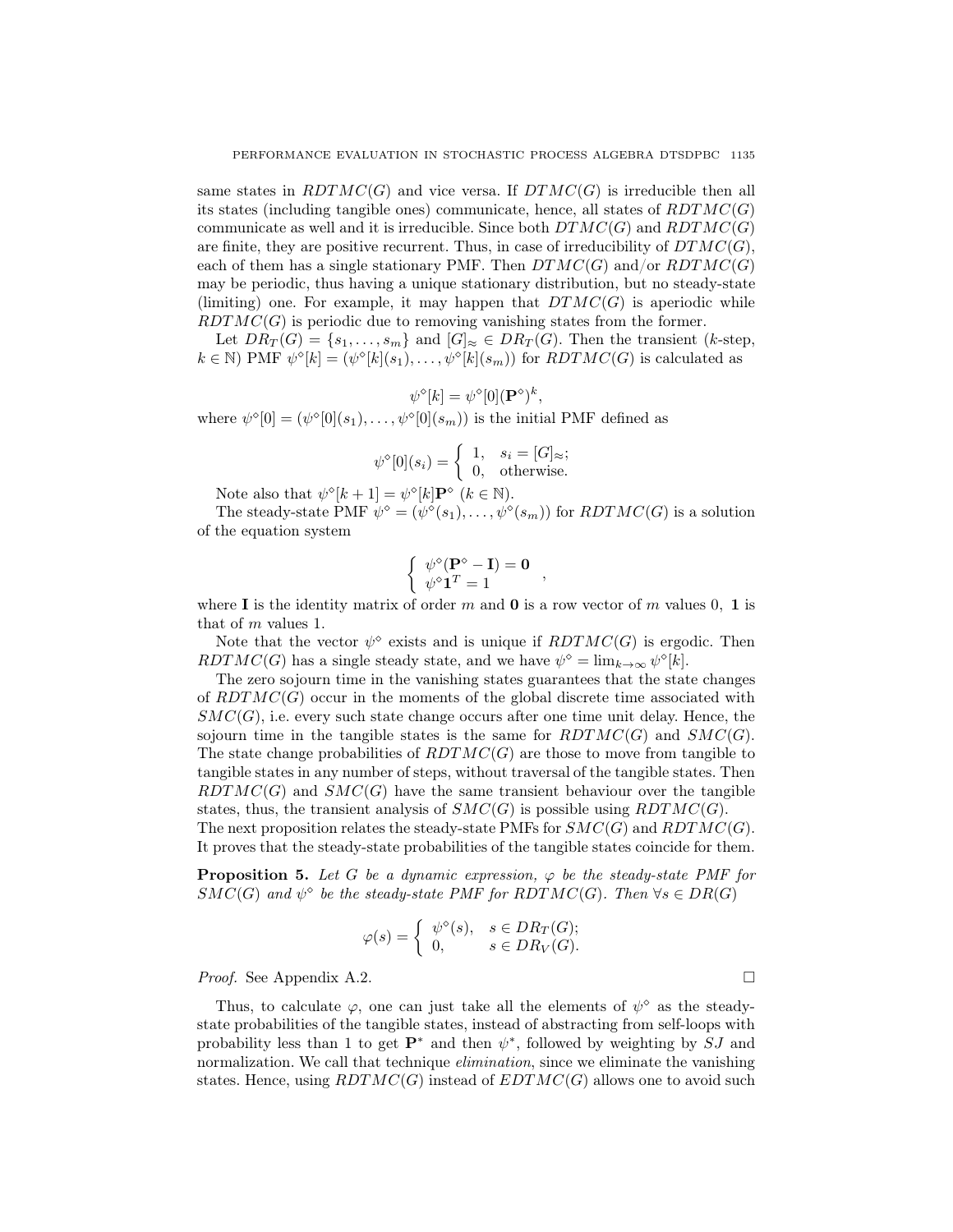same states in $RDTMC(G)$ and vice versa. If $DTMC(G)$ is irreducible then all its states (including tangible ones) communicate, hence, all states of $RDTMC(G)$ communicate as well and it is irreducible. Since both $DTMC(G)$ and $RDTMC(G)$ are finite, they are positive recurrent. Thus, in case of irreducibility of $DTMC(G)$, each of them has a single stationary PMF. Then $DTMC(G)$ and/or $RDTMC(G)$ may be periodic, thus having a unique stationary distribution, but no steady-state (limiting) one. For example, it may happen that $DTMC(G)$ is aperiodic while $RDTMC(G)$ is periodic due to removing vanishing states from the former.

Let $DR_T(G) = \{s_1, \ldots, s_m\}$ and $[G]_\approx \in DR_T(G)$. Then the transient ($k$-step, $k \in \mathbb{N}$) PMF $\psi^\diamond[k] = (\psi^\diamond[k](s_1), \ldots, \psi^\diamond[k](s_m))$ for $RDTMC(G)$ is calculated as

$$\psi^\diamond[k] = \psi^\diamond[0](\mathbf{P}^\diamond)^k,$$

where $\psi^\diamond[0] = (\psi^\diamond[0](s_1), \ldots, \psi^\diamond[0](s_m))$ is the initial PMF defined as

$$\psi^\diamond[0](s_i) = \begin{cases} 1, & s_i = [G]_\approx; \\ 0, & \text{otherwise.} \end{cases}$$

Note also that $\psi^\diamond[k+1] = \psi^\diamond[k]\mathbf{P}^\diamond$ ($k \in \mathbb{N}$).

The steady-state PMF $\psi^\diamond = (\psi^\diamond(s_1), \ldots, \psi^\diamond(s_m))$ for $RDTMC(G)$ is a solution of the equation system

$$\begin{cases} \psi^\diamond(\mathbf{P}^\diamond - \mathbf{I}) = \mathbf{0} \\ \psi^\diamond \mathbf{1}^T = 1 \end{cases},$$

where $\mathbf{I}$ is the identity matrix of order $m$ and $\mathbf{0}$ is a row vector of $m$ values 0, $\mathbf{1}$ is that of $m$ values 1.

Note that the vector $\psi^\diamond$ exists and is unique if $RDTMC(G)$ is ergodic. Then $RDTMC(G)$ has a single steady state, and we have $\psi^\diamond = \lim_{k\to\infty} \psi^\diamond[k]$.

The zero sojourn time in the vanishing states guarantees that the state changes of $RDTMC(G)$ occur in the moments of the global discrete time associated with $SMC(G)$, i.e. every such state change occurs after one time unit delay. Hence, the sojourn time in the tangible states is the same for $RDTMC(G)$ and $SMC(G)$. The state change probabilities of $RDTMC(G)$ are those to move from tangible to tangible states in any number of steps, without traversal of the tangible states. Then $RDTMC(G)$ and $SMC(G)$ have the same transient behaviour over the tangible states, thus, the transient analysis of $SMC(G)$ is possible using $RDTMC(G)$.
The next proposition relates the steady-state PMFs for $SMC(G)$ and $RDTMC(G)$. It proves that the steady-state probabilities of the tangible states coincide for them.

**Proposition 5.** *Let $G$ be a dynamic expression, $\varphi$ be the steady-state PMF for $SMC(G)$ and $\psi^\diamond$ be the steady-state PMF for $RDTMC(G)$. Then $\forall s \in DR(G)$*

$$\varphi(s) = \begin{cases} \psi^\diamond(s), & s \in DR_T(G); \\ 0, & s \in DR_V(G). \end{cases}$$

*Proof.* See Appendix A.2. □

Thus, to calculate $\varphi$, one can just take all the elements of $\psi^\diamond$ as the steady-state probabilities of the tangible states, instead of abstracting from self-loops with probability less than 1 to get $\mathbf{P}^*$ and then $\psi^*$, followed by weighting by $SJ$ and normalization. We call that technique *elimination*, since we eliminate the vanishing states. Hence, using $RDTMC(G)$ instead of $EDTMC(G)$ allows one to avoid such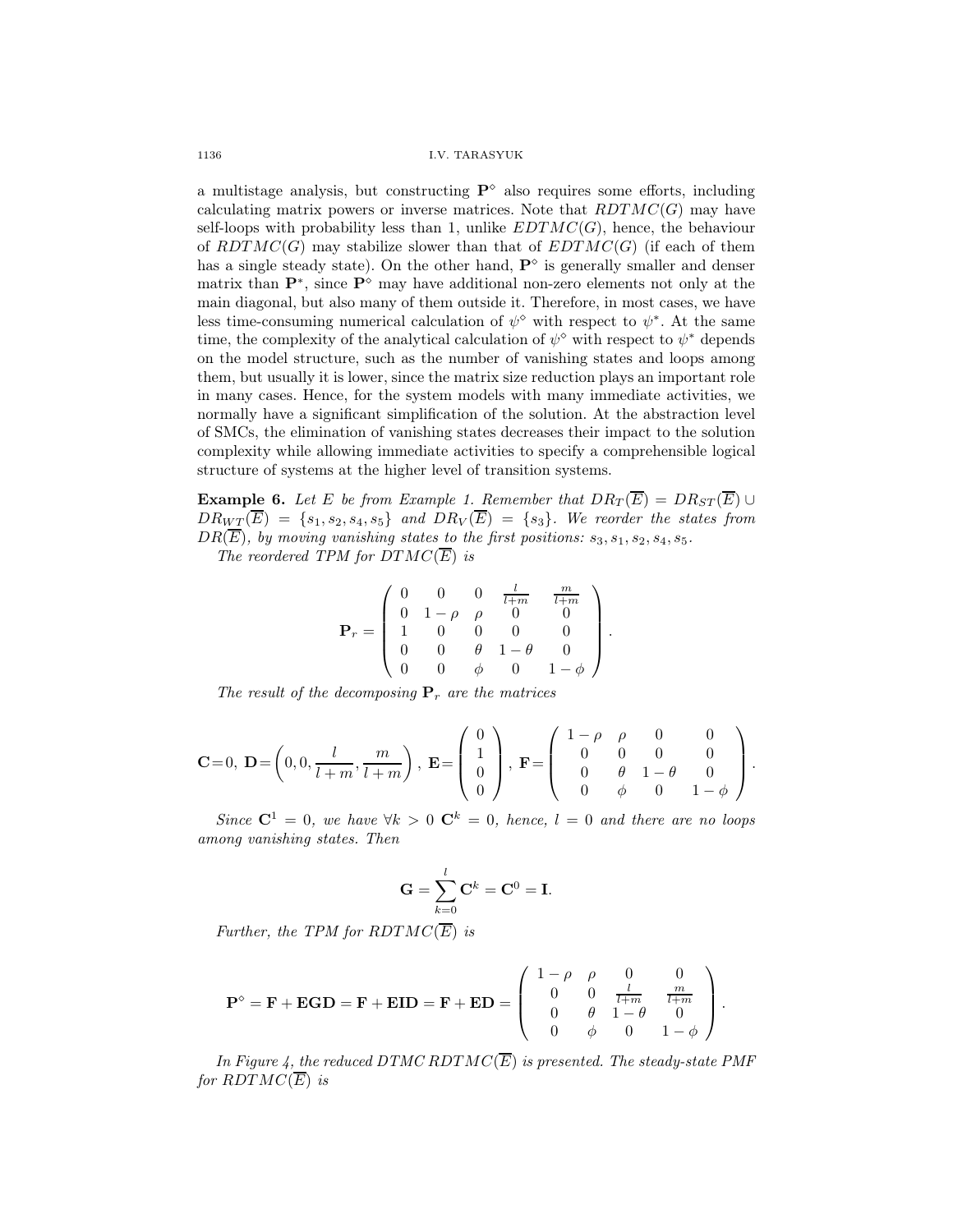a multistage analysis, but constructing $\mathbf{P}^\diamond$ also requires some efforts, including calculating matrix powers or inverse matrices. Note that $RDTMC(G)$ may have self-loops with probability less than 1, unlike $EDTMC(G)$, hence, the behaviour of $RDTMC(G)$ may stabilize slower than that of $EDTMC(G)$ (if each of them has a single steady state). On the other hand, $\mathbf{P}^\diamond$ is generally smaller and denser matrix than $\mathbf{P}^*$, since $\mathbf{P}^\diamond$ may have additional non-zero elements not only at the main diagonal, but also many of them outside it. Therefore, in most cases, we have less time-consuming numerical calculation of $\psi^\diamond$ with respect to $\psi^*$. At the same time, the complexity of the analytical calculation of $\psi^\diamond$ with respect to $\psi^*$ depends on the model structure, such as the number of vanishing states and loops among them, but usually it is lower, since the matrix size reduction plays an important role in many cases. Hence, for the system models with many immediate activities, we normally have a significant simplification of the solution. At the abstraction level of SMCs, the elimination of vanishing states decreases their impact to the solution complexity while allowing immediate activities to specify a comprehensible logical structure of systems at the higher level of transition systems.

**Example 6.** *Let $E$ be from Example 1. Remember that $DR_T(\overline{E}) = DR_{ST}(\overline{E}) \cup DR_{WT}(\overline{E}) = \{s_1, s_2, s_4, s_5\}$ and $DR_V(\overline{E}) = \{s_3\}$. We reorder the states from $DR(\overline{E})$, by moving vanishing states to the first positions: $s_3, s_1, s_2, s_4, s_5$.*

*The reordered TPM for $DTMC(\overline{E})$ is*

$$\mathbf{P}_r = \begin{pmatrix} 0 & 0 & 0 & \frac{l}{l+m} & \frac{m}{l+m} \\ 0 & 1-\rho & \rho & 0 & 0 \\ 1 & 0 & 0 & 0 & 0 \\ 0 & 0 & \theta & 1-\theta & 0 \\ 0 & 0 & \phi & 0 & 1-\phi \end{pmatrix}.$$

*The result of the decomposing $\mathbf{P}_r$ are the matrices*

$$\mathbf{C} = 0,\ \mathbf{D} = \left(0, 0, \frac{l}{l+m}, \frac{m}{l+m}\right),\ \mathbf{E} = \begin{pmatrix} 0 \\ 1 \\ 0 \\ 0 \end{pmatrix},\ \mathbf{F} = \begin{pmatrix} 1-\rho & \rho & 0 & 0 \\ 0 & 0 & 0 & 0 \\ 0 & \theta & 1-\theta & 0 \\ 0 & \phi & 0 & 1-\phi \end{pmatrix}.$$

*Since $\mathbf{C}^1 = 0$, we have $\forall k > 0\ \mathbf{C}^k = 0$, hence, $l = 0$ and there are no loops among vanishing states. Then*

$$\mathbf{G} = \sum_{k=0}^{l} \mathbf{C}^k = \mathbf{C}^0 = \mathbf{I}.$$

*Further, the TPM for $RDTMC(\overline{E})$ is*

$$\mathbf{P}^\diamond = \mathbf{F} + \mathbf{EGD} = \mathbf{F} + \mathbf{EID} = \mathbf{F} + \mathbf{ED} = \begin{pmatrix} 1-\rho & \rho & 0 & 0 \\ 0 & 0 & \frac{l}{l+m} & \frac{m}{l+m} \\ 0 & \theta & 1-\theta & 0 \\ 0 & \phi & 0 & 1-\phi \end{pmatrix}.$$

*In Figure 4, the reduced DTMC $RDTMC(\overline{E})$ is presented. The steady-state PMF for $RDTMC(\overline{E})$ is*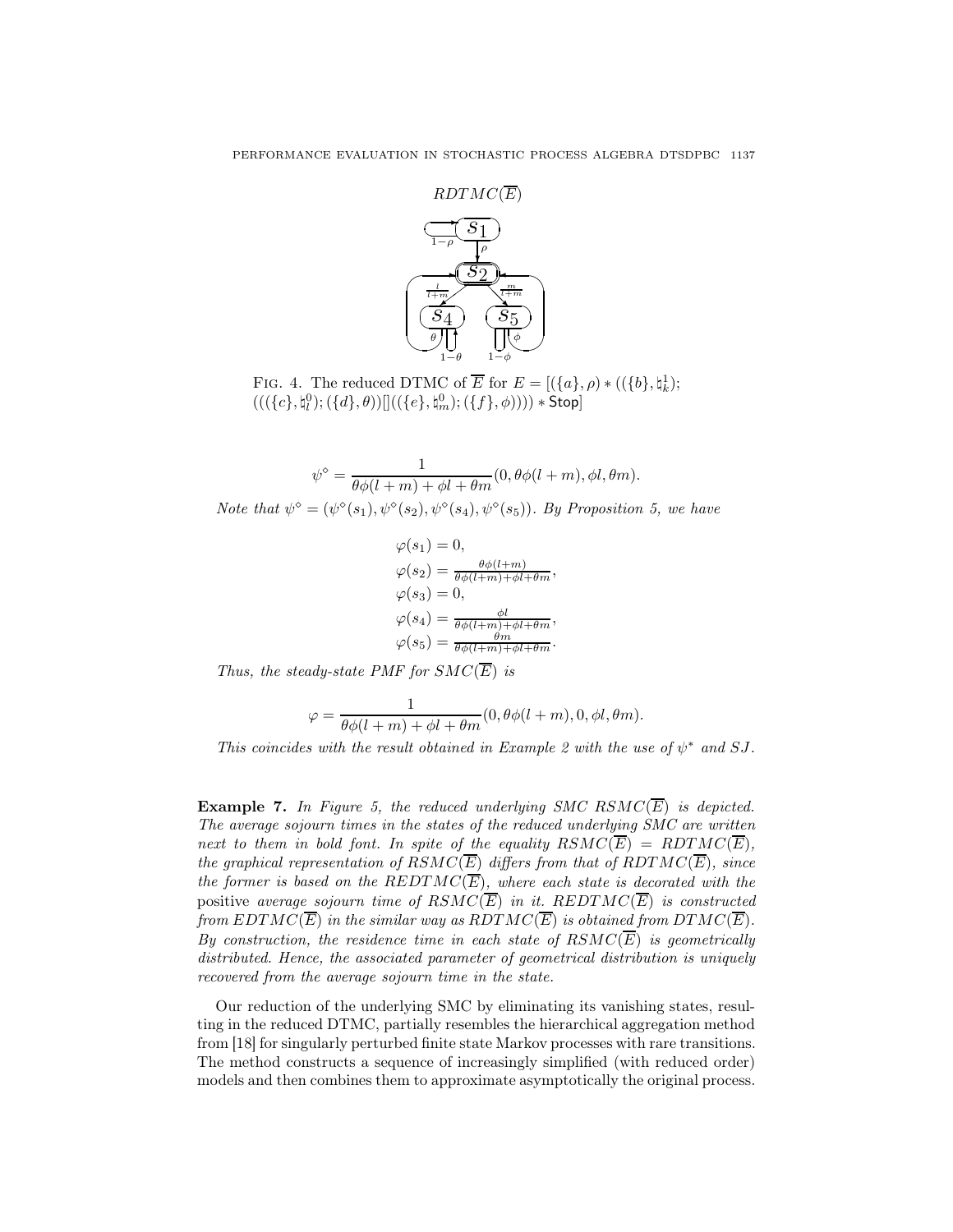$RDTMC(\overline{E})$

FIG. 4. The reduced DTMC of $\overline{E}$ for $E = [(\{a\}, \rho) * ((\{b\}, \natural_k^1); (((\{c\}, \natural_l^0); (\{d\}, \theta))[]((\{e\}, \natural_m^0); (\{f\}, \phi)))) * \mathsf{Stop}]$

$$\psi^\diamond = \frac{1}{\theta\phi(l+m) + \phi l + \theta m}(0, \theta\phi(l+m), \phi l, \theta m).$$

*Note that* $\psi^\diamond = (\psi^\diamond(s_1), \psi^\diamond(s_2), \psi^\diamond(s_4), \psi^\diamond(s_5))$. *By Proposition 5, we have*

$$\begin{aligned}
&\varphi(s_1) = 0,\\
&\varphi(s_2) = \tfrac{\theta\phi(l+m)}{\theta\phi(l+m)+\phi l+\theta m},\\
&\varphi(s_3) = 0,\\
&\varphi(s_4) = \tfrac{\phi l}{\theta\phi(l+m)+\phi l+\theta m},\\
&\varphi(s_5) = \tfrac{\theta m}{\theta\phi(l+m)+\phi l+\theta m}.
\end{aligned}$$

*Thus, the steady-state PMF for* $SMC(\overline{E})$ *is*

$$\varphi = \frac{1}{\theta\phi(l+m) + \phi l + \theta m}(0, \theta\phi(l+m), 0, \phi l, \theta m).$$

*This coincides with the result obtained in Example 2 with the use of* $\psi^*$ *and* $SJ$.

**Example 7.** *In Figure 5, the reduced underlying SMC* $RSMC(\overline{E})$ *is depicted. The average sojourn times in the states of the reduced underlying SMC are written next to them in bold font. In spite of the equality* $RSMC(\overline{E}) = RDTMC(\overline{E})$, *the graphical representation of* $RSMC(\overline{E})$ *differs from that of* $RDTMC(\overline{E})$, *since the former is based on the* $REDTMC(\overline{E})$, *where each state is decorated with the* positive *average sojourn time of* $RSMC(\overline{E})$ *in it.* $REDTMC(\overline{E})$ *is constructed from* $EDTMC(\overline{E})$ *in the similar way as* $RDTMC(\overline{E})$ *is obtained from* $DTMC(\overline{E})$. *By construction, the residence time in each state of* $RSMC(\overline{E})$ *is geometrically distributed. Hence, the associated parameter of geometrical distribution is uniquely recovered from the average sojourn time in the state.*

Our reduction of the underlying SMC by eliminating its vanishing states, resulting in the reduced DTMC, partially resembles the hierarchical aggregation method from [18] for singularly perturbed finite state Markov processes with rare transitions. The method constructs a sequence of increasingly simplified (with reduced order) models and then combines them to approximate asymptotically the original process.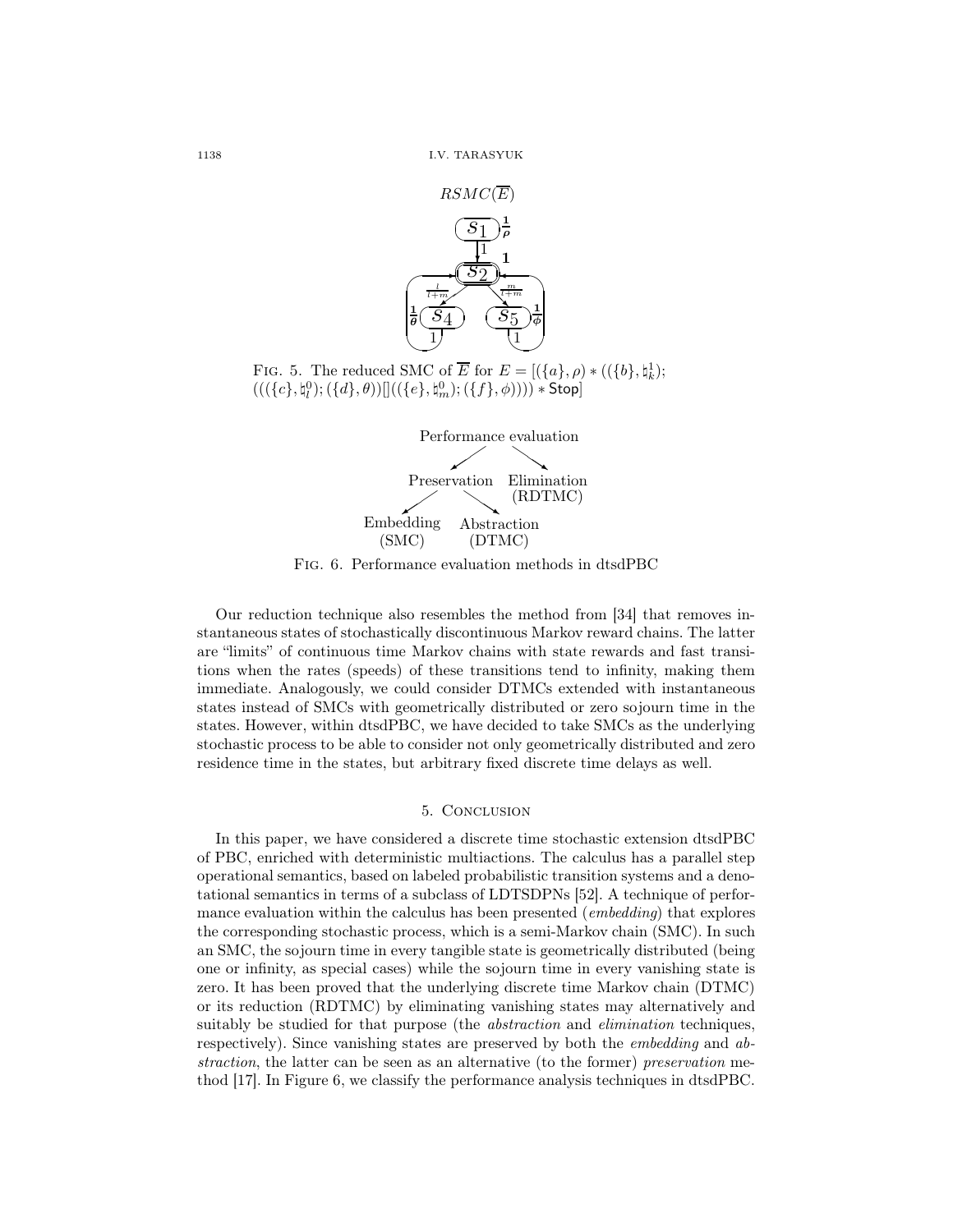FIG. 5. The reduced SMC of $\overline{E}$ for $E = [(\{a\}, \rho) * ((\{b\}, \natural_k^1); (((\{c\}, \natural_l^0); (\{d\}, \theta))[]((\{e\}, \natural_m^0); (\{f\}, \phi)))) * \mathsf{Stop}]$

FIG. 6. Performance evaluation methods in dtsdPBC

Our reduction technique also resembles the method from [34] that removes instantaneous states of stochastically discontinuous Markov reward chains. The latter are "limits" of continuous time Markov chains with state rewards and fast transitions when the rates (speeds) of these transitions tend to infinity, making them immediate. Analogously, we could consider DTMCs extended with instantaneous states instead of SMCs with geometrically distributed or zero sojourn time in the states. However, within dtsdPBC, we have decided to take SMCs as the underlying stochastic process to be able to consider not only geometrically distributed and zero residence time in the states, but arbitrary fixed discrete time delays as well.

## 5. Conclusion

In this paper, we have considered a discrete time stochastic extension dtsdPBC of PBC, enriched with deterministic multiactions. The calculus has a parallel step operational semantics, based on labeled probabilistic transition systems and a denotational semantics in terms of a subclass of LDTSDPNs [52]. A technique of performance evaluation within the calculus has been presented (*embedding*) that explores the corresponding stochastic process, which is a semi-Markov chain (SMC). In such an SMC, the sojourn time in every tangible state is geometrically distributed (being one or infinity, as special cases) while the sojourn time in every vanishing state is zero. It has been proved that the underlying discrete time Markov chain (DTMC) or its reduction (RDTMC) by eliminating vanishing states may alternatively and suitably be studied for that purpose (the *abstraction* and *elimination* techniques, respectively). Since vanishing states are preserved by both the *embedding* and *abstraction*, the latter can be seen as an alternative (to the former) *preservation* method [17]. In Figure 6, we classify the performance analysis techniques in dtsdPBC.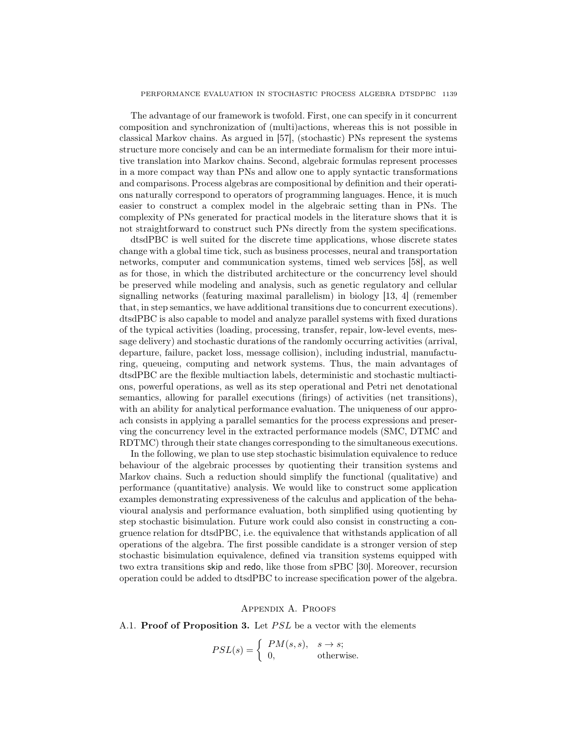The advantage of our framework is twofold. First, one can specify in it concurrent composition and synchronization of (multi)actions, whereas this is not possible in classical Markov chains. As argued in [57], (stochastic) PNs represent the systems structure more concisely and can be an intermediate formalism for their more intuitive translation into Markov chains. Second, algebraic formulas represent processes in a more compact way than PNs and allow one to apply syntactic transformations and comparisons. Process algebras are compositional by definition and their operations naturally correspond to operators of programming languages. Hence, it is much easier to construct a complex model in the algebraic setting than in PNs. The complexity of PNs generated for practical models in the literature shows that it is not straightforward to construct such PNs directly from the system specifications.

dtsdPBC is well suited for the discrete time applications, whose discrete states change with a global time tick, such as business processes, neural and transportation networks, computer and communication systems, timed web services [58], as well as for those, in which the distributed architecture or the concurrency level should be preserved while modeling and analysis, such as genetic regulatory and cellular signalling networks (featuring maximal parallelism) in biology [13, 4] (remember that, in step semantics, we have additional transitions due to concurrent executions). dtsdPBC is also capable to model and analyze parallel systems with fixed durations of the typical activities (loading, processing, transfer, repair, low-level events, message delivery) and stochastic durations of the randomly occurring activities (arrival, departure, failure, packet loss, message collision), including industrial, manufacturing, queueing, computing and network systems. Thus, the main advantages of dtsdPBC are the flexible multiaction labels, deterministic and stochastic multiactions, powerful operations, as well as its step operational and Petri net denotational semantics, allowing for parallel executions (firings) of activities (net transitions), with an ability for analytical performance evaluation. The uniqueness of our approach consists in applying a parallel semantics for the process expressions and preserving the concurrency level in the extracted performance models (SMC, DTMC and RDTMC) through their state changes corresponding to the simultaneous executions.

In the following, we plan to use step stochastic bisimulation equivalence to reduce behaviour of the algebraic processes by quotienting their transition systems and Markov chains. Such a reduction should simplify the functional (qualitative) and performance (quantitative) analysis. We would like to construct some application examples demonstrating expressiveness of the calculus and application of the behavioural analysis and performance evaluation, both simplified using quotienting by step stochastic bisimulation. Future work could also consist in constructing a congruence relation for dtsdPBC, i.e. the equivalence that withstands application of all operations of the algebra. The first possible candidate is a stronger version of step stochastic bisimulation equivalence, defined via transition systems equipped with two extra transitions skip and redo, like those from sPBC [30]. Moreover, recursion operation could be added to dtsdPBC to increase specification power of the algebra.

## Appendix A. Proofs

**A.1. Proof of Proposition 3.** Let $PSL$ be a vector with the elements

$$PSL(s) = \begin{cases} PM(s,s), & s \rightarrow s; \\ 0, & \text{otherwise.} \end{cases}$$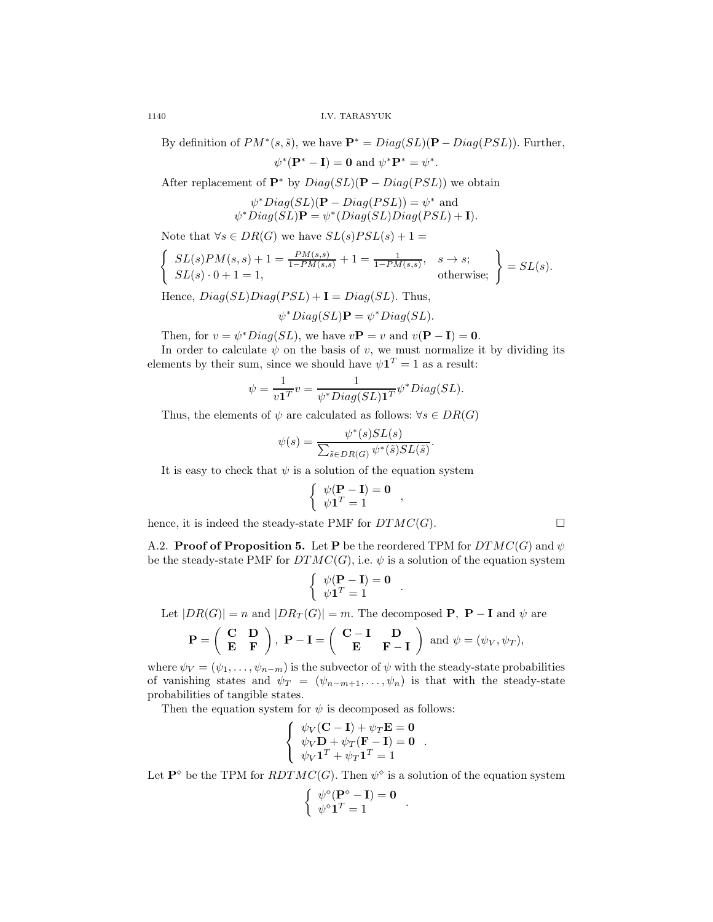By definition of $PM^*(s, \tilde{s})$, we have $\mathbf{P}^* = Diag(SL)(\mathbf{P} - Diag(PSL))$. Further,

$$\psi^*(\mathbf{P}^* - \mathbf{I}) = \mathbf{0} \text{ and } \psi^*\mathbf{P}^* = \psi^*.$$

After replacement of $\mathbf{P}^*$ by $Diag(SL)(\mathbf{P} - Diag(PSL))$ we obtain

$$\psi^* Diag(SL)(\mathbf{P} - Diag(PSL)) = \psi^* \text{ and}$$
$$\psi^* Diag(SL)\mathbf{P} = \psi^*(Diag(SL)Diag(PSL) + \mathbf{I}).$$

Note that $\forall s \in DR(G)$ we have $SL(s)PSL(s) + 1 =$

$$\left\{ \begin{array}{ll} SL(s)PM(s,s) + 1 = \frac{PM(s,s)}{1-PM(s,s)} + 1 = \frac{1}{1-PM(s,s)}, & s \to s; \\ SL(s) \cdot 0 + 1 = 1, & \text{otherwise;} \end{array} \right\} = SL(s).$$

Hence, $Diag(SL)Diag(PSL) + \mathbf{I} = Diag(SL)$. Thus,

$$\psi^* Diag(SL)\mathbf{P} = \psi^* Diag(SL).$$

Then, for $v = \psi^* Diag(SL)$, we have $v\mathbf{P} = v$ and $v(\mathbf{P} - \mathbf{I}) = \mathbf{0}$.

In order to calculate $\psi$ on the basis of $v$, we must normalize it by dividing its elements by their sum, since we should have $\psi\mathbf{1}^T = 1$ as a result:

$$\psi = \frac{1}{v\mathbf{1}^T}v = \frac{1}{\psi^* Diag(SL)\mathbf{1}^T}\psi^* Diag(SL).$$

Thus, the elements of $\psi$ are calculated as follows: $\forall s \in DR(G)$

$$\psi(s) = \frac{\psi^*(s)SL(s)}{\sum_{\tilde{s} \in DR(G)} \psi^*(\tilde{s})SL(\tilde{s})}.$$

It is easy to check that $\psi$ is a solution of the equation system

$$\left\{ \begin{array}{l} \psi(\mathbf{P} - \mathbf{I}) = \mathbf{0} \\ \psi\mathbf{1}^T = 1 \end{array} \right. ,$$

hence, it is indeed the steady-state PMF for $DTMC(G)$. □

A.2. **Proof of Proposition 5.** Let $\mathbf{P}$ be the reordered TPM for $DTMC(G)$ and $\psi$ be the steady-state PMF for $DTMC(G)$, i.e. $\psi$ is a solution of the equation system

$$\left\{ \begin{array}{l} \psi(\mathbf{P} - \mathbf{I}) = \mathbf{0} \\ \psi\mathbf{1}^T = 1 \end{array} \right. .$$

Let $|DR(G)| = n$ and $|DR_T(G)| = m$. The decomposed $\mathbf{P}$, $\mathbf{P} - \mathbf{I}$ and $\psi$ are

$$\mathbf{P} = \left( \begin{array}{cc} \mathbf{C} & \mathbf{D} \\ \mathbf{E} & \mathbf{F} \end{array} \right), \ \mathbf{P} - \mathbf{I} = \left( \begin{array}{cc} \mathbf{C} - \mathbf{I} & \mathbf{D} \\ \mathbf{E} & \mathbf{F} - \mathbf{I} \end{array} \right) \text{ and } \psi = (\psi_V, \psi_T),$$

where $\psi_V = (\psi_1, \ldots, \psi_{n-m})$ is the subvector of $\psi$ with the steady-state probabilities of vanishing states and $\psi_T = (\psi_{n-m+1}, \ldots, \psi_n)$ is that with the steady-state probabilities of tangible states.

Then the equation system for $\psi$ is decomposed as follows:

$$\left\{ \begin{array}{l} \psi_V(\mathbf{C} - \mathbf{I}) + \psi_T\mathbf{E} = \mathbf{0} \\ \psi_V\mathbf{D} + \psi_T(\mathbf{F} - \mathbf{I}) = \mathbf{0} \\ \psi_V\mathbf{1}^T + \psi_T\mathbf{1}^T = 1 \end{array} \right. .$$

Let $\mathbf{P}^\diamond$ be the TPM for $RDTMC(G)$. Then $\psi^\diamond$ is a solution of the equation system

$$\left\{ \begin{array}{l} \psi^\diamond(\mathbf{P}^\diamond - \mathbf{I}) = \mathbf{0} \\ \psi^\diamond\mathbf{1}^T = 1 \end{array} \right. .$$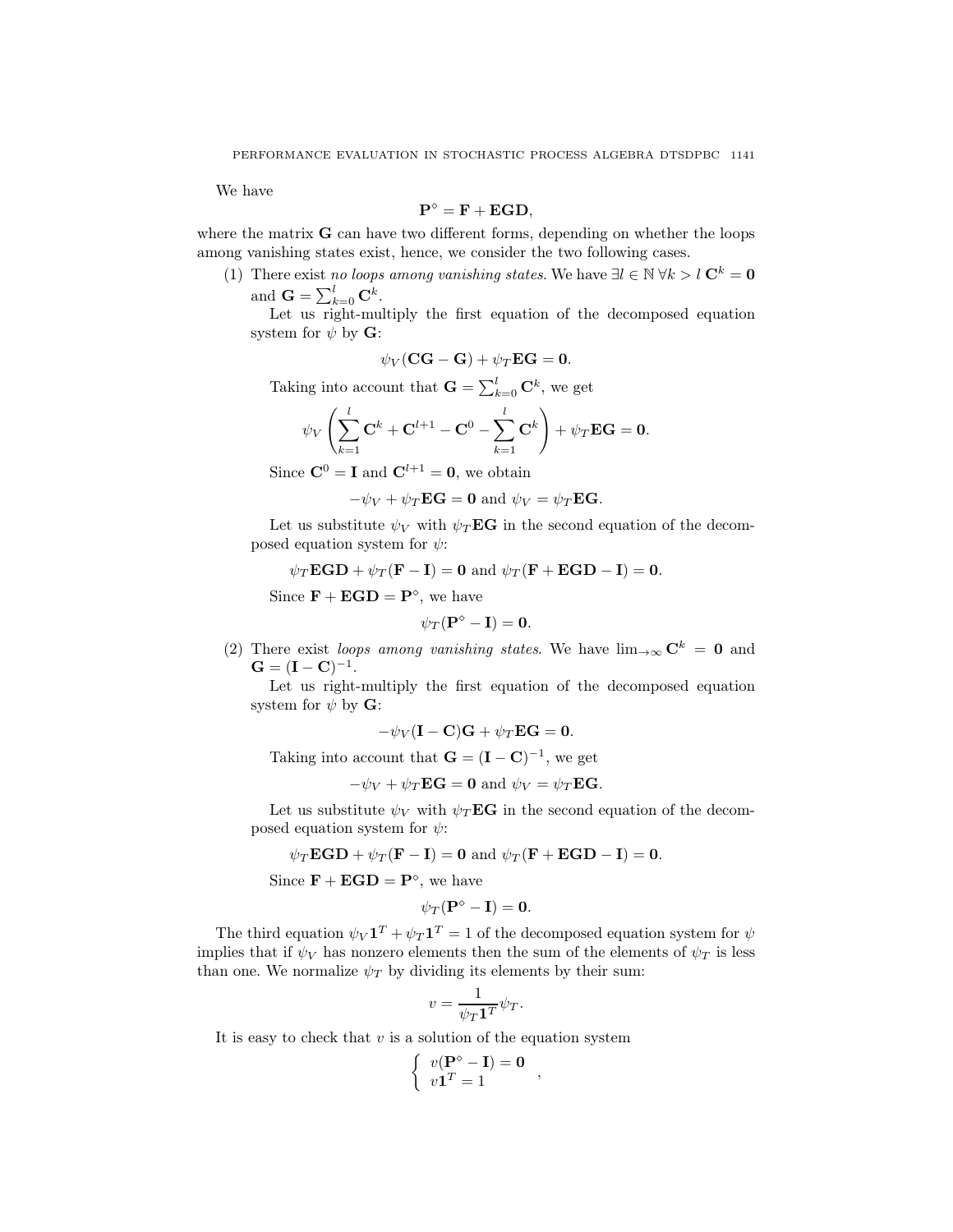We have

$$\mathbf{P}^\diamond = \mathbf{F} + \mathbf{EGD},$$

where the matrix $\mathbf{G}$ can have two different forms, depending on whether the loops among vanishing states exist, hence, we consider the two following cases.

(1) There exist *no loops among vanishing states*. We have $\exists l \in \mathbb{N}\ \forall k > l\ \mathbf{C}^k = \mathbf{0}$ and $\mathbf{G} = \sum_{k=0}^{l} \mathbf{C}^k$.

Let us right-multiply the first equation of the decomposed equation system for $\psi$ by $\mathbf{G}$:

$$\psi_V(\mathbf{CG} - \mathbf{G}) + \psi_T \mathbf{EG} = \mathbf{0}.$$

Taking into account that $\mathbf{G} = \sum_{k=0}^{l} \mathbf{C}^k$, we get

$$\psi_V \left( \sum_{k=1}^{l} \mathbf{C}^k + \mathbf{C}^{l+1} - \mathbf{C}^0 - \sum_{k=1}^{l} \mathbf{C}^k \right) + \psi_T \mathbf{EG} = \mathbf{0}.$$

Since $\mathbf{C}^0 = \mathbf{I}$ and $\mathbf{C}^{l+1} = \mathbf{0}$, we obtain

$$-\psi_V + \psi_T \mathbf{EG} = \mathbf{0} \text{ and } \psi_V = \psi_T \mathbf{EG}.$$

Let us substitute $\psi_V$ with $\psi_T \mathbf{EG}$ in the second equation of the decomposed equation system for $\psi$:

$$\psi_T \mathbf{EGD} + \psi_T(\mathbf{F} - \mathbf{I}) = \mathbf{0} \text{ and } \psi_T(\mathbf{F} + \mathbf{EGD} - \mathbf{I}) = \mathbf{0}.$$

Since $\mathbf{F} + \mathbf{EGD} = \mathbf{P}^\diamond$, we have

$$\psi_T(\mathbf{P}^\diamond - \mathbf{I}) = \mathbf{0}.$$

(2) There exist *loops among vanishing states*. We have $\lim_{\to\infty} \mathbf{C}^k = \mathbf{0}$ and $\mathbf{G} = (\mathbf{I} - \mathbf{C})^{-1}$.

Let us right-multiply the first equation of the decomposed equation system for $\psi$ by $\mathbf{G}$:

$$-\psi_V(\mathbf{I} - \mathbf{C})\mathbf{G} + \psi_T \mathbf{EG} = \mathbf{0}.$$

Taking into account that $\mathbf{G} = (\mathbf{I} - \mathbf{C})^{-1}$, we get

$$-\psi_V + \psi_T \mathbf{EG} = \mathbf{0} \text{ and } \psi_V = \psi_T \mathbf{EG}.$$

Let us substitute $\psi_V$ with $\psi_T \mathbf{EG}$ in the second equation of the decomposed equation system for $\psi$:

$$\psi_T \mathbf{EGD} + \psi_T(\mathbf{F} - \mathbf{I}) = \mathbf{0} \text{ and } \psi_T(\mathbf{F} + \mathbf{EGD} - \mathbf{I}) = \mathbf{0}.$$

Since $\mathbf{F} + \mathbf{EGD} = \mathbf{P}^\diamond$, we have

$$\psi_T(\mathbf{P}^\diamond - \mathbf{I}) = \mathbf{0}.$$

The third equation $\psi_V \mathbf{1}^T + \psi_T \mathbf{1}^T = 1$ of the decomposed equation system for $\psi$ implies that if $\psi_V$ has nonzero elements then the sum of the elements of $\psi_T$ is less than one. We normalize $\psi_T$ by dividing its elements by their sum:

$$v = \frac{1}{\psi_T \mathbf{1}^T} \psi_T.$$

It is easy to check that $v$ is a solution of the equation system

$$\begin{cases} v(\mathbf{P}^\diamond - \mathbf{I}) = \mathbf{0} \\ v\mathbf{1}^T = 1 \end{cases},$$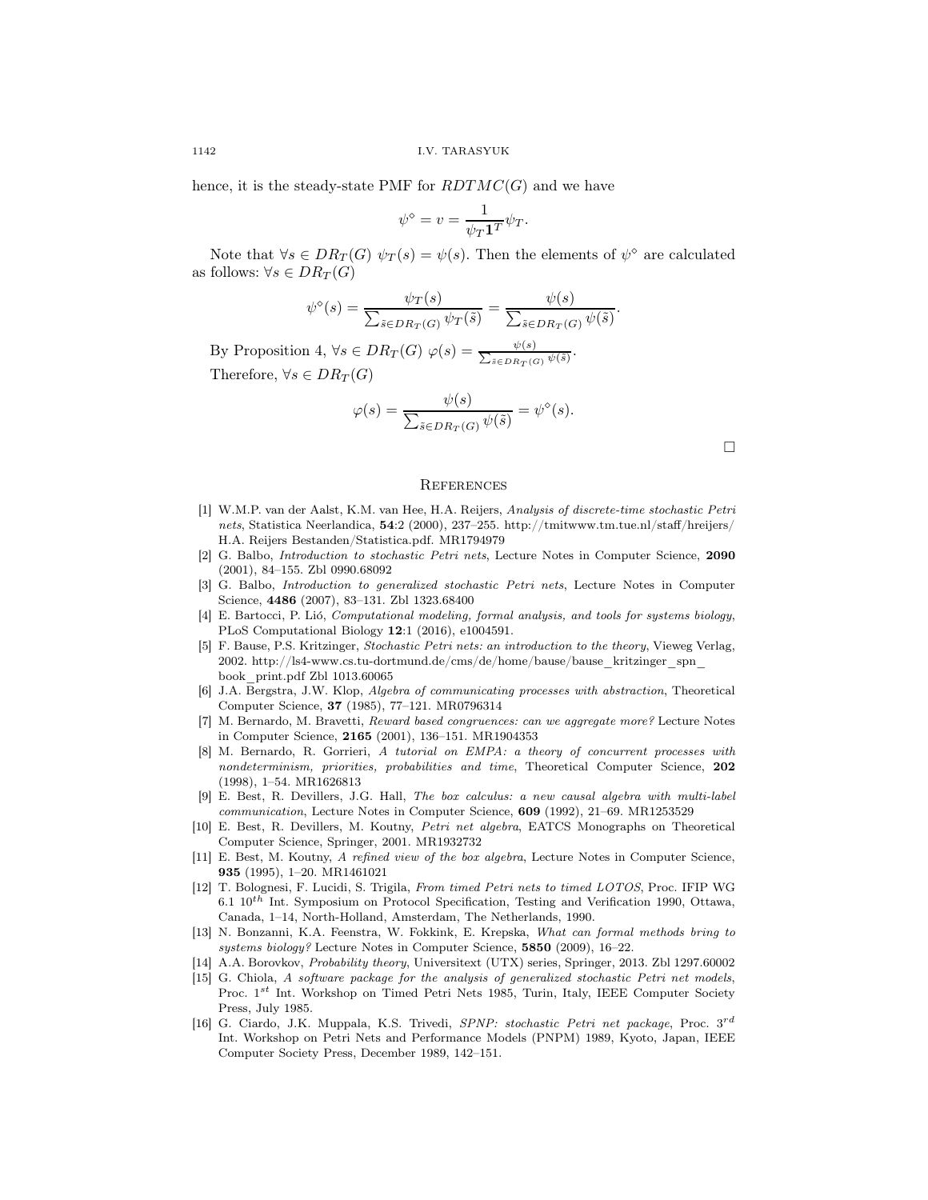hence, it is the steady-state PMF for $RDTMC(G)$ and we have

$$\psi^{\diamond} = v = \frac{1}{\psi_T \mathbf{1}^T} \psi_T.$$

Note that $\forall s \in DR_T(G)\ \psi_T(s) = \psi(s)$. Then the elements of $\psi^{\diamond}$ are calculated as follows: $\forall s \in DR_T(G)$

$$\psi^{\diamond}(s) = \frac{\psi_T(s)}{\sum_{\tilde{s} \in DR_T(G)} \psi_T(\tilde{s})} = \frac{\psi(s)}{\sum_{\tilde{s} \in DR_T(G)} \psi(\tilde{s})}.$$

By Proposition 4, $\forall s \in DR_T(G)\ \varphi(s) = \frac{\psi(s)}{\sum_{\tilde{s} \in DR_T(G)} \psi(\tilde{s})}$.

Therefore, $\forall s \in DR_T(G)$

$$\varphi(s) = \frac{\psi(s)}{\sum_{\tilde{s} \in DR_T(G)} \psi(\tilde{s})} = \psi^{\diamond}(s).$$

$\square$

## References

[1] W.M.P. van der Aalst, K.M. van Hee, H.A. Reijers, *Analysis of discrete-time stochastic Petri nets*, Statistica Neerlandica, **54**:2 (2000), 237–255. http://tmitwww.tm.tue.nl/staff/hreijers/H.A. Reijers Bestanden/Statistica.pdf. MR1794979

[2] G. Balbo, *Introduction to stochastic Petri nets*, Lecture Notes in Computer Science, **2090** (2001), 84–155. Zbl 0990.68092

[3] G. Balbo, *Introduction to generalized stochastic Petri nets*, Lecture Notes in Computer Science, **4486** (2007), 83–131. Zbl 1323.68400

[4] E. Bartocci, P. Lió, *Computational modeling, formal analysis, and tools for systems biology*, PLoS Computational Biology **12**:1 (2016), e1004591.

[5] F. Bause, P.S. Kritzinger, *Stochastic Petri nets: an introduction to the theory*, Vieweg Verlag, 2002. http://ls4-www.cs.tu-dortmund.de/cms/de/home/bause/bause_kritzinger_spn_book_print.pdf Zbl 1013.60065

[6] J.A. Bergstra, J.W. Klop, *Algebra of communicating processes with abstraction*, Theoretical Computer Science, **37** (1985), 77–121. MR0796314

[7] M. Bernardo, M. Bravetti, *Reward based congruences: can we aggregate more?* Lecture Notes in Computer Science, **2165** (2001), 136–151. MR1904353

[8] M. Bernardo, R. Gorrieri, *A tutorial on EMPA: a theory of concurrent processes with nondeterminism, priorities, probabilities and time*, Theoretical Computer Science, **202** (1998), 1–54. MR1626813

[9] E. Best, R. Devillers, J.G. Hall, *The box calculus: a new causal algebra with multi-label communication*, Lecture Notes in Computer Science, **609** (1992), 21–69. MR1253529

[10] E. Best, R. Devillers, M. Koutny, *Petri net algebra*, EATCS Monographs on Theoretical Computer Science, Springer, 2001. MR1932732

[11] E. Best, M. Koutny, *A refined view of the box algebra*, Lecture Notes in Computer Science, **935** (1995), 1–20. MR1461021

[12] T. Bolognesi, F. Lucidi, S. Trigila, *From timed Petri nets to timed LOTOS*, Proc. IFIP WG 6.1 $10^{th}$ Int. Symposium on Protocol Specification, Testing and Verification 1990, Ottawa, Canada, 1–14, North-Holland, Amsterdam, The Netherlands, 1990.

[13] N. Bonzanni, K.A. Feenstra, W. Fokkink, E. Krepska, *What can formal methods bring to systems biology?* Lecture Notes in Computer Science, **5850** (2009), 16–22.

[14] A.A. Borovkov, *Probability theory*, Universitext (UTX) series, Springer, 2013. Zbl 1297.60002

[15] G. Chiola, *A software package for the analysis of generalized stochastic Petri net models*, Proc. $1^{st}$ Int. Workshop on Timed Petri Nets 1985, Turin, Italy, IEEE Computer Society Press, July 1985.

[16] G. Ciardo, J.K. Muppala, K.S. Trivedi, *SPNP: stochastic Petri net package*, Proc. $3^{rd}$ Int. Workshop on Petri Nets and Performance Models (PNPM) 1989, Kyoto, Japan, IEEE Computer Society Press, December 1989, 142–151.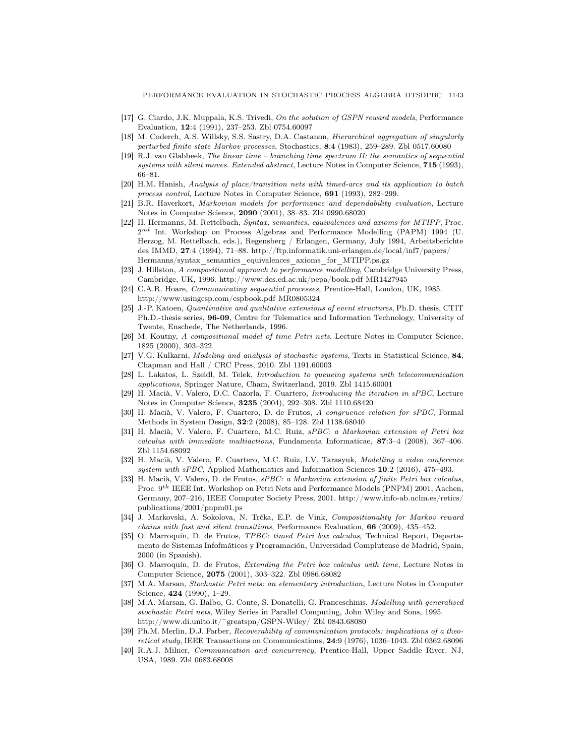[17] G. Ciardo, J.K. Muppala, K.S. Trivedi, *On the solution of GSPN reward models*, Performance Evaluation, **12**:4 (1991), 237–253. Zbl 0754.60097

[18] M. Coderch, A.S. Willsky, S.S. Sastry, D.A. Castanon, *Hierarchical aggregation of singularly perturbed finite state Markov processes*, Stochastics, **8**:4 (1983), 259–289. Zbl 0517.60080

[19] R.J. van Glabbeek, *The linear time – branching time spectrum II: the semantics of sequential systems with silent moves. Extended abstract*, Lecture Notes in Computer Science, **715** (1993), 66–81.

[20] H.M. Hanish, *Analysis of place/transition nets with timed-arcs and its application to batch process control*, Lecture Notes in Computer Science, **691** (1993), 282–299.

[21] B.R. Haverkort, *Markovian models for performance and dependability evaluation*, Lecture Notes in Computer Science, **2090** (2001), 38–83. Zbl 0990.68020

[22] H. Hermanns, M. Rettelbach, *Syntax, semantics, equivalences and axioms for MTIPP*, Proc. $2^{nd}$ Int. Workshop on Process Algebras and Performance Modelling (PAPM) 1994 (U. Herzog, M. Rettelbach, eds.), Regensberg / Erlangen, Germany, July 1994, Arbeitsberichte des IMMD, **27**:4 (1994), 71–88. http://ftp.informatik.uni-erlangen.de/local/inf7/papers/Hermanns/syntax_semantics_equivalences_axioms_for_MTIPP.ps.gz

[23] J. Hillston, *A compositional approach to performance modelling*, Cambridge University Press, Cambridge, UK, 1996. http://www.dcs.ed.ac.uk/pepa/book.pdf MR1427945

[24] C.A.R. Hoare, *Communicating sequential processes*, Prentice-Hall, London, UK, 1985. http://www.usingcsp.com/cspbook.pdf MR0805324

[25] J.-P. Katoen, *Quantinative and qualitative extensions of event structures*, Ph.D. thesis, CTIT Ph.D.-thesis series, **96-09**, Centre for Telematics and Information Technology, University of Twente, Enschede, The Netherlands, 1996.

[26] M. Koutny, *A compositional model of time Petri nets*, Lecture Notes in Computer Science, 1825 (2000), 303–322.

[27] V.G. Kulkarni, *Modeling and analysis of stochastic systems*, Texts in Statistical Science, **84**, Chapman and Hall / CRC Press, 2010. Zbl 1191.60003

[28] L. Lakatos, L. Szeidl, M. Telek, *Introduction to queueing systems with telecommunication applications*, Springer Nature, Cham, Switzerland, 2019. Zbl 1415.60001

[29] H. Macià, V. Valero, D.C. Cazorla, F. Cuartero, *Introducing the iteration in sPBC*, Lecture Notes in Computer Science, **3235** (2004), 292–308. Zbl 1110.68420

[30] H. Macià, V. Valero, F. Cuartero, D. de Frutos, *A congruence relation for sPBC*, Formal Methods in System Design, **32**:2 (2008), 85–128. Zbl 1138.68040

[31] H. Macià, V. Valero, F. Cuartero, M.C. Ruiz, *sPBC: a Markovian extension of Petri box calculus with immediate multiactions*, Fundamenta Informaticae, **87**:3–4 (2008), 367–406. Zbl 1154.68092

[32] H. Macià, V. Valero, F. Cuartero, M.C. Ruiz, I.V. Tarasyuk, *Modelling a video conference system with sPBC*, Applied Mathematics and Information Sciences **10**:2 (2016), 475–493.

[33] H. Macià, V. Valero, D. de Frutos, *sPBC: a Markovian extension of finite Petri box calculus*, Proc. $9^{th}$ IEEE Int. Workshop on Petri Nets and Performance Models (PNPM) 2001, Aachen, Germany, 207–216, IEEE Computer Society Press, 2001. http://www.info-ab.uclm.es/retics/publications/2001/pnpm01.ps

[34] J. Markovski, A. Sokolova, N. Trčka, E.P. de Vink, *Compositionality for Markov reward chains with fast and silent transitions*, Performance Evaluation, **66** (2009), 435–452.

[35] O. Marroquín, D. de Frutos, *TPBC: timed Petri box calculus*, Technical Report, Departamento de Sistemas Infofmáticos y Programación, Universidad Complutense de Madrid, Spain, 2000 (in Spanish).

[36] O. Marroquín, D. de Frutos, *Extending the Petri box calculus with time*, Lecture Notes in Computer Science, **2075** (2001), 303–322. Zbl 0986.68082

[37] M.A. Marsan, *Stochastic Petri nets: an elementary introduction*, Lecture Notes in Computer Science, **424** (1990), 1–29.

[38] M.A. Marsan, G. Balbo, G. Conte, S. Donatelli, G. Franceschinis, *Modelling with generalised stochastic Petri nets*, Wiley Series in Parallel Computing, John Wiley and Sons, 1995. http://www.di.unito.it/~greatspn/GSPN-Wiley/ Zbl 0843.68080

[39] Ph.M. Merlin, D.J. Farber, *Recoverability of communication protocols: implications of a theoretical study*, IEEE Transactions on Communications, **24**:9 (1976), 1036–1043. Zbl 0362.68096

[40] R.A.J. Milner, *Communication and concurrency*, Prentice-Hall, Upper Saddle River, NJ, USA, 1989. Zbl 0683.68008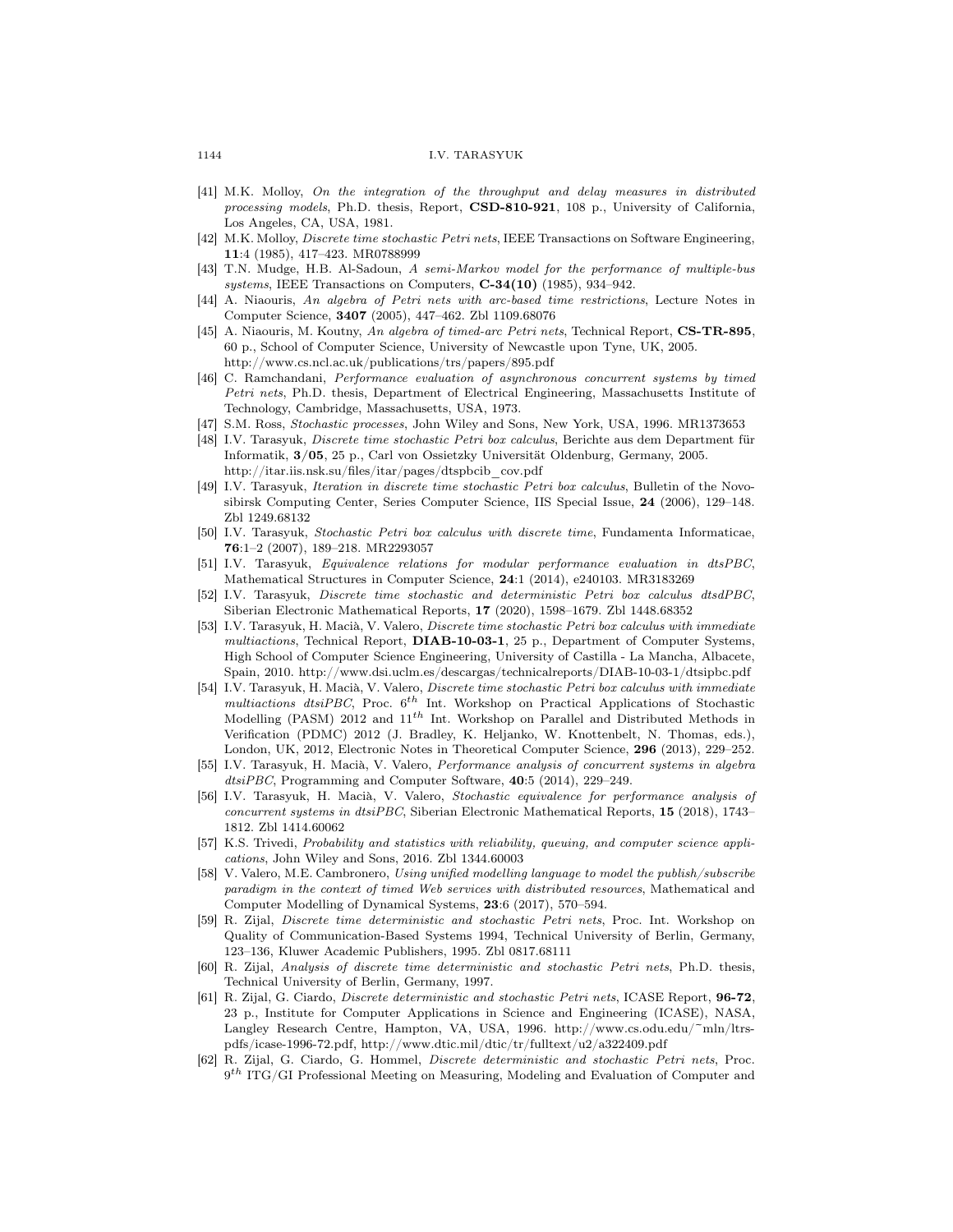[41] M.K. Molloy, *On the integration of the throughput and delay measures in distributed processing models*, Ph.D. thesis, Report, **CSD-810-921**, 108 p., University of California, Los Angeles, CA, USA, 1981.

[42] M.K. Molloy, *Discrete time stochastic Petri nets*, IEEE Transactions on Software Engineering, **11**:4 (1985), 417–423. MR0788999

[43] T.N. Mudge, H.B. Al-Sadoun, *A semi-Markov model for the performance of multiple-bus systems*, IEEE Transactions on Computers, **C-34(10)** (1985), 934–942.

[44] A. Niaouris, *An algebra of Petri nets with arc-based time restrictions*, Lecture Notes in Computer Science, **3407** (2005), 447–462. Zbl 1109.68076

[45] A. Niaouris, M. Koutny, *An algebra of timed-arc Petri nets*, Technical Report, **CS-TR-895**, 60 p., School of Computer Science, University of Newcastle upon Tyne, UK, 2005. http://www.cs.ncl.ac.uk/publications/trs/papers/895.pdf

[46] C. Ramchandani, *Performance evaluation of asynchronous concurrent systems by timed Petri nets*, Ph.D. thesis, Department of Electrical Engineering, Massachusetts Institute of Technology, Cambridge, Massachusetts, USA, 1973.

[47] S.M. Ross, *Stochastic processes*, John Wiley and Sons, New York, USA, 1996. MR1373653

[48] I.V. Tarasyuk, *Discrete time stochastic Petri box calculus*, Berichte aus dem Department für Informatik, **3/05**, 25 p., Carl von Ossietzky Universität Oldenburg, Germany, 2005. http://itar.iis.nsk.su/files/itar/pages/dtspbcib_cov.pdf

[49] I.V. Tarasyuk, *Iteration in discrete time stochastic Petri box calculus*, Bulletin of the Novosibirsk Computing Center, Series Computer Science, IIS Special Issue, **24** (2006), 129–148. Zbl 1249.68132

[50] I.V. Tarasyuk, *Stochastic Petri box calculus with discrete time*, Fundamenta Informaticae, **76**:1–2 (2007), 189–218. MR2293057

[51] I.V. Tarasyuk, *Equivalence relations for modular performance evaluation in dtsPBC*, Mathematical Structures in Computer Science, **24**:1 (2014), e240103. MR3183269

[52] I.V. Tarasyuk, *Discrete time stochastic and deterministic Petri box calculus dtsdPBC*, Siberian Electronic Mathematical Reports, **17** (2020), 1598–1679. Zbl 1448.68352

[53] I.V. Tarasyuk, H. Macià, V. Valero, *Discrete time stochastic Petri box calculus with immediate multiactions*, Technical Report, **DIAB-10-03-1**, 25 p., Department of Computer Systems, High School of Computer Science Engineering, University of Castilla - La Mancha, Albacete, Spain, 2010. http://www.dsi.uclm.es/descargas/technicalreports/DIAB-10-03-1/dtsipbc.pdf

[54] I.V. Tarasyuk, H. Macià, V. Valero, *Discrete time stochastic Petri box calculus with immediate multiactions dtsiPBC*, Proc. $6^{th}$ Int. Workshop on Practical Applications of Stochastic Modelling (PASM) 2012 and $11^{th}$ Int. Workshop on Parallel and Distributed Methods in Verification (PDMC) 2012 (J. Bradley, K. Heljanko, W. Knottenbelt, N. Thomas, eds.), London, UK, 2012, Electronic Notes in Theoretical Computer Science, **296** (2013), 229–252.

[55] I.V. Tarasyuk, H. Macià, V. Valero, *Performance analysis of concurrent systems in algebra dtsiPBC*, Programming and Computer Software, **40**:5 (2014), 229–249.

[56] I.V. Tarasyuk, H. Macià, V. Valero, *Stochastic equivalence for performance analysis of concurrent systems in dtsiPBC*, Siberian Electronic Mathematical Reports, **15** (2018), 1743–1812. Zbl 1414.60062

[57] K.S. Trivedi, *Probability and statistics with reliability, queuing, and computer science applications*, John Wiley and Sons, 2016. Zbl 1344.60003

[58] V. Valero, M.E. Cambronero, *Using unified modelling language to model the publish/subscribe paradigm in the context of timed Web services with distributed resources*, Mathematical and Computer Modelling of Dynamical Systems, **23**:6 (2017), 570–594.

[59] R. Zijal, *Discrete time deterministic and stochastic Petri nets*, Proc. Int. Workshop on Quality of Communication-Based Systems 1994, Technical University of Berlin, Germany, 123–136, Kluwer Academic Publishers, 1995. Zbl 0817.68111

[60] R. Zijal, *Analysis of discrete time deterministic and stochastic Petri nets*, Ph.D. thesis, Technical University of Berlin, Germany, 1997.

[61] R. Zijal, G. Ciardo, *Discrete deterministic and stochastic Petri nets*, ICASE Report, **96-72**, 23 p., Institute for Computer Applications in Science and Engineering (ICASE), NASA, Langley Research Centre, Hampton, VA, USA, 1996. http://www.cs.odu.edu/~mln/ltrs-pdfs/icase-1996-72.pdf, http://www.dtic.mil/dtic/tr/fulltext/u2/a322409.pdf

[62] R. Zijal, G. Ciardo, G. Hommel, *Discrete deterministic and stochastic Petri nets*, Proc. $9^{th}$ ITG/GI Professional Meeting on Measuring, Modeling and Evaluation of Computer and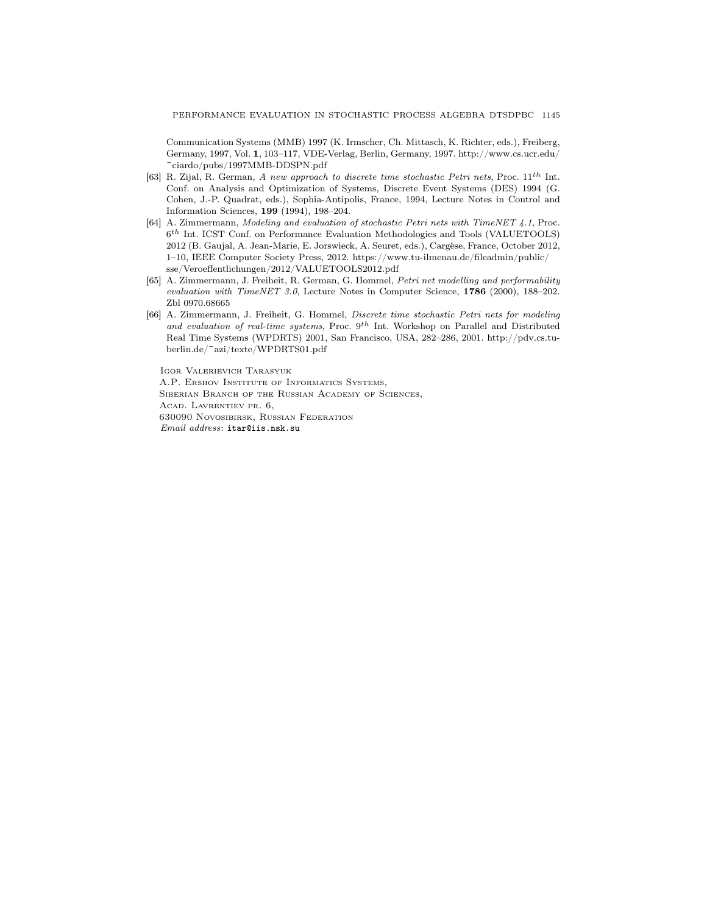Communication Systems (MMB) 1997 (K. Irmscher, Ch. Mittasch, K. Richter, eds.), Freiberg, Germany, 1997, Vol. **1**, 103–117, VDE-Verlag, Berlin, Germany, 1997. http://www.cs.ucr.edu/~ciardo/pubs/1997MMB-DDSPN.pdf

[63] R. Zijal, R. German, *A new approach to discrete time stochastic Petri nets*, Proc. $11^{th}$ Int. Conf. on Analysis and Optimization of Systems, Discrete Event Systems (DES) 1994 (G. Cohen, J.-P. Quadrat, eds.), Sophia-Antipolis, France, 1994, Lecture Notes in Control and Information Sciences, **199** (1994), 198–204.

[64] A. Zimmermann, *Modeling and evaluation of stochastic Petri nets with TimeNET 4.1*, Proc. $6^{th}$ Int. ICST Conf. on Performance Evaluation Methodologies and Tools (VALUETOOLS) 2012 (B. Gaujal, A. Jean-Marie, E. Jorswieck, A. Seuret, eds.), Cargèse, France, October 2012, 1–10, IEEE Computer Society Press, 2012. https://www.tu-ilmenau.de/fileadmin/public/sse/Veroeffentlichungen/2012/VALUETOOLS2012.pdf

[65] A. Zimmermann, J. Freiheit, R. German, G. Hommel, *Petri net modelling and performability evaluation with TimeNET 3.0*, Lecture Notes in Computer Science, **1786** (2000), 188–202. Zbl 0970.68665

[66] A. Zimmermann, J. Freiheit, G. Hommel, *Discrete time stochastic Petri nets for modeling and evaluation of real-time systems*, Proc. $9^{th}$ Int. Workshop on Parallel and Distributed Real Time Systems (WPDRTS) 2001, San Francisco, USA, 282–286, 2001. http://pdv.cs.tu-berlin.de/~azi/texte/WPDRTS01.pdf

Igor Valerievich Tarasyuk
A.P. Ershov Institute of Informatics Systems,
Siberian Branch of the Russian Academy of Sciences,
Acad. Lavrentiev pr. 6,
630090 Novosibirsk, Russian Federation
*Email address*: itar@iis.nsk.su